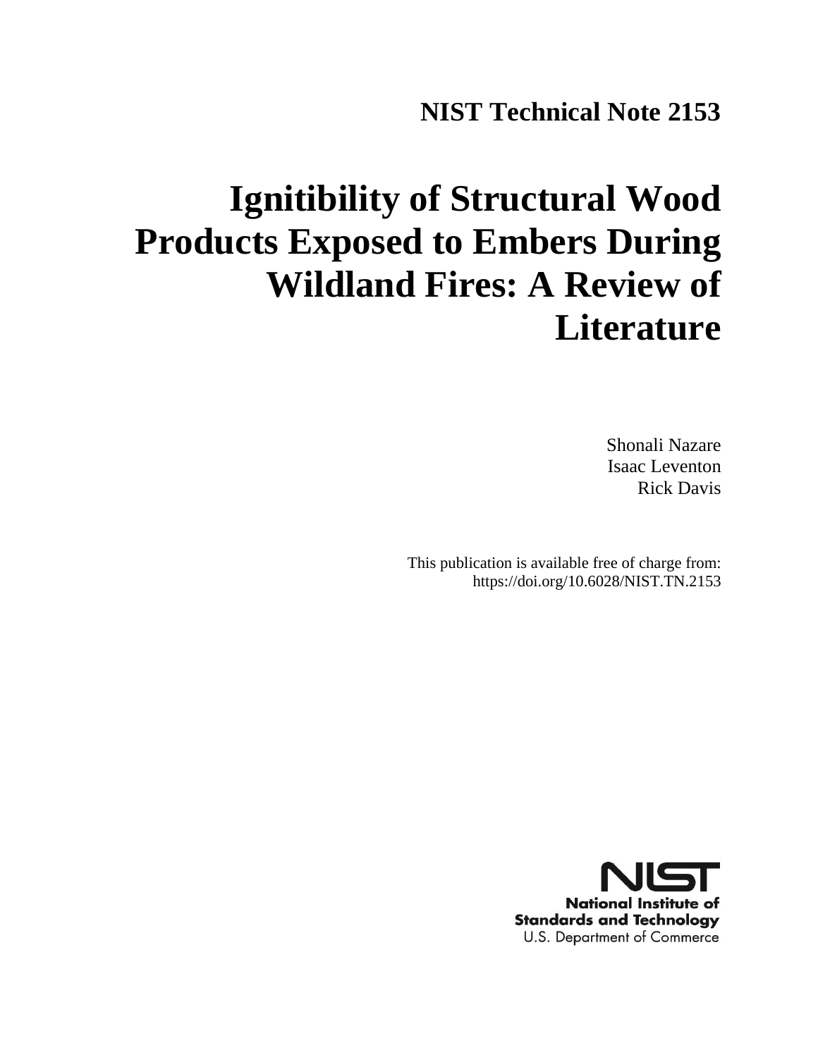NIST Technical Note 2153

# Ignitibility of Structural Wood Products Exposed to Embers During Wildland Fires: A Review of Literature

Shonali Nazare
Isaac Leventon
Rick Davis

This publication is available free of charge from:
https://doi.org/10.6028/NIST.TN.2153

**National Institute of Standards and Technology**
U.S. Department of Commerce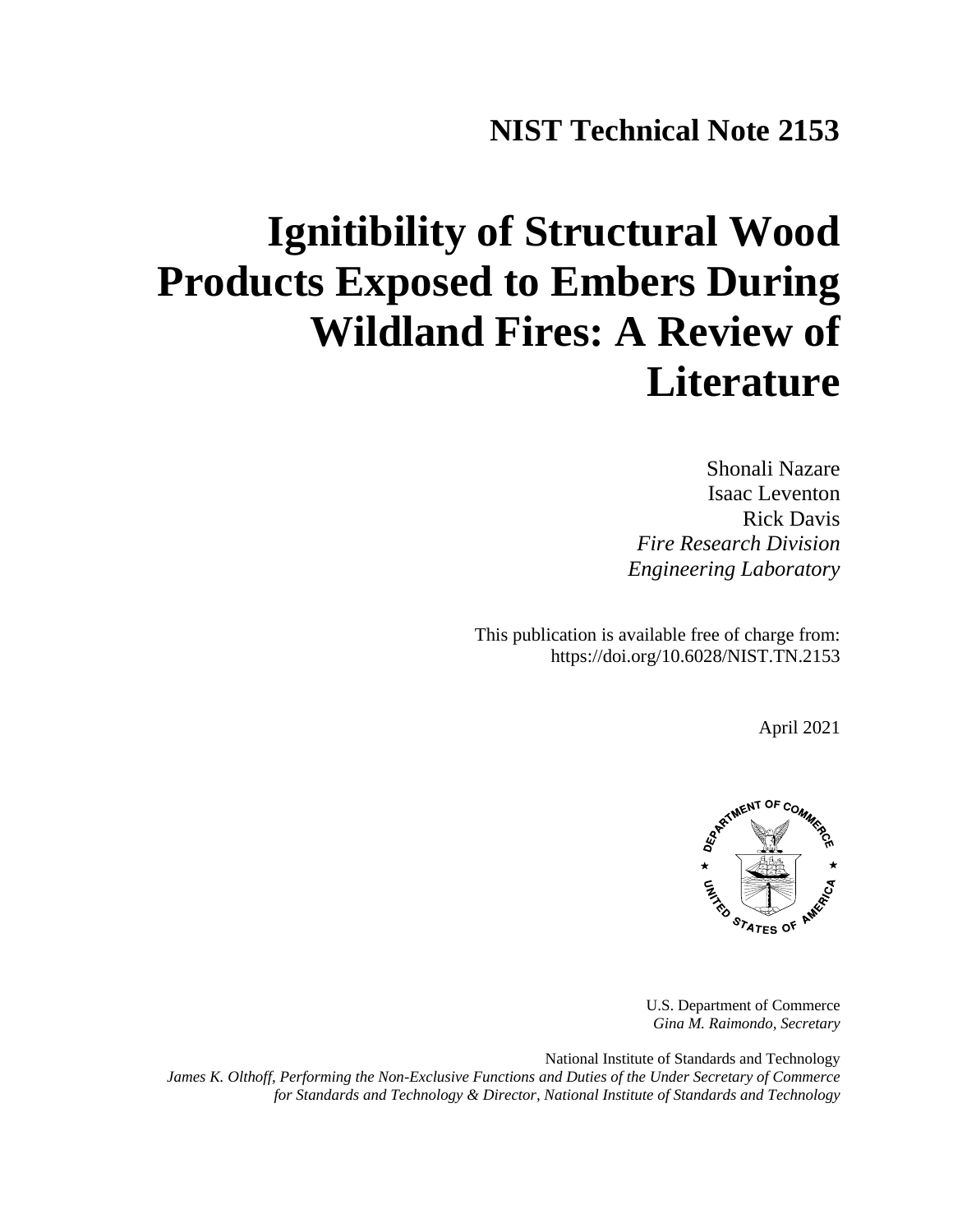# NIST Technical Note 2153

# Ignitibility of Structural Wood Products Exposed to Embers During Wildland Fires: A Review of Literature

Shonali Nazare
Isaac Leventon
Rick Davis
*Fire Research Division*
*Engineering Laboratory*

This publication is available free of charge from:
https://doi.org/10.6028/NIST.TN.2153

April 2021

U.S. Department of Commerce
*Gina M. Raimondo, Secretary*

National Institute of Standards and Technology
*James K. Olthoff, Performing the Non-Exclusive Functions and Duties of the Under Secretary of Commerce for Standards and Technology & Director, National Institute of Standards and Technology*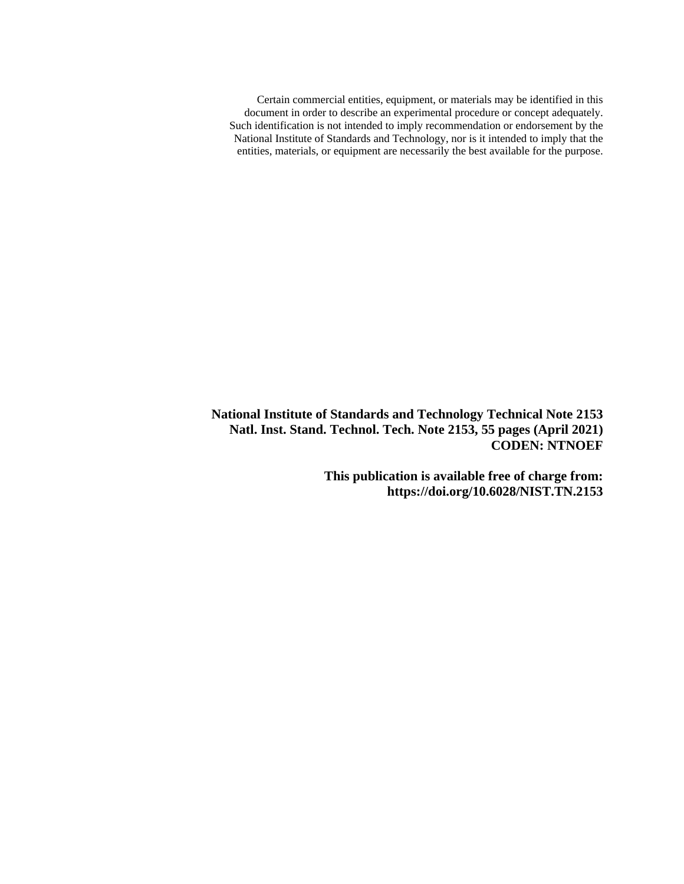Certain commercial entities, equipment, or materials may be identified in this document in order to describe an experimental procedure or concept adequately. Such identification is not intended to imply recommendation or endorsement by the National Institute of Standards and Technology, nor is it intended to imply that the entities, materials, or equipment are necessarily the best available for the purpose.

**National Institute of Standards and Technology Technical Note 2153**
**Natl. Inst. Stand. Technol. Tech. Note 2153, 55 pages (April 2021)**
**CODEN: NTNOEF**

**This publication is available free of charge from:**
**https://doi.org/10.6028/NIST.TN.2153**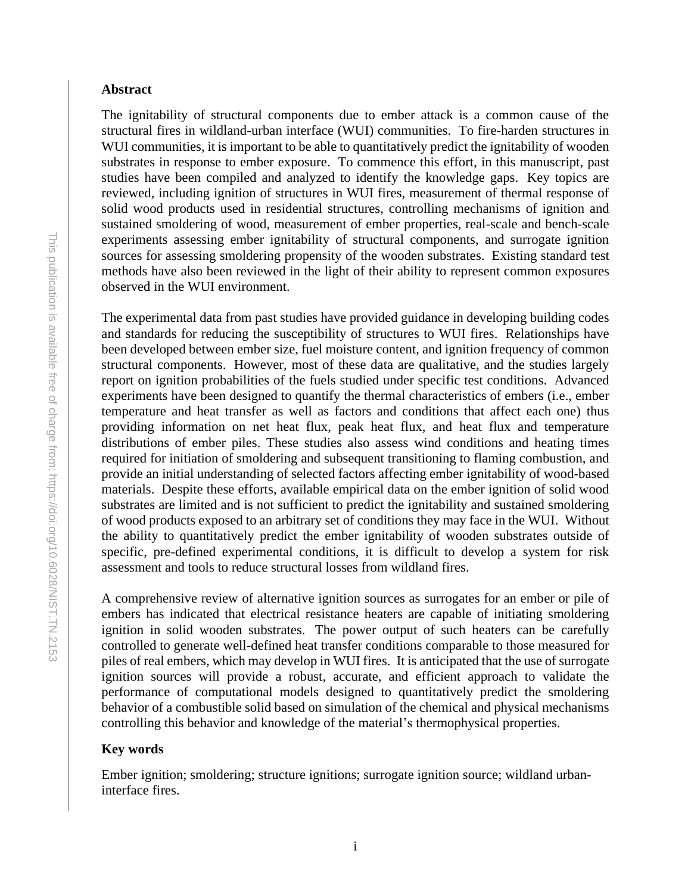## Abstract

The ignitability of structural components due to ember attack is a common cause of the structural fires in wildland-urban interface (WUI) communities. To fire-harden structures in WUI communities, it is important to be able to quantitatively predict the ignitability of wooden substrates in response to ember exposure. To commence this effort, in this manuscript, past studies have been compiled and analyzed to identify the knowledge gaps. Key topics are reviewed, including ignition of structures in WUI fires, measurement of thermal response of solid wood products used in residential structures, controlling mechanisms of ignition and sustained smoldering of wood, measurement of ember properties, real-scale and bench-scale experiments assessing ember ignitability of structural components, and surrogate ignition sources for assessing smoldering propensity of the wooden substrates. Existing standard test methods have also been reviewed in the light of their ability to represent common exposures observed in the WUI environment.

The experimental data from past studies have provided guidance in developing building codes and standards for reducing the susceptibility of structures to WUI fires. Relationships have been developed between ember size, fuel moisture content, and ignition frequency of common structural components. However, most of these data are qualitative, and the studies largely report on ignition probabilities of the fuels studied under specific test conditions. Advanced experiments have been designed to quantify the thermal characteristics of embers (i.e., ember temperature and heat transfer as well as factors and conditions that affect each one) thus providing information on net heat flux, peak heat flux, and heat flux and temperature distributions of ember piles. These studies also assess wind conditions and heating times required for initiation of smoldering and subsequent transitioning to flaming combustion, and provide an initial understanding of selected factors affecting ember ignitability of wood-based materials. Despite these efforts, available empirical data on the ember ignition of solid wood substrates are limited and is not sufficient to predict the ignitability and sustained smoldering of wood products exposed to an arbitrary set of conditions they may face in the WUI. Without the ability to quantitatively predict the ember ignitability of wooden substrates outside of specific, pre-defined experimental conditions, it is difficult to develop a system for risk assessment and tools to reduce structural losses from wildland fires.

A comprehensive review of alternative ignition sources as surrogates for an ember or pile of embers has indicated that electrical resistance heaters are capable of initiating smoldering ignition in solid wooden substrates. The power output of such heaters can be carefully controlled to generate well-defined heat transfer conditions comparable to those measured for piles of real embers, which may develop in WUI fires. It is anticipated that the use of surrogate ignition sources will provide a robust, accurate, and efficient approach to validate the performance of computational models designed to quantitatively predict the smoldering behavior of a combustible solid based on simulation of the chemical and physical mechanisms controlling this behavior and knowledge of the material's thermophysical properties.

## Key words

Ember ignition; smoldering; structure ignitions; surrogate ignition source; wildland urban-interface fires.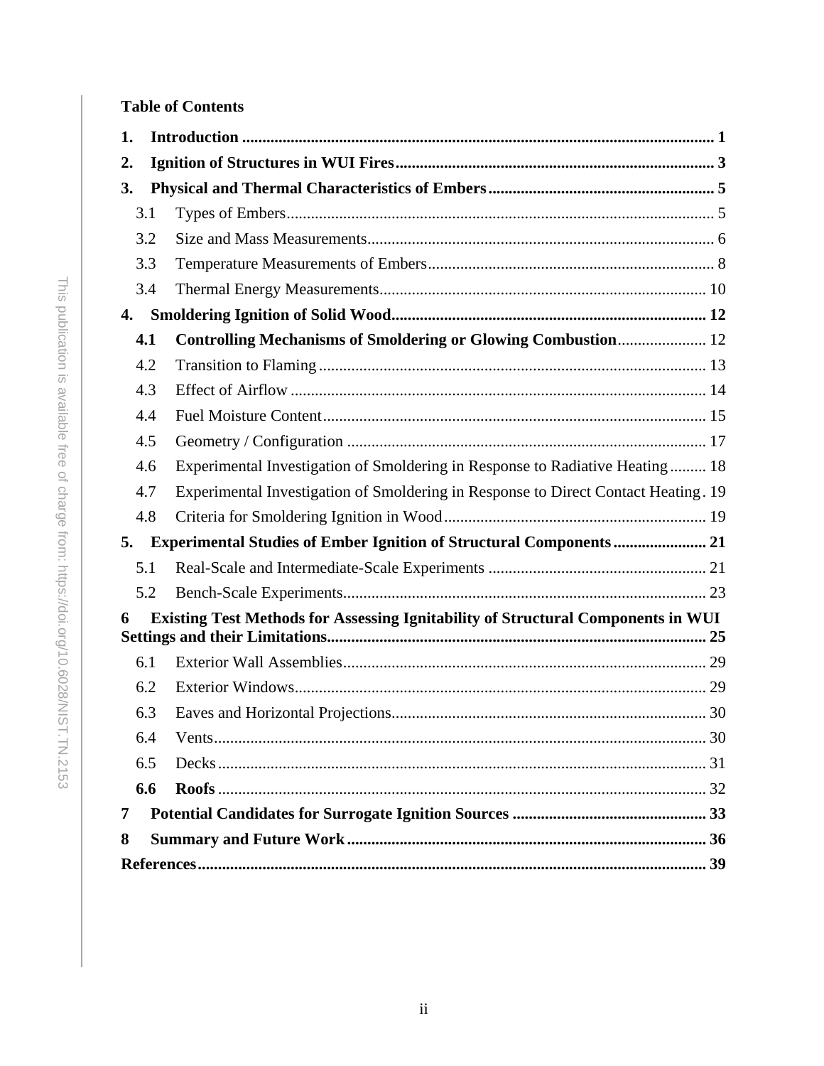**Table of Contents**

| | | |
|---|---|---|
| **1.** | **Introduction** | **1** |
| **2.** | **Ignition of Structures in WUI Fires** | **3** |
| **3.** | **Physical and Thermal Characteristics of Embers** | **5** |
| 3.1 | Types of Embers | 5 |
| 3.2 | Size and Mass Measurements | 6 |
| 3.3 | Temperature Measurements of Embers | 8 |
| 3.4 | Thermal Energy Measurements | 10 |
| **4.** | **Smoldering Ignition of Solid Wood** | **12** |
| **4.1** | **Controlling Mechanisms of Smoldering or Glowing Combustion** | 12 |
| 4.2 | Transition to Flaming | 13 |
| 4.3 | Effect of Airflow | 14 |
| 4.4 | Fuel Moisture Content | 15 |
| 4.5 | Geometry / Configuration | 17 |
| 4.6 | Experimental Investigation of Smoldering in Response to Radiative Heating | 18 |
| 4.7 | Experimental Investigation of Smoldering in Response to Direct Contact Heating | 19 |
| 4.8 | Criteria for Smoldering Ignition in Wood | 19 |
| **5.** | **Experimental Studies of Ember Ignition of Structural Components** | **21** |
| 5.1 | Real-Scale and Intermediate-Scale Experiments | 21 |
| 5.2 | Bench-Scale Experiments | 23 |
| **6** | **Existing Test Methods for Assessing Ignitability of Structural Components in WUI Settings and their Limitations** | **25** |
| 6.1 | Exterior Wall Assemblies | 29 |
| 6.2 | Exterior Windows | 29 |
| 6.3 | Eaves and Horizontal Projections | 30 |
| 6.4 | Vents | 30 |
| 6.5 | Decks | 31 |
| **6.6** | **Roofs** | 32 |
| **7** | **Potential Candidates for Surrogate Ignition Sources** | **33** |
| **8** | **Summary and Future Work** | **36** |
| | **References** | **39** |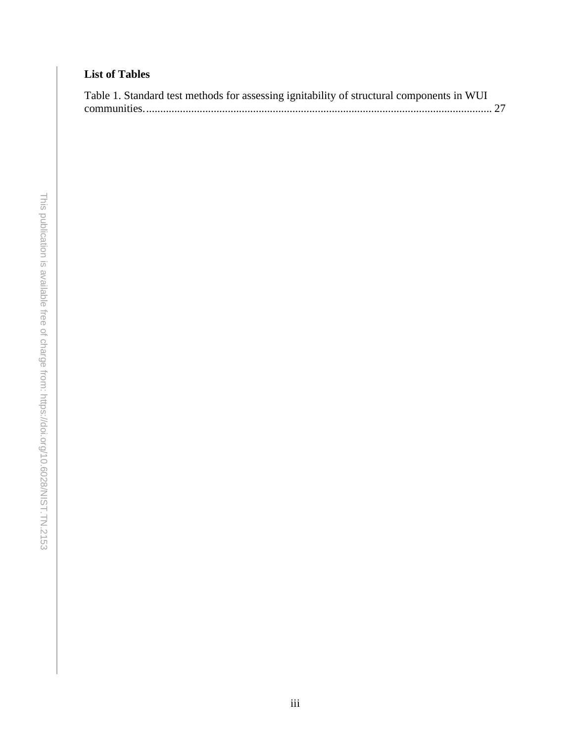**List of Tables**

Table 1. Standard test methods for assessing ignitability of structural components in WUI communities. ........................................................................................................................ 27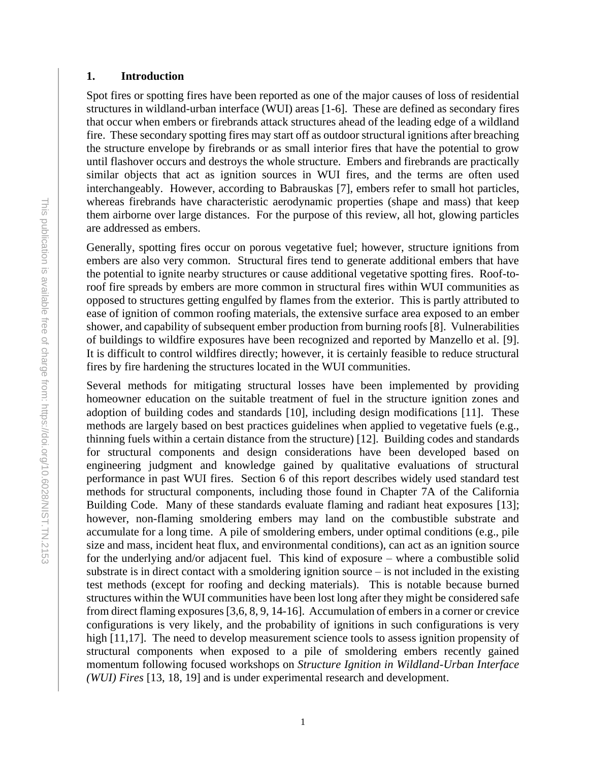# 1. Introduction

Spot fires or spotting fires have been reported as one of the major causes of loss of residential structures in wildland-urban interface (WUI) areas [1-6]. These are defined as secondary fires that occur when embers or firebrands attack structures ahead of the leading edge of a wildland fire. These secondary spotting fires may start off as outdoor structural ignitions after breaching the structure envelope by firebrands or as small interior fires that have the potential to grow until flashover occurs and destroys the whole structure. Embers and firebrands are practically similar objects that act as ignition sources in WUI fires, and the terms are often used interchangeably. However, according to Babrauskas [7], embers refer to small hot particles, whereas firebrands have characteristic aerodynamic properties (shape and mass) that keep them airborne over large distances. For the purpose of this review, all hot, glowing particles are addressed as embers.

Generally, spotting fires occur on porous vegetative fuel; however, structure ignitions from embers are also very common. Structural fires tend to generate additional embers that have the potential to ignite nearby structures or cause additional vegetative spotting fires. Roof-to-roof fire spreads by embers are more common in structural fires within WUI communities as opposed to structures getting engulfed by flames from the exterior. This is partly attributed to ease of ignition of common roofing materials, the extensive surface area exposed to an ember shower, and capability of subsequent ember production from burning roofs [8]. Vulnerabilities of buildings to wildfire exposures have been recognized and reported by Manzello et al. [9]. It is difficult to control wildfires directly; however, it is certainly feasible to reduce structural fires by fire hardening the structures located in the WUI communities.

Several methods for mitigating structural losses have been implemented by providing homeowner education on the suitable treatment of fuel in the structure ignition zones and adoption of building codes and standards [10], including design modifications [11]. These methods are largely based on best practices guidelines when applied to vegetative fuels (e.g., thinning fuels within a certain distance from the structure) [12]. Building codes and standards for structural components and design considerations have been developed based on engineering judgment and knowledge gained by qualitative evaluations of structural performance in past WUI fires. Section 6 of this report describes widely used standard test methods for structural components, including those found in Chapter 7A of the California Building Code. Many of these standards evaluate flaming and radiant heat exposures [13]; however, non-flaming smoldering embers may land on the combustible substrate and accumulate for a long time. A pile of smoldering embers, under optimal conditions (e.g., pile size and mass, incident heat flux, and environmental conditions), can act as an ignition source for the underlying and/or adjacent fuel. This kind of exposure – where a combustible solid substrate is in direct contact with a smoldering ignition source – is not included in the existing test methods (except for roofing and decking materials). This is notable because burned structures within the WUI communities have been lost long after they might be considered safe from direct flaming exposures [3,6, 8, 9, 14-16]. Accumulation of embers in a corner or crevice configurations is very likely, and the probability of ignitions in such configurations is very high [11,17]. The need to develop measurement science tools to assess ignition propensity of structural components when exposed to a pile of smoldering embers recently gained momentum following focused workshops on *Structure Ignition in Wildland-Urban Interface (WUI) Fires* [13, 18, 19] and is under experimental research and development.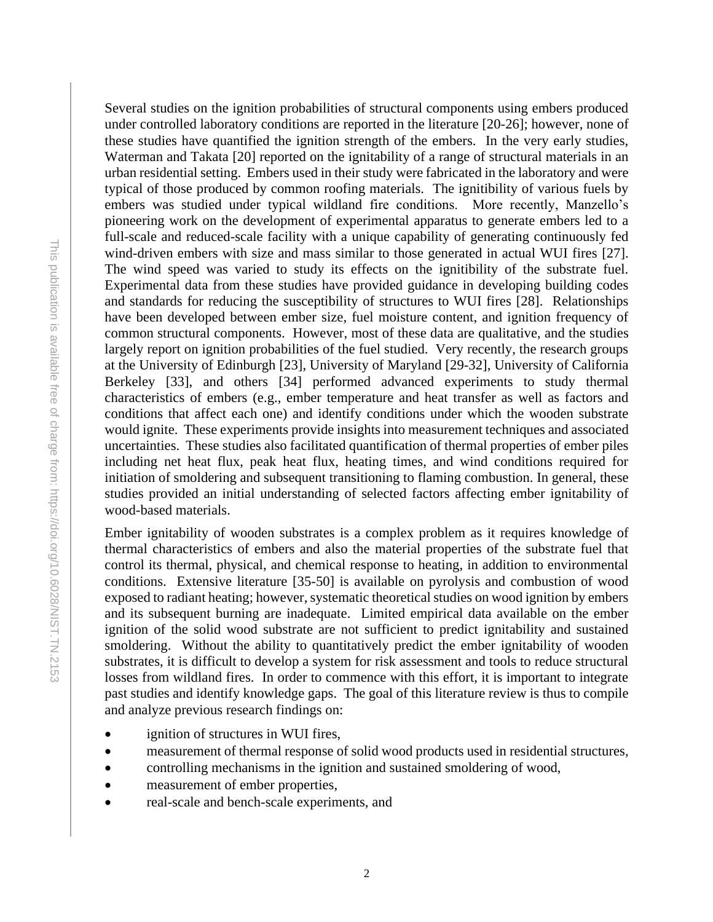Several studies on the ignition probabilities of structural components using embers produced under controlled laboratory conditions are reported in the literature [20-26]; however, none of these studies have quantified the ignition strength of the embers. In the very early studies, Waterman and Takata [20] reported on the ignitability of a range of structural materials in an urban residential setting. Embers used in their study were fabricated in the laboratory and were typical of those produced by common roofing materials. The ignitibility of various fuels by embers was studied under typical wildland fire conditions. More recently, Manzello's pioneering work on the development of experimental apparatus to generate embers led to a full-scale and reduced-scale facility with a unique capability of generating continuously fed wind-driven embers with size and mass similar to those generated in actual WUI fires [27]. The wind speed was varied to study its effects on the ignitibility of the substrate fuel. Experimental data from these studies have provided guidance in developing building codes and standards for reducing the susceptibility of structures to WUI fires [28]. Relationships have been developed between ember size, fuel moisture content, and ignition frequency of common structural components. However, most of these data are qualitative, and the studies largely report on ignition probabilities of the fuel studied. Very recently, the research groups at the University of Edinburgh [23], University of Maryland [29-32], University of California Berkeley [33], and others [34] performed advanced experiments to study thermal characteristics of embers (e.g., ember temperature and heat transfer as well as factors and conditions that affect each one) and identify conditions under which the wooden substrate would ignite. These experiments provide insights into measurement techniques and associated uncertainties. These studies also facilitated quantification of thermal properties of ember piles including net heat flux, peak heat flux, heating times, and wind conditions required for initiation of smoldering and subsequent transitioning to flaming combustion. In general, these studies provided an initial understanding of selected factors affecting ember ignitability of wood-based materials.

Ember ignitability of wooden substrates is a complex problem as it requires knowledge of thermal characteristics of embers and also the material properties of the substrate fuel that control its thermal, physical, and chemical response to heating, in addition to environmental conditions. Extensive literature [35-50] is available on pyrolysis and combustion of wood exposed to radiant heating; however, systematic theoretical studies on wood ignition by embers and its subsequent burning are inadequate. Limited empirical data available on the ember ignition of the solid wood substrate are not sufficient to predict ignitability and sustained smoldering. Without the ability to quantitatively predict the ember ignitability of wooden substrates, it is difficult to develop a system for risk assessment and tools to reduce structural losses from wildland fires. In order to commence with this effort, it is important to integrate past studies and identify knowledge gaps. The goal of this literature review is thus to compile and analyze previous research findings on:

- ignition of structures in WUI fires,
- measurement of thermal response of solid wood products used in residential structures,
- controlling mechanisms in the ignition and sustained smoldering of wood,
- measurement of ember properties,
- real-scale and bench-scale experiments, and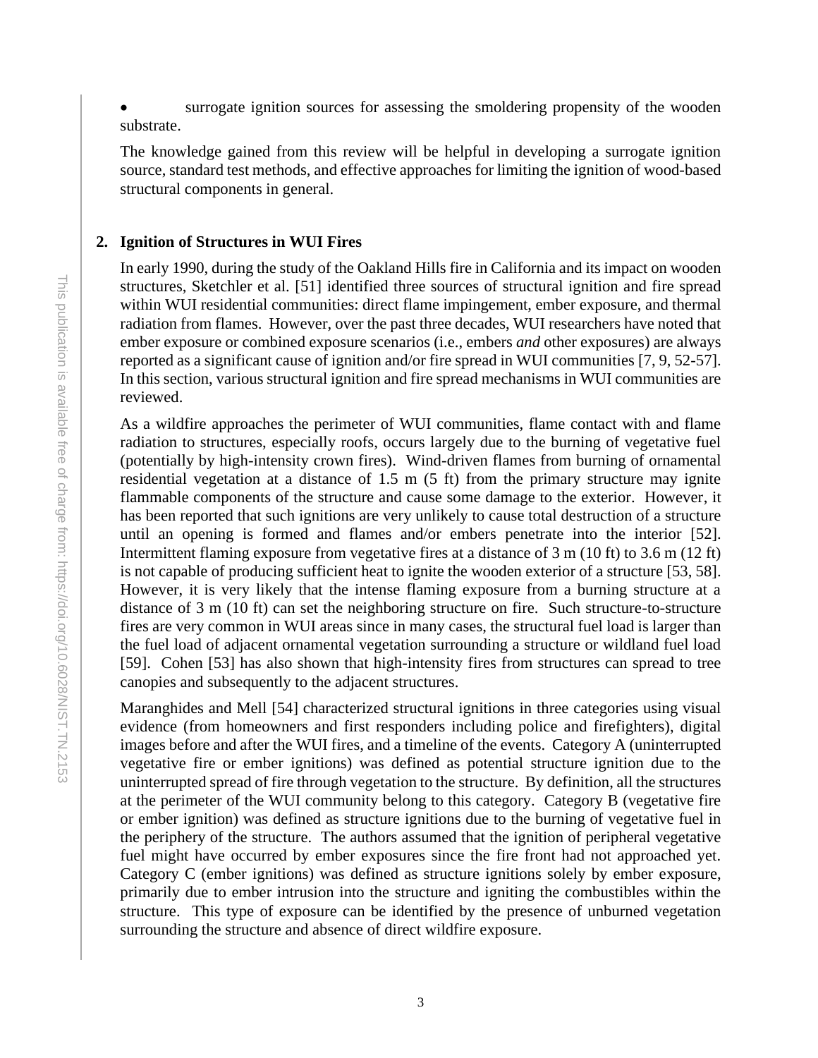- surrogate ignition sources for assessing the smoldering propensity of the wooden substrate.

The knowledge gained from this review will be helpful in developing a surrogate ignition source, standard test methods, and effective approaches for limiting the ignition of wood-based structural components in general.

## 2. Ignition of Structures in WUI Fires

In early 1990, during the study of the Oakland Hills fire in California and its impact on wooden structures, Sketchler et al. [51] identified three sources of structural ignition and fire spread within WUI residential communities: direct flame impingement, ember exposure, and thermal radiation from flames. However, over the past three decades, WUI researchers have noted that ember exposure or combined exposure scenarios (i.e., embers *and* other exposures) are always reported as a significant cause of ignition and/or fire spread in WUI communities [7, 9, 52-57]. In this section, various structural ignition and fire spread mechanisms in WUI communities are reviewed.

As a wildfire approaches the perimeter of WUI communities, flame contact with and flame radiation to structures, especially roofs, occurs largely due to the burning of vegetative fuel (potentially by high-intensity crown fires). Wind-driven flames from burning of ornamental residential vegetation at a distance of 1.5 m (5 ft) from the primary structure may ignite flammable components of the structure and cause some damage to the exterior. However, it has been reported that such ignitions are very unlikely to cause total destruction of a structure until an opening is formed and flames and/or embers penetrate into the interior [52]. Intermittent flaming exposure from vegetative fires at a distance of 3 m (10 ft) to 3.6 m (12 ft) is not capable of producing sufficient heat to ignite the wooden exterior of a structure [53, 58]. However, it is very likely that the intense flaming exposure from a burning structure at a distance of 3 m (10 ft) can set the neighboring structure on fire. Such structure-to-structure fires are very common in WUI areas since in many cases, the structural fuel load is larger than the fuel load of adjacent ornamental vegetation surrounding a structure or wildland fuel load [59]. Cohen [53] has also shown that high-intensity fires from structures can spread to tree canopies and subsequently to the adjacent structures.

Maranghides and Mell [54] characterized structural ignitions in three categories using visual evidence (from homeowners and first responders including police and firefighters), digital images before and after the WUI fires, and a timeline of the events. Category A (uninterrupted vegetative fire or ember ignitions) was defined as potential structure ignition due to the uninterrupted spread of fire through vegetation to the structure. By definition, all the structures at the perimeter of the WUI community belong to this category. Category B (vegetative fire or ember ignition) was defined as structure ignitions due to the burning of vegetative fuel in the periphery of the structure. The authors assumed that the ignition of peripheral vegetative fuel might have occurred by ember exposures since the fire front had not approached yet. Category C (ember ignitions) was defined as structure ignitions solely by ember exposure, primarily due to ember intrusion into the structure and igniting the combustibles within the structure. This type of exposure can be identified by the presence of unburned vegetation surrounding the structure and absence of direct wildfire exposure.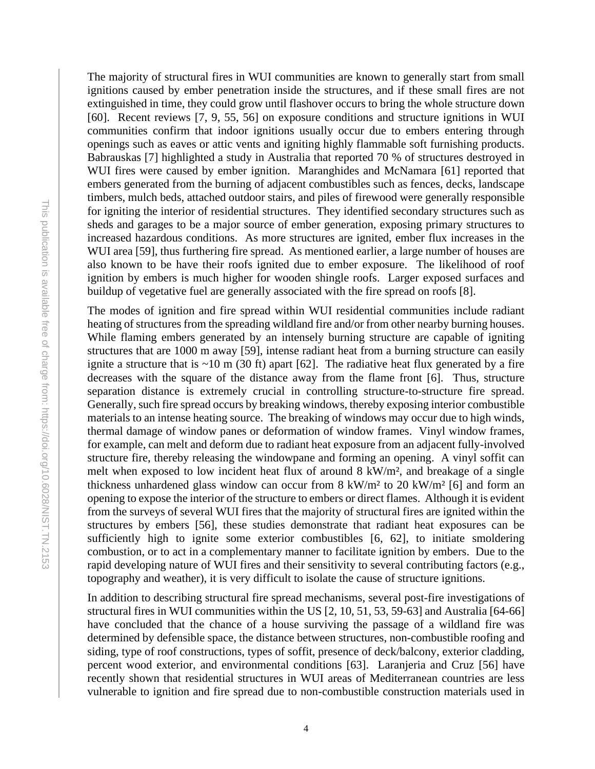The majority of structural fires in WUI communities are known to generally start from small ignitions caused by ember penetration inside the structures, and if these small fires are not extinguished in time, they could grow until flashover occurs to bring the whole structure down [60]. Recent reviews [7, 9, 55, 56] on exposure conditions and structure ignitions in WUI communities confirm that indoor ignitions usually occur due to embers entering through openings such as eaves or attic vents and igniting highly flammable soft furnishing products. Babrauskas [7] highlighted a study in Australia that reported 70 % of structures destroyed in WUI fires were caused by ember ignition. Maranghides and McNamara [61] reported that embers generated from the burning of adjacent combustibles such as fences, decks, landscape timbers, mulch beds, attached outdoor stairs, and piles of firewood were generally responsible for igniting the interior of residential structures. They identified secondary structures such as sheds and garages to be a major source of ember generation, exposing primary structures to increased hazardous conditions. As more structures are ignited, ember flux increases in the WUI area [59], thus furthering fire spread. As mentioned earlier, a large number of houses are also known to be have their roofs ignited due to ember exposure. The likelihood of roof ignition by embers is much higher for wooden shingle roofs. Larger exposed surfaces and buildup of vegetative fuel are generally associated with the fire spread on roofs [8].

The modes of ignition and fire spread within WUI residential communities include radiant heating of structures from the spreading wildland fire and/or from other nearby burning houses. While flaming embers generated by an intensely burning structure are capable of igniting structures that are 1000 m away [59], intense radiant heat from a burning structure can easily ignite a structure that is ~10 m (30 ft) apart [62]. The radiative heat flux generated by a fire decreases with the square of the distance away from the flame front [6]. Thus, structure separation distance is extremely crucial in controlling structure-to-structure fire spread. Generally, such fire spread occurs by breaking windows, thereby exposing interior combustible materials to an intense heating source. The breaking of windows may occur due to high winds, thermal damage of window panes or deformation of window frames. Vinyl window frames, for example, can melt and deform due to radiant heat exposure from an adjacent fully-involved structure fire, thereby releasing the windowpane and forming an opening. A vinyl soffit can melt when exposed to low incident heat flux of around 8 kW/m², and breakage of a single thickness unhardened glass window can occur from 8 kW/m² to 20 kW/m² [6] and form an opening to expose the interior of the structure to embers or direct flames. Although it is evident from the surveys of several WUI fires that the majority of structural fires are ignited within the structures by embers [56], these studies demonstrate that radiant heat exposures can be sufficiently high to ignite some exterior combustibles [6, 62], to initiate smoldering combustion, or to act in a complementary manner to facilitate ignition by embers. Due to the rapid developing nature of WUI fires and their sensitivity to several contributing factors (e.g., topography and weather), it is very difficult to isolate the cause of structure ignitions.

In addition to describing structural fire spread mechanisms, several post-fire investigations of structural fires in WUI communities within the US [2, 10, 51, 53, 59-63] and Australia [64-66] have concluded that the chance of a house surviving the passage of a wildland fire was determined by defensible space, the distance between structures, non-combustible roofing and siding, type of roof constructions, types of soffit, presence of deck/balcony, exterior cladding, percent wood exterior, and environmental conditions [63]. Laranjeria and Cruz [56] have recently shown that residential structures in WUI areas of Mediterranean countries are less vulnerable to ignition and fire spread due to non-combustible construction materials used in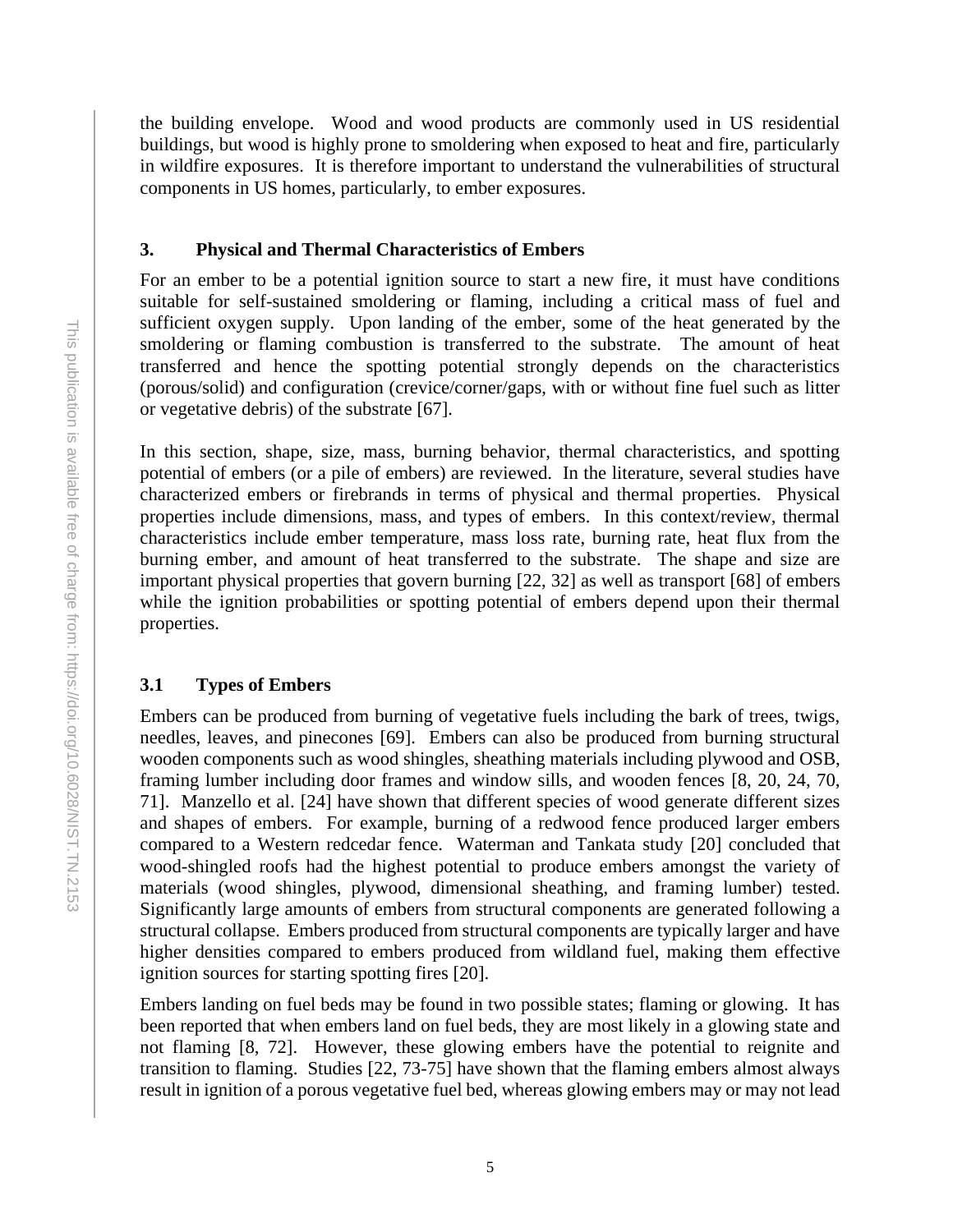the building envelope. Wood and wood products are commonly used in US residential buildings, but wood is highly prone to smoldering when exposed to heat and fire, particularly in wildfire exposures. It is therefore important to understand the vulnerabilities of structural components in US homes, particularly, to ember exposures.

## 3. Physical and Thermal Characteristics of Embers

For an ember to be a potential ignition source to start a new fire, it must have conditions suitable for self-sustained smoldering or flaming, including a critical mass of fuel and sufficient oxygen supply. Upon landing of the ember, some of the heat generated by the smoldering or flaming combustion is transferred to the substrate. The amount of heat transferred and hence the spotting potential strongly depends on the characteristics (porous/solid) and configuration (crevice/corner/gaps, with or without fine fuel such as litter or vegetative debris) of the substrate [67].

In this section, shape, size, mass, burning behavior, thermal characteristics, and spotting potential of embers (or a pile of embers) are reviewed. In the literature, several studies have characterized embers or firebrands in terms of physical and thermal properties. Physical properties include dimensions, mass, and types of embers. In this context/review, thermal characteristics include ember temperature, mass loss rate, burning rate, heat flux from the burning ember, and amount of heat transferred to the substrate. The shape and size are important physical properties that govern burning [22, 32] as well as transport [68] of embers while the ignition probabilities or spotting potential of embers depend upon their thermal properties.

### 3.1 Types of Embers

Embers can be produced from burning of vegetative fuels including the bark of trees, twigs, needles, leaves, and pinecones [69]. Embers can also be produced from burning structural wooden components such as wood shingles, sheathing materials including plywood and OSB, framing lumber including door frames and window sills, and wooden fences [8, 20, 24, 70, 71]. Manzello et al. [24] have shown that different species of wood generate different sizes and shapes of embers. For example, burning of a redwood fence produced larger embers compared to a Western redcedar fence. Waterman and Tankata study [20] concluded that wood-shingled roofs had the highest potential to produce embers amongst the variety of materials (wood shingles, plywood, dimensional sheathing, and framing lumber) tested. Significantly large amounts of embers from structural components are generated following a structural collapse. Embers produced from structural components are typically larger and have higher densities compared to embers produced from wildland fuel, making them effective ignition sources for starting spotting fires [20].

Embers landing on fuel beds may be found in two possible states; flaming or glowing. It has been reported that when embers land on fuel beds, they are most likely in a glowing state and not flaming [8, 72]. However, these glowing embers have the potential to reignite and transition to flaming. Studies [22, 73-75] have shown that the flaming embers almost always result in ignition of a porous vegetative fuel bed, whereas glowing embers may or may not lead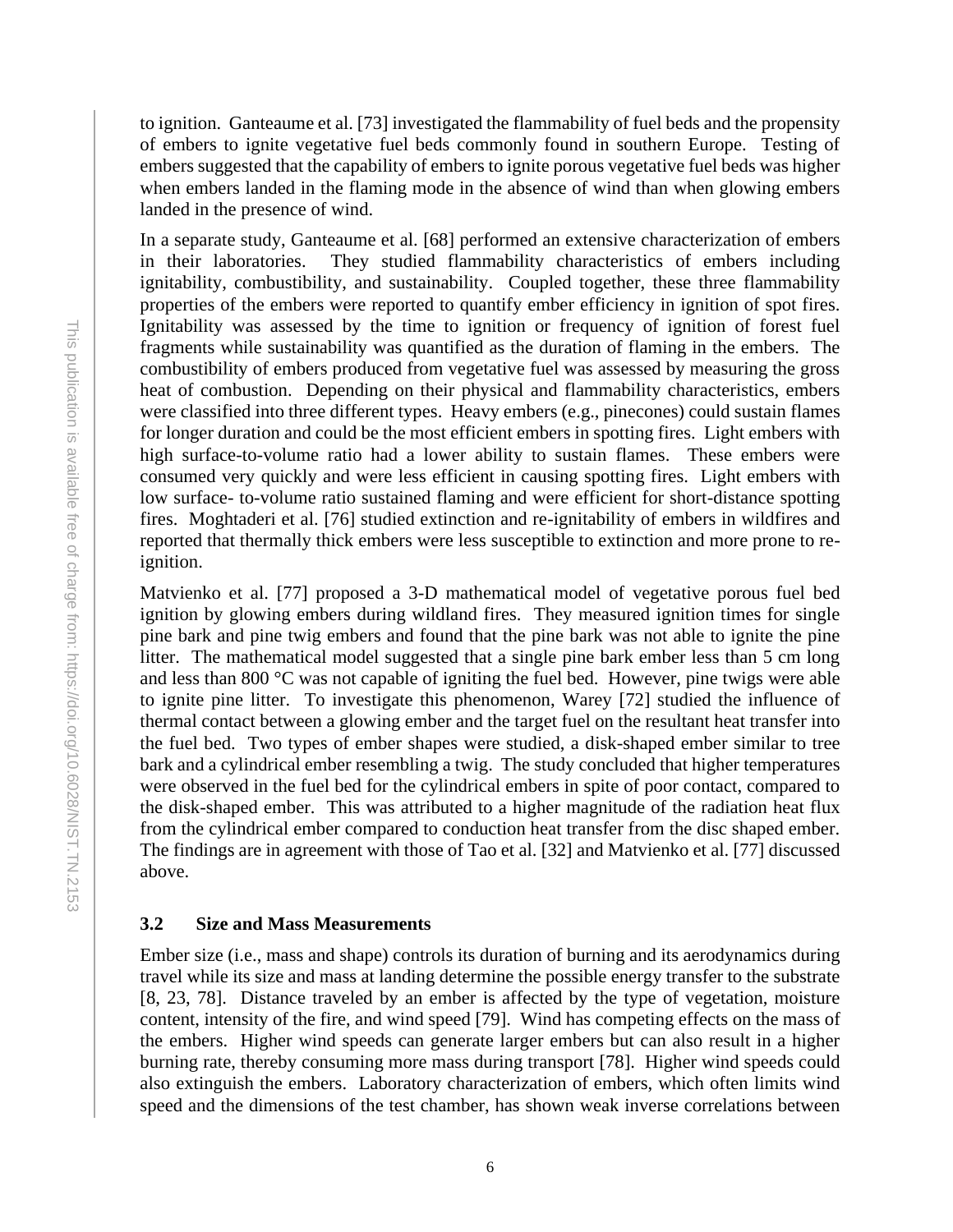to ignition. Ganteaume et al. [73] investigated the flammability of fuel beds and the propensity of embers to ignite vegetative fuel beds commonly found in southern Europe. Testing of embers suggested that the capability of embers to ignite porous vegetative fuel beds was higher when embers landed in the flaming mode in the absence of wind than when glowing embers landed in the presence of wind.

In a separate study, Ganteaume et al. [68] performed an extensive characterization of embers in their laboratories. They studied flammability characteristics of embers including ignitability, combustibility, and sustainability. Coupled together, these three flammability properties of the embers were reported to quantify ember efficiency in ignition of spot fires. Ignitability was assessed by the time to ignition or frequency of ignition of forest fuel fragments while sustainability was quantified as the duration of flaming in the embers. The combustibility of embers produced from vegetative fuel was assessed by measuring the gross heat of combustion. Depending on their physical and flammability characteristics, embers were classified into three different types. Heavy embers (e.g., pinecones) could sustain flames for longer duration and could be the most efficient embers in spotting fires. Light embers with high surface-to-volume ratio had a lower ability to sustain flames. These embers were consumed very quickly and were less efficient in causing spotting fires. Light embers with low surface- to-volume ratio sustained flaming and were efficient for short-distance spotting fires. Moghtaderi et al. [76] studied extinction and re-ignitability of embers in wildfires and reported that thermally thick embers were less susceptible to extinction and more prone to re-ignition.

Matvienko et al. [77] proposed a 3-D mathematical model of vegetative porous fuel bed ignition by glowing embers during wildland fires. They measured ignition times for single pine bark and pine twig embers and found that the pine bark was not able to ignite the pine litter. The mathematical model suggested that a single pine bark ember less than 5 cm long and less than 800 °C was not capable of igniting the fuel bed. However, pine twigs were able to ignite pine litter. To investigate this phenomenon, Warey [72] studied the influence of thermal contact between a glowing ember and the target fuel on the resultant heat transfer into the fuel bed. Two types of ember shapes were studied, a disk-shaped ember similar to tree bark and a cylindrical ember resembling a twig. The study concluded that higher temperatures were observed in the fuel bed for the cylindrical embers in spite of poor contact, compared to the disk-shaped ember. This was attributed to a higher magnitude of the radiation heat flux from the cylindrical ember compared to conduction heat transfer from the disc shaped ember. The findings are in agreement with those of Tao et al. [32] and Matvienko et al. [77] discussed above.

### 3.2 Size and Mass Measurements

Ember size (i.e., mass and shape) controls its duration of burning and its aerodynamics during travel while its size and mass at landing determine the possible energy transfer to the substrate [8, 23, 78]. Distance traveled by an ember is affected by the type of vegetation, moisture content, intensity of the fire, and wind speed [79]. Wind has competing effects on the mass of the embers. Higher wind speeds can generate larger embers but can also result in a higher burning rate, thereby consuming more mass during transport [78]. Higher wind speeds could also extinguish the embers. Laboratory characterization of embers, which often limits wind speed and the dimensions of the test chamber, has shown weak inverse correlations between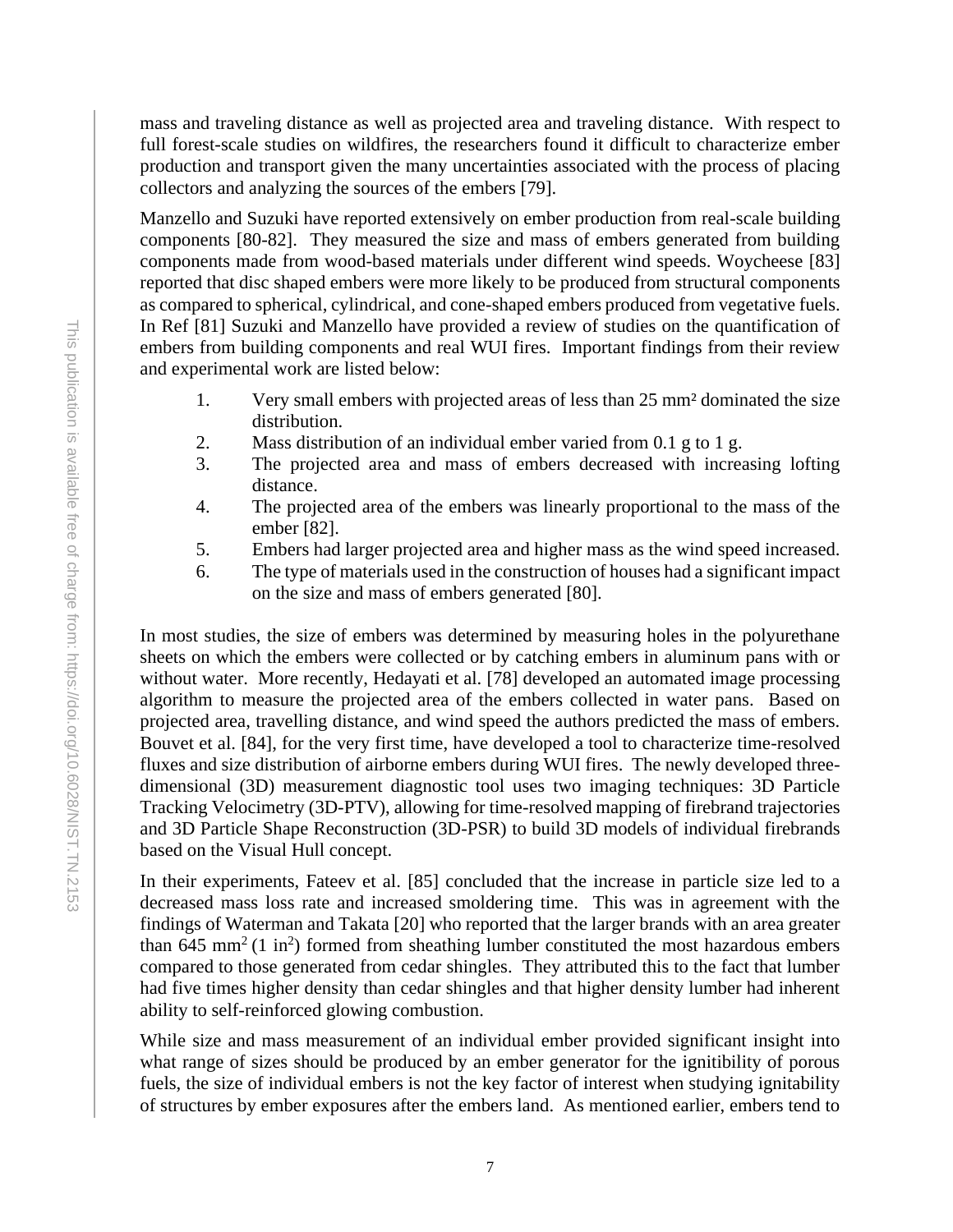mass and traveling distance as well as projected area and traveling distance. With respect to full forest-scale studies on wildfires, the researchers found it difficult to characterize ember production and transport given the many uncertainties associated with the process of placing collectors and analyzing the sources of the embers [79].

Manzello and Suzuki have reported extensively on ember production from real-scale building components [80-82]. They measured the size and mass of embers generated from building components made from wood-based materials under different wind speeds. Woycheese [83] reported that disc shaped embers were more likely to be produced from structural components as compared to spherical, cylindrical, and cone-shaped embers produced from vegetative fuels. In Ref [81] Suzuki and Manzello have provided a review of studies on the quantification of embers from building components and real WUI fires. Important findings from their review and experimental work are listed below:

1. Very small embers with projected areas of less than 25 $mm^2$ dominated the size distribution.
2. Mass distribution of an individual ember varied from 0.1 g to 1 g.
3. The projected area and mass of embers decreased with increasing lofting distance.
4. The projected area of the embers was linearly proportional to the mass of the ember [82].
5. Embers had larger projected area and higher mass as the wind speed increased.
6. The type of materials used in the construction of houses had a significant impact on the size and mass of embers generated [80].

In most studies, the size of embers was determined by measuring holes in the polyurethane sheets on which the embers were collected or by catching embers in aluminum pans with or without water. More recently, Hedayati et al. [78] developed an automated image processing algorithm to measure the projected area of the embers collected in water pans. Based on projected area, travelling distance, and wind speed the authors predicted the mass of embers. Bouvet et al. [84], for the very first time, have developed a tool to characterize time-resolved fluxes and size distribution of airborne embers during WUI fires. The newly developed three-dimensional (3D) measurement diagnostic tool uses two imaging techniques: 3D Particle Tracking Velocimetry (3D-PTV), allowing for time-resolved mapping of firebrand trajectories and 3D Particle Shape Reconstruction (3D-PSR) to build 3D models of individual firebrands based on the Visual Hull concept.

In their experiments, Fateev et al. [85] concluded that the increase in particle size led to a decreased mass loss rate and increased smoldering time. This was in agreement with the findings of Waterman and Takata [20] who reported that the larger brands with an area greater than 645 $mm^2$ (1 $in^2$) formed from sheathing lumber constituted the most hazardous embers compared to those generated from cedar shingles. They attributed this to the fact that lumber had five times higher density than cedar shingles and that higher density lumber had inherent ability to self-reinforced glowing combustion.

While size and mass measurement of an individual ember provided significant insight into what range of sizes should be produced by an ember generator for the ignitibility of porous fuels, the size of individual embers is not the key factor of interest when studying ignitability of structures by ember exposures after the embers land. As mentioned earlier, embers tend to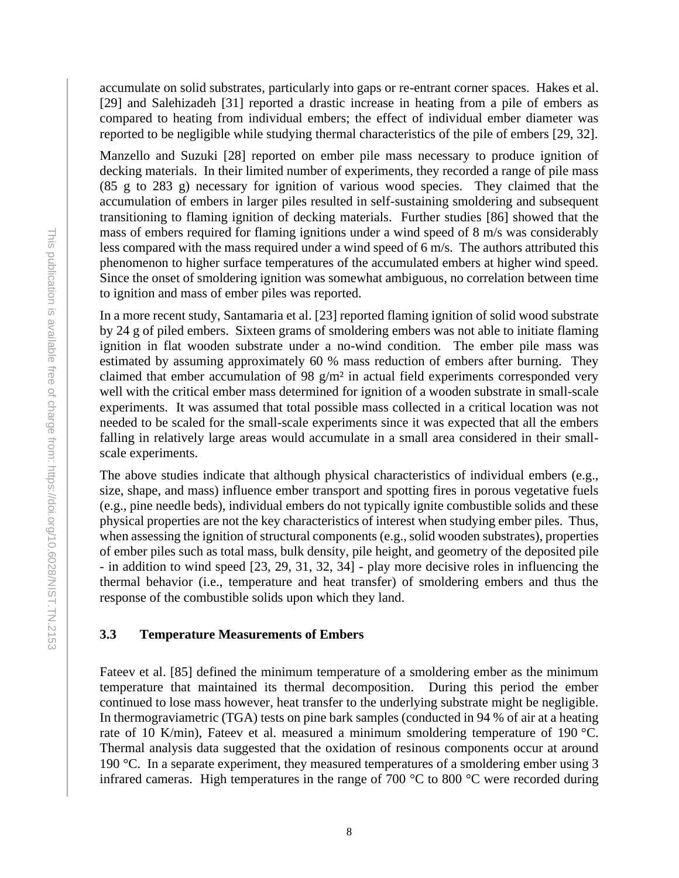accumulate on solid substrates, particularly into gaps or re-entrant corner spaces. Hakes et al. [29] and Salehizadeh [31] reported a drastic increase in heating from a pile of embers as compared to heating from individual embers; the effect of individual ember diameter was reported to be negligible while studying thermal characteristics of the pile of embers [29, 32].

Manzello and Suzuki [28] reported on ember pile mass necessary to produce ignition of decking materials. In their limited number of experiments, they recorded a range of pile mass (85 g to 283 g) necessary for ignition of various wood species. They claimed that the accumulation of embers in larger piles resulted in self-sustaining smoldering and subsequent transitioning to flaming ignition of decking materials. Further studies [86] showed that the mass of embers required for flaming ignitions under a wind speed of 8 m/s was considerably less compared with the mass required under a wind speed of 6 m/s. The authors attributed this phenomenon to higher surface temperatures of the accumulated embers at higher wind speed. Since the onset of smoldering ignition was somewhat ambiguous, no correlation between time to ignition and mass of ember piles was reported.

In a more recent study, Santamaria et al. [23] reported flaming ignition of solid wood substrate by 24 g of piled embers. Sixteen grams of smoldering embers was not able to initiate flaming ignition in flat wooden substrate under a no-wind condition. The ember pile mass was estimated by assuming approximately 60 % mass reduction of embers after burning. They claimed that ember accumulation of 98 g/m² in actual field experiments corresponded very well with the critical ember mass determined for ignition of a wooden substrate in small-scale experiments. It was assumed that total possible mass collected in a critical location was not needed to be scaled for the small-scale experiments since it was expected that all the embers falling in relatively large areas would accumulate in a small area considered in their small-scale experiments.

The above studies indicate that although physical characteristics of individual embers (e.g., size, shape, and mass) influence ember transport and spotting fires in porous vegetative fuels (e.g., pine needle beds), individual embers do not typically ignite combustible solids and these physical properties are not the key characteristics of interest when studying ember piles. Thus, when assessing the ignition of structural components (e.g., solid wooden substrates), properties of ember piles such as total mass, bulk density, pile height, and geometry of the deposited pile - in addition to wind speed [23, 29, 31, 32, 34] - play more decisive roles in influencing the thermal behavior (i.e., temperature and heat transfer) of smoldering embers and thus the response of the combustible solids upon which they land.

### 3.3 Temperature Measurements of Embers

Fateev et al. [85] defined the minimum temperature of a smoldering ember as the minimum temperature that maintained its thermal decomposition. During this period the ember continued to lose mass however, heat transfer to the underlying substrate might be negligible. In thermograviametric (TGA) tests on pine bark samples (conducted in 94 % of air at a heating rate of 10 K/min), Fateev et al. measured a minimum smoldering temperature of 190 °C. Thermal analysis data suggested that the oxidation of resinous components occur at around 190 °C. In a separate experiment, they measured temperatures of a smoldering ember using 3 infrared cameras. High temperatures in the range of 700 °C to 800 °C were recorded during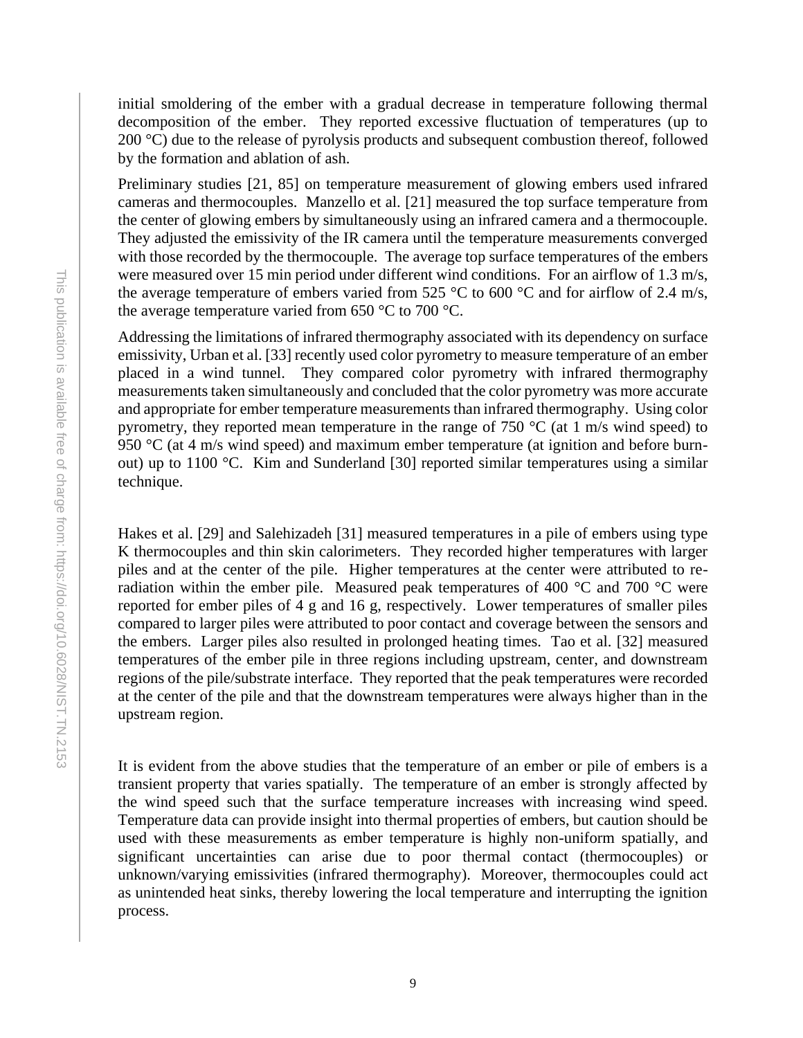initial smoldering of the ember with a gradual decrease in temperature following thermal decomposition of the ember. They reported excessive fluctuation of temperatures (up to 200 °C) due to the release of pyrolysis products and subsequent combustion thereof, followed by the formation and ablation of ash.

Preliminary studies [21, 85] on temperature measurement of glowing embers used infrared cameras and thermocouples. Manzello et al. [21] measured the top surface temperature from the center of glowing embers by simultaneously using an infrared camera and a thermocouple. They adjusted the emissivity of the IR camera until the temperature measurements converged with those recorded by the thermocouple. The average top surface temperatures of the embers were measured over 15 min period under different wind conditions. For an airflow of 1.3 m/s, the average temperature of embers varied from 525 °C to 600 °C and for airflow of 2.4 m/s, the average temperature varied from 650 °C to 700 °C.

Addressing the limitations of infrared thermography associated with its dependency on surface emissivity, Urban et al. [33] recently used color pyrometry to measure temperature of an ember placed in a wind tunnel. They compared color pyrometry with infrared thermography measurements taken simultaneously and concluded that the color pyrometry was more accurate and appropriate for ember temperature measurements than infrared thermography. Using color pyrometry, they reported mean temperature in the range of 750 °C (at 1 m/s wind speed) to 950 °C (at 4 m/s wind speed) and maximum ember temperature (at ignition and before burn-out) up to 1100 °C. Kim and Sunderland [30] reported similar temperatures using a similar technique.

Hakes et al. [29] and Salehizadeh [31] measured temperatures in a pile of embers using type K thermocouples and thin skin calorimeters. They recorded higher temperatures with larger piles and at the center of the pile. Higher temperatures at the center were attributed to re-radiation within the ember pile. Measured peak temperatures of 400 °C and 700 °C were reported for ember piles of 4 g and 16 g, respectively. Lower temperatures of smaller piles compared to larger piles were attributed to poor contact and coverage between the sensors and the embers. Larger piles also resulted in prolonged heating times. Tao et al. [32] measured temperatures of the ember pile in three regions including upstream, center, and downstream regions of the pile/substrate interface. They reported that the peak temperatures were recorded at the center of the pile and that the downstream temperatures were always higher than in the upstream region.

It is evident from the above studies that the temperature of an ember or pile of embers is a transient property that varies spatially. The temperature of an ember is strongly affected by the wind speed such that the surface temperature increases with increasing wind speed. Temperature data can provide insight into thermal properties of embers, but caution should be used with these measurements as ember temperature is highly non-uniform spatially, and significant uncertainties can arise due to poor thermal contact (thermocouples) or unknown/varying emissivities (infrared thermography). Moreover, thermocouples could act as unintended heat sinks, thereby lowering the local temperature and interrupting the ignition process.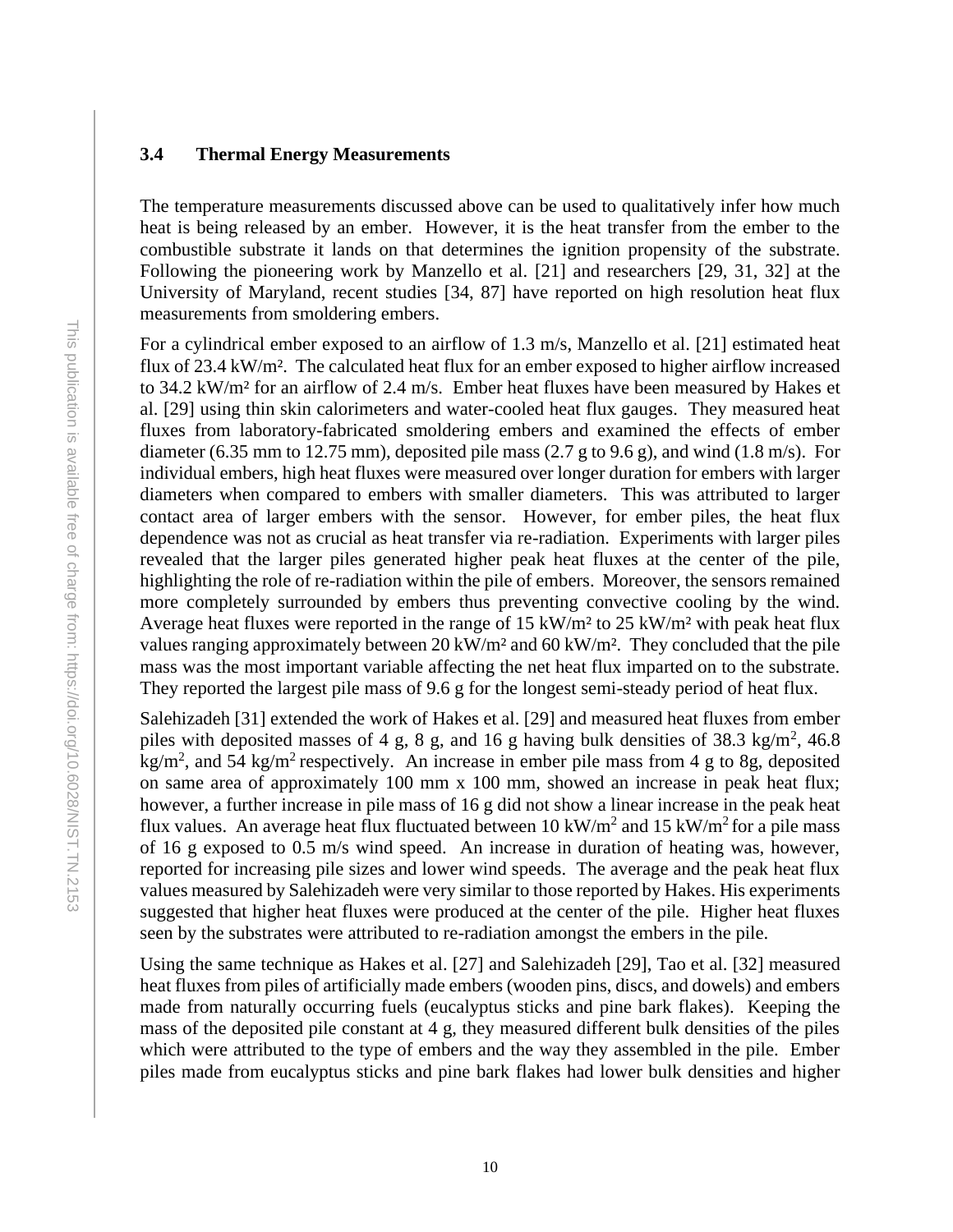### 3.4 Thermal Energy Measurements

The temperature measurements discussed above can be used to qualitatively infer how much heat is being released by an ember. However, it is the heat transfer from the ember to the combustible substrate it lands on that determines the ignition propensity of the substrate. Following the pioneering work by Manzello et al. [21] and researchers [29, 31, 32] at the University of Maryland, recent studies [34, 87] have reported on high resolution heat flux measurements from smoldering embers.

For a cylindrical ember exposed to an airflow of 1.3 m/s, Manzello et al. [21] estimated heat flux of 23.4 kW/m². The calculated heat flux for an ember exposed to higher airflow increased to 34.2 kW/m² for an airflow of 2.4 m/s. Ember heat fluxes have been measured by Hakes et al. [29] using thin skin calorimeters and water-cooled heat flux gauges. They measured heat fluxes from laboratory-fabricated smoldering embers and examined the effects of ember diameter (6.35 mm to 12.75 mm), deposited pile mass (2.7 g to 9.6 g), and wind (1.8 m/s). For individual embers, high heat fluxes were measured over longer duration for embers with larger diameters when compared to embers with smaller diameters. This was attributed to larger contact area of larger embers with the sensor. However, for ember piles, the heat flux dependence was not as crucial as heat transfer via re-radiation. Experiments with larger piles revealed that the larger piles generated higher peak heat fluxes at the center of the pile, highlighting the role of re-radiation within the pile of embers. Moreover, the sensors remained more completely surrounded by embers thus preventing convective cooling by the wind. Average heat fluxes were reported in the range of 15 kW/m² to 25 kW/m² with peak heat flux values ranging approximately between 20 kW/m² and 60 kW/m². They concluded that the pile mass was the most important variable affecting the net heat flux imparted on to the substrate. They reported the largest pile mass of 9.6 g for the longest semi-steady period of heat flux.

Salehizadeh [31] extended the work of Hakes et al. [29] and measured heat fluxes from ember piles with deposited masses of 4 g, 8 g, and 16 g having bulk densities of 38.3 kg/m$^2$, 46.8 kg/m$^2$, and 54 kg/m$^2$ respectively. An increase in ember pile mass from 4 g to 8g, deposited on same area of approximately 100 mm x 100 mm, showed an increase in peak heat flux; however, a further increase in pile mass of 16 g did not show a linear increase in the peak heat flux values. An average heat flux fluctuated between 10 kW/m$^2$ and 15 kW/m$^2$ for a pile mass of 16 g exposed to 0.5 m/s wind speed. An increase in duration of heating was, however, reported for increasing pile sizes and lower wind speeds. The average and the peak heat flux values measured by Salehizadeh were very similar to those reported by Hakes. His experiments suggested that higher heat fluxes were produced at the center of the pile. Higher heat fluxes seen by the substrates were attributed to re-radiation amongst the embers in the pile.

Using the same technique as Hakes et al. [27] and Salehizadeh [29], Tao et al. [32] measured heat fluxes from piles of artificially made embers (wooden pins, discs, and dowels) and embers made from naturally occurring fuels (eucalyptus sticks and pine bark flakes). Keeping the mass of the deposited pile constant at 4 g, they measured different bulk densities of the piles which were attributed to the type of embers and the way they assembled in the pile. Ember piles made from eucalyptus sticks and pine bark flakes had lower bulk densities and higher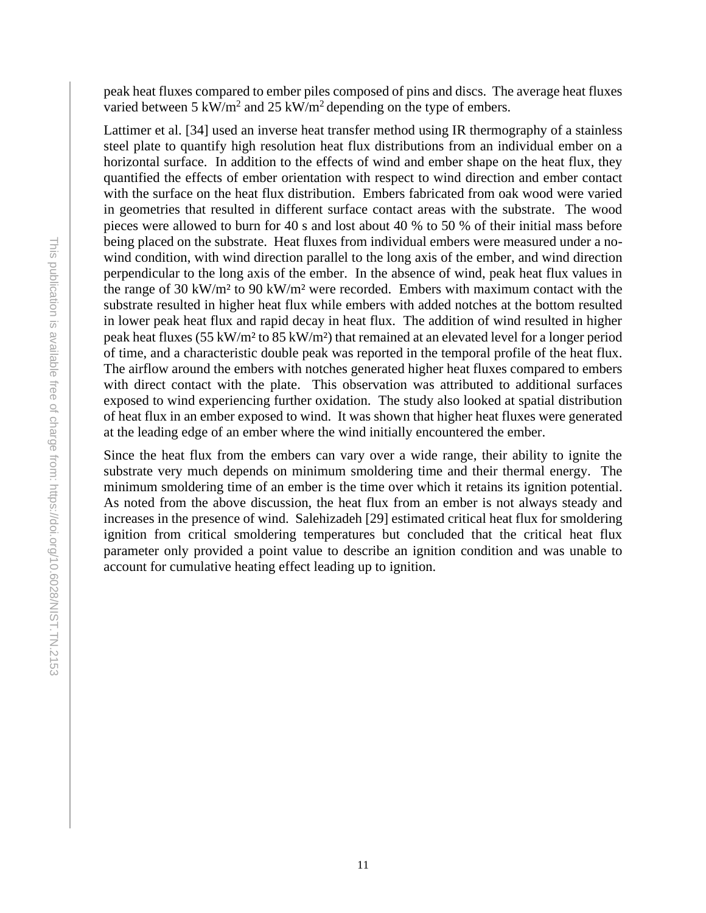peak heat fluxes compared to ember piles composed of pins and discs. The average heat fluxes varied between 5 $kW/m^2$ and 25 $kW/m^2$ depending on the type of embers.

Lattimer et al. [34] used an inverse heat transfer method using IR thermography of a stainless steel plate to quantify high resolution heat flux distributions from an individual ember on a horizontal surface. In addition to the effects of wind and ember shape on the heat flux, they quantified the effects of ember orientation with respect to wind direction and ember contact with the surface on the heat flux distribution. Embers fabricated from oak wood were varied in geometries that resulted in different surface contact areas with the substrate. The wood pieces were allowed to burn for 40 s and lost about 40 % to 50 % of their initial mass before being placed on the substrate. Heat fluxes from individual embers were measured under a no-wind condition, with wind direction parallel to the long axis of the ember, and wind direction perpendicular to the long axis of the ember. In the absence of wind, peak heat flux values in the range of 30 $kW/m^2$ to 90 $kW/m^2$ were recorded. Embers with maximum contact with the substrate resulted in higher heat flux while embers with added notches at the bottom resulted in lower peak heat flux and rapid decay in heat flux. The addition of wind resulted in higher peak heat fluxes (55 $kW/m^2$ to 85 $kW/m^2$) that remained at an elevated level for a longer period of time, and a characteristic double peak was reported in the temporal profile of the heat flux. The airflow around the embers with notches generated higher heat fluxes compared to embers with direct contact with the plate. This observation was attributed to additional surfaces exposed to wind experiencing further oxidation. The study also looked at spatial distribution of heat flux in an ember exposed to wind. It was shown that higher heat fluxes were generated at the leading edge of an ember where the wind initially encountered the ember.

Since the heat flux from the embers can vary over a wide range, their ability to ignite the substrate very much depends on minimum smoldering time and their thermal energy. The minimum smoldering time of an ember is the time over which it retains its ignition potential. As noted from the above discussion, the heat flux from an ember is not always steady and increases in the presence of wind. Salehizadeh [29] estimated critical heat flux for smoldering ignition from critical smoldering temperatures but concluded that the critical heat flux parameter only provided a point value to describe an ignition condition and was unable to account for cumulative heating effect leading up to ignition.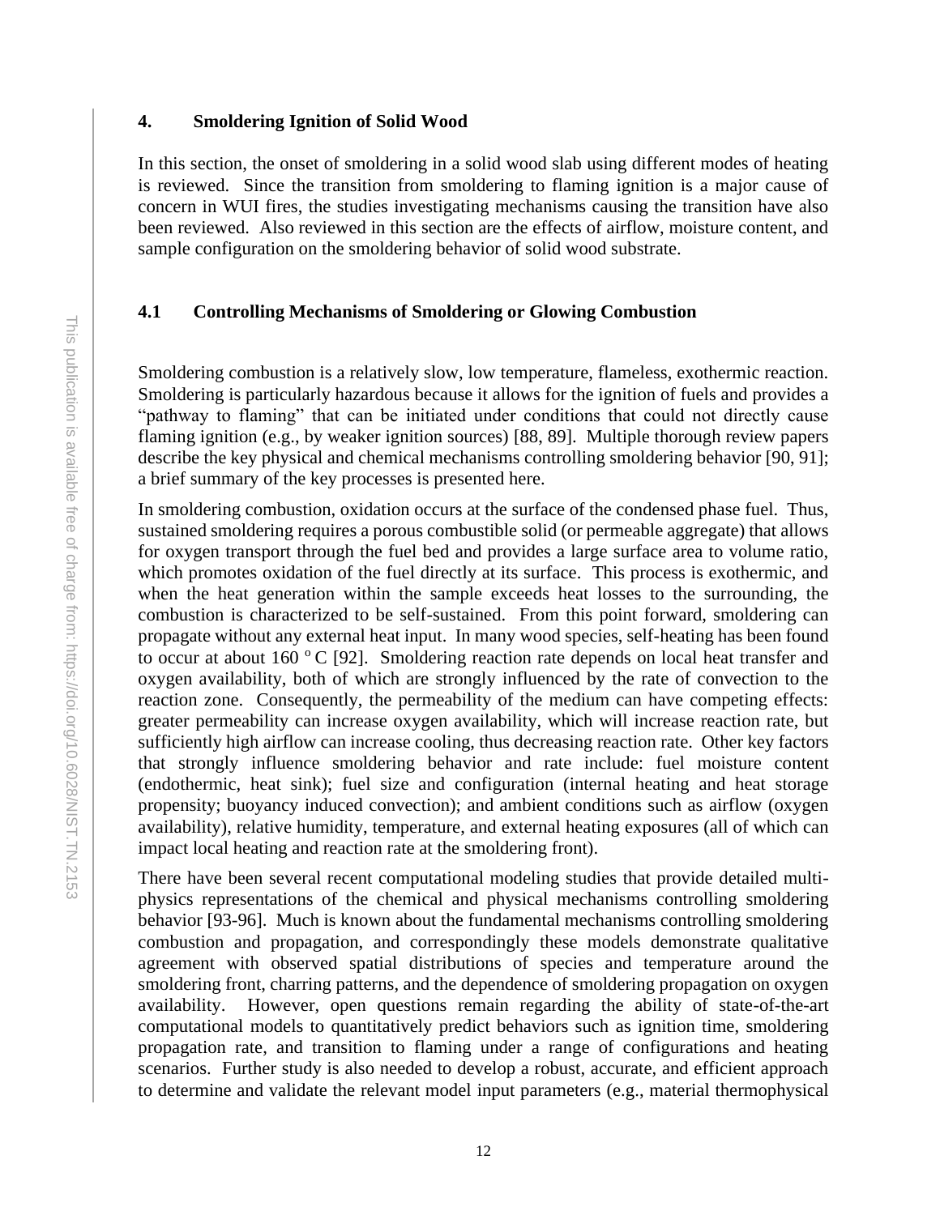# 4. Smoldering Ignition of Solid Wood

In this section, the onset of smoldering in a solid wood slab using different modes of heating is reviewed. Since the transition from smoldering to flaming ignition is a major cause of concern in WUI fires, the studies investigating mechanisms causing the transition have also been reviewed. Also reviewed in this section are the effects of airflow, moisture content, and sample configuration on the smoldering behavior of solid wood substrate.

## 4.1 Controlling Mechanisms of Smoldering or Glowing Combustion

Smoldering combustion is a relatively slow, low temperature, flameless, exothermic reaction. Smoldering is particularly hazardous because it allows for the ignition of fuels and provides a "pathway to flaming" that can be initiated under conditions that could not directly cause flaming ignition (e.g., by weaker ignition sources) [88, 89]. Multiple thorough review papers describe the key physical and chemical mechanisms controlling smoldering behavior [90, 91]; a brief summary of the key processes is presented here.

In smoldering combustion, oxidation occurs at the surface of the condensed phase fuel. Thus, sustained smoldering requires a porous combustible solid (or permeable aggregate) that allows for oxygen transport through the fuel bed and provides a large surface area to volume ratio, which promotes oxidation of the fuel directly at its surface. This process is exothermic, and when the heat generation within the sample exceeds heat losses to the surrounding, the combustion is characterized to be self-sustained. From this point forward, smoldering can propagate without any external heat input. In many wood species, self-heating has been found to occur at about 160 $^{o}$C [92]. Smoldering reaction rate depends on local heat transfer and oxygen availability, both of which are strongly influenced by the rate of convection to the reaction zone. Consequently, the permeability of the medium can have competing effects: greater permeability can increase oxygen availability, which will increase reaction rate, but sufficiently high airflow can increase cooling, thus decreasing reaction rate. Other key factors that strongly influence smoldering behavior and rate include: fuel moisture content (endothermic, heat sink); fuel size and configuration (internal heating and heat storage propensity; buoyancy induced convection); and ambient conditions such as airflow (oxygen availability), relative humidity, temperature, and external heating exposures (all of which can impact local heating and reaction rate at the smoldering front).

There have been several recent computational modeling studies that provide detailed multi-physics representations of the chemical and physical mechanisms controlling smoldering behavior [93-96]. Much is known about the fundamental mechanisms controlling smoldering combustion and propagation, and correspondingly these models demonstrate qualitative agreement with observed spatial distributions of species and temperature around the smoldering front, charring patterns, and the dependence of smoldering propagation on oxygen availability. However, open questions remain regarding the ability of state-of-the-art computational models to quantitatively predict behaviors such as ignition time, smoldering propagation rate, and transition to flaming under a range of configurations and heating scenarios. Further study is also needed to develop a robust, accurate, and efficient approach to determine and validate the relevant model input parameters (e.g., material thermophysical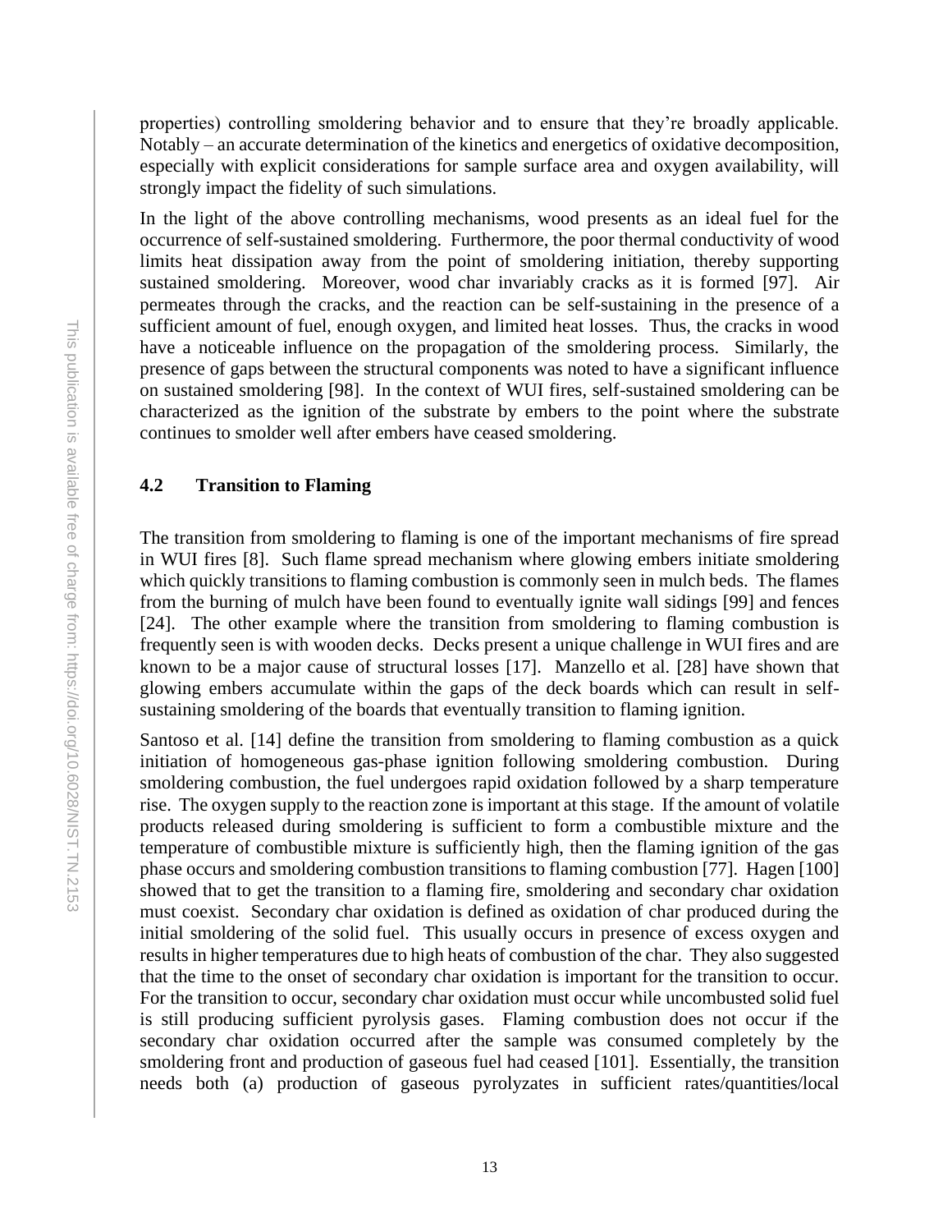properties) controlling smoldering behavior and to ensure that they're broadly applicable. Notably – an accurate determination of the kinetics and energetics of oxidative decomposition, especially with explicit considerations for sample surface area and oxygen availability, will strongly impact the fidelity of such simulations.

In the light of the above controlling mechanisms, wood presents as an ideal fuel for the occurrence of self-sustained smoldering. Furthermore, the poor thermal conductivity of wood limits heat dissipation away from the point of smoldering initiation, thereby supporting sustained smoldering. Moreover, wood char invariably cracks as it is formed [97]. Air permeates through the cracks, and the reaction can be self-sustaining in the presence of a sufficient amount of fuel, enough oxygen, and limited heat losses. Thus, the cracks in wood have a noticeable influence on the propagation of the smoldering process. Similarly, the presence of gaps between the structural components was noted to have a significant influence on sustained smoldering [98]. In the context of WUI fires, self-sustained smoldering can be characterized as the ignition of the substrate by embers to the point where the substrate continues to smolder well after embers have ceased smoldering.

### 4.2 Transition to Flaming

The transition from smoldering to flaming is one of the important mechanisms of fire spread in WUI fires [8]. Such flame spread mechanism where glowing embers initiate smoldering which quickly transitions to flaming combustion is commonly seen in mulch beds. The flames from the burning of mulch have been found to eventually ignite wall sidings [99] and fences [24]. The other example where the transition from smoldering to flaming combustion is frequently seen is with wooden decks. Decks present a unique challenge in WUI fires and are known to be a major cause of structural losses [17]. Manzello et al. [28] have shown that glowing embers accumulate within the gaps of the deck boards which can result in self-sustaining smoldering of the boards that eventually transition to flaming ignition.

Santoso et al. [14] define the transition from smoldering to flaming combustion as a quick initiation of homogeneous gas-phase ignition following smoldering combustion. During smoldering combustion, the fuel undergoes rapid oxidation followed by a sharp temperature rise. The oxygen supply to the reaction zone is important at this stage. If the amount of volatile products released during smoldering is sufficient to form a combustible mixture and the temperature of combustible mixture is sufficiently high, then the flaming ignition of the gas phase occurs and smoldering combustion transitions to flaming combustion [77]. Hagen [100] showed that to get the transition to a flaming fire, smoldering and secondary char oxidation must coexist. Secondary char oxidation is defined as oxidation of char produced during the initial smoldering of the solid fuel. This usually occurs in presence of excess oxygen and results in higher temperatures due to high heats of combustion of the char. They also suggested that the time to the onset of secondary char oxidation is important for the transition to occur. For the transition to occur, secondary char oxidation must occur while uncombusted solid fuel is still producing sufficient pyrolysis gases. Flaming combustion does not occur if the secondary char oxidation occurred after the sample was consumed completely by the smoldering front and production of gaseous fuel had ceased [101]. Essentially, the transition needs both (a) production of gaseous pyrolyzates in sufficient rates/quantities/local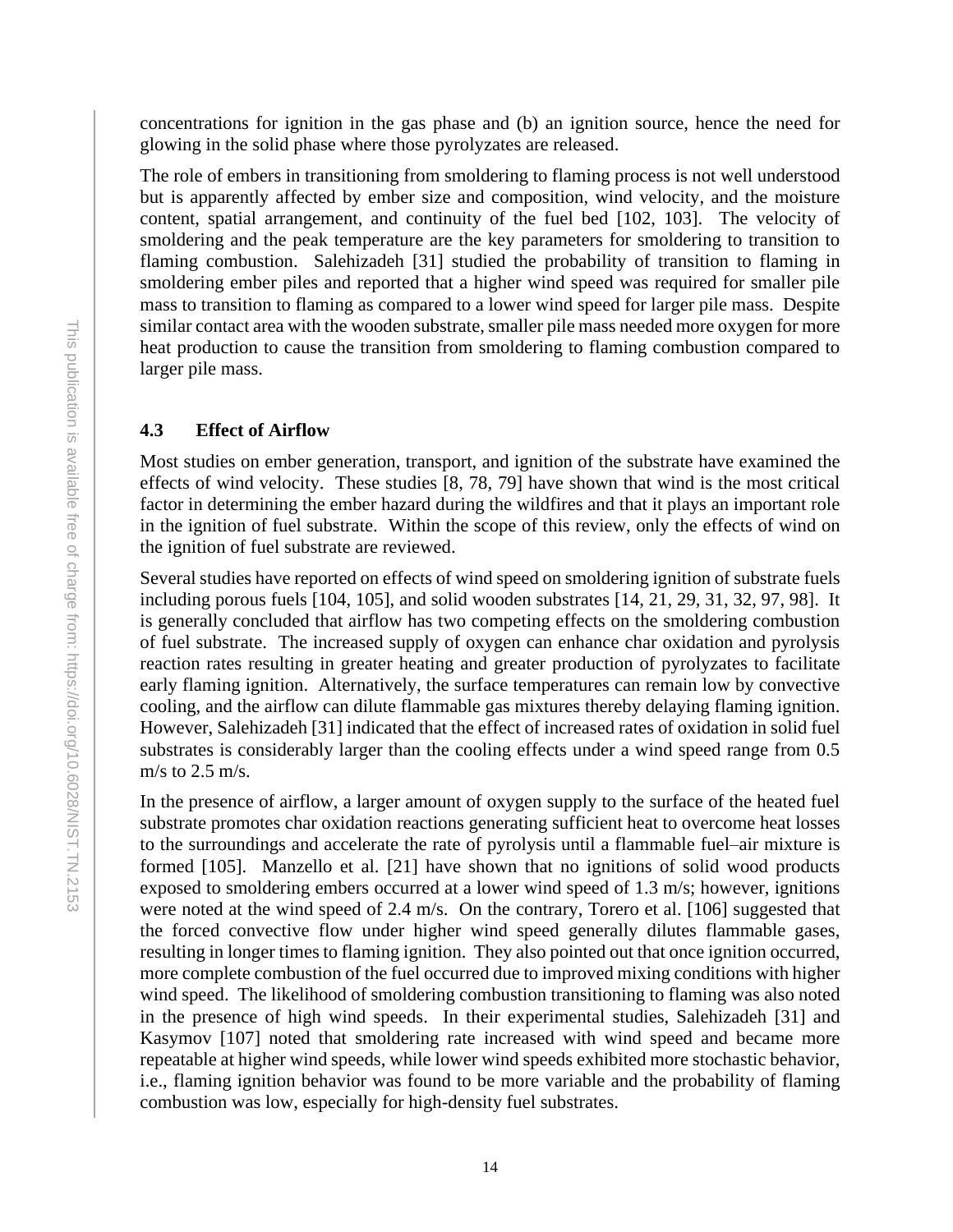concentrations for ignition in the gas phase and (b) an ignition source, hence the need for glowing in the solid phase where those pyrolyzates are released.

The role of embers in transitioning from smoldering to flaming process is not well understood but is apparently affected by ember size and composition, wind velocity, and the moisture content, spatial arrangement, and continuity of the fuel bed [102, 103]. The velocity of smoldering and the peak temperature are the key parameters for smoldering to transition to flaming combustion. Salehizadeh [31] studied the probability of transition to flaming in smoldering ember piles and reported that a higher wind speed was required for smaller pile mass to transition to flaming as compared to a lower wind speed for larger pile mass. Despite similar contact area with the wooden substrate, smaller pile mass needed more oxygen for more heat production to cause the transition from smoldering to flaming combustion compared to larger pile mass.

### 4.3 Effect of Airflow

Most studies on ember generation, transport, and ignition of the substrate have examined the effects of wind velocity. These studies [8, 78, 79] have shown that wind is the most critical factor in determining the ember hazard during the wildfires and that it plays an important role in the ignition of fuel substrate. Within the scope of this review, only the effects of wind on the ignition of fuel substrate are reviewed.

Several studies have reported on effects of wind speed on smoldering ignition of substrate fuels including porous fuels [104, 105], and solid wooden substrates [14, 21, 29, 31, 32, 97, 98]. It is generally concluded that airflow has two competing effects on the smoldering combustion of fuel substrate. The increased supply of oxygen can enhance char oxidation and pyrolysis reaction rates resulting in greater heating and greater production of pyrolyzates to facilitate early flaming ignition. Alternatively, the surface temperatures can remain low by convective cooling, and the airflow can dilute flammable gas mixtures thereby delaying flaming ignition. However, Salehizadeh [31] indicated that the effect of increased rates of oxidation in solid fuel substrates is considerably larger than the cooling effects under a wind speed range from 0.5 m/s to 2.5 m/s.

In the presence of airflow, a larger amount of oxygen supply to the surface of the heated fuel substrate promotes char oxidation reactions generating sufficient heat to overcome heat losses to the surroundings and accelerate the rate of pyrolysis until a flammable fuel–air mixture is formed [105]. Manzello et al. [21] have shown that no ignitions of solid wood products exposed to smoldering embers occurred at a lower wind speed of 1.3 m/s; however, ignitions were noted at the wind speed of 2.4 m/s. On the contrary, Torero et al. [106] suggested that the forced convective flow under higher wind speed generally dilutes flammable gases, resulting in longer times to flaming ignition. They also pointed out that once ignition occurred, more complete combustion of the fuel occurred due to improved mixing conditions with higher wind speed. The likelihood of smoldering combustion transitioning to flaming was also noted in the presence of high wind speeds. In their experimental studies, Salehizadeh [31] and Kasymov [107] noted that smoldering rate increased with wind speed and became more repeatable at higher wind speeds, while lower wind speeds exhibited more stochastic behavior, i.e., flaming ignition behavior was found to be more variable and the probability of flaming combustion was low, especially for high-density fuel substrates.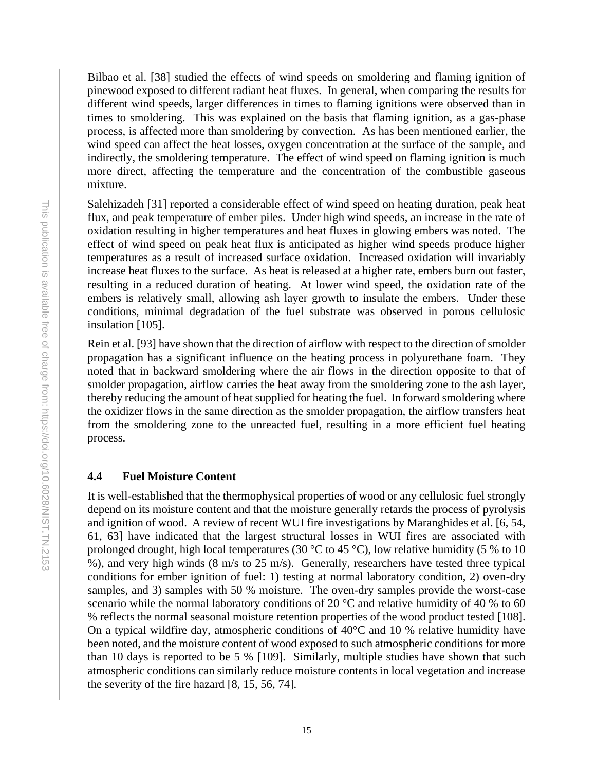Bilbao et al. [38] studied the effects of wind speeds on smoldering and flaming ignition of pinewood exposed to different radiant heat fluxes. In general, when comparing the results for different wind speeds, larger differences in times to flaming ignitions were observed than in times to smoldering. This was explained on the basis that flaming ignition, as a gas-phase process, is affected more than smoldering by convection. As has been mentioned earlier, the wind speed can affect the heat losses, oxygen concentration at the surface of the sample, and indirectly, the smoldering temperature. The effect of wind speed on flaming ignition is much more direct, affecting the temperature and the concentration of the combustible gaseous mixture.

Salehizadeh [31] reported a considerable effect of wind speed on heating duration, peak heat flux, and peak temperature of ember piles. Under high wind speeds, an increase in the rate of oxidation resulting in higher temperatures and heat fluxes in glowing embers was noted. The effect of wind speed on peak heat flux is anticipated as higher wind speeds produce higher temperatures as a result of increased surface oxidation. Increased oxidation will invariably increase heat fluxes to the surface. As heat is released at a higher rate, embers burn out faster, resulting in a reduced duration of heating. At lower wind speed, the oxidation rate of the embers is relatively small, allowing ash layer growth to insulate the embers. Under these conditions, minimal degradation of the fuel substrate was observed in porous cellulosic insulation [105].

Rein et al. [93] have shown that the direction of airflow with respect to the direction of smolder propagation has a significant influence on the heating process in polyurethane foam. They noted that in backward smoldering where the air flows in the direction opposite to that of smolder propagation, airflow carries the heat away from the smoldering zone to the ash layer, thereby reducing the amount of heat supplied for heating the fuel. In forward smoldering where the oxidizer flows in the same direction as the smolder propagation, the airflow transfers heat from the smoldering zone to the unreacted fuel, resulting in a more efficient fuel heating process.

### 4.4 Fuel Moisture Content

It is well-established that the thermophysical properties of wood or any cellulosic fuel strongly depend on its moisture content and that the moisture generally retards the process of pyrolysis and ignition of wood. A review of recent WUI fire investigations by Maranghides et al. [6, 54, 61, 63] have indicated that the largest structural losses in WUI fires are associated with prolonged drought, high local temperatures (30 °C to 45 °C), low relative humidity (5 % to 10 %), and very high winds (8 m/s to 25 m/s). Generally, researchers have tested three typical conditions for ember ignition of fuel: 1) testing at normal laboratory condition, 2) oven-dry samples, and 3) samples with 50 % moisture. The oven-dry samples provide the worst-case scenario while the normal laboratory conditions of 20 °C and relative humidity of 40 % to 60 % reflects the normal seasonal moisture retention properties of the wood product tested [108]. On a typical wildfire day, atmospheric conditions of 40°C and 10 % relative humidity have been noted, and the moisture content of wood exposed to such atmospheric conditions for more than 10 days is reported to be 5 % [109]. Similarly, multiple studies have shown that such atmospheric conditions can similarly reduce moisture contents in local vegetation and increase the severity of the fire hazard [8, 15, 56, 74].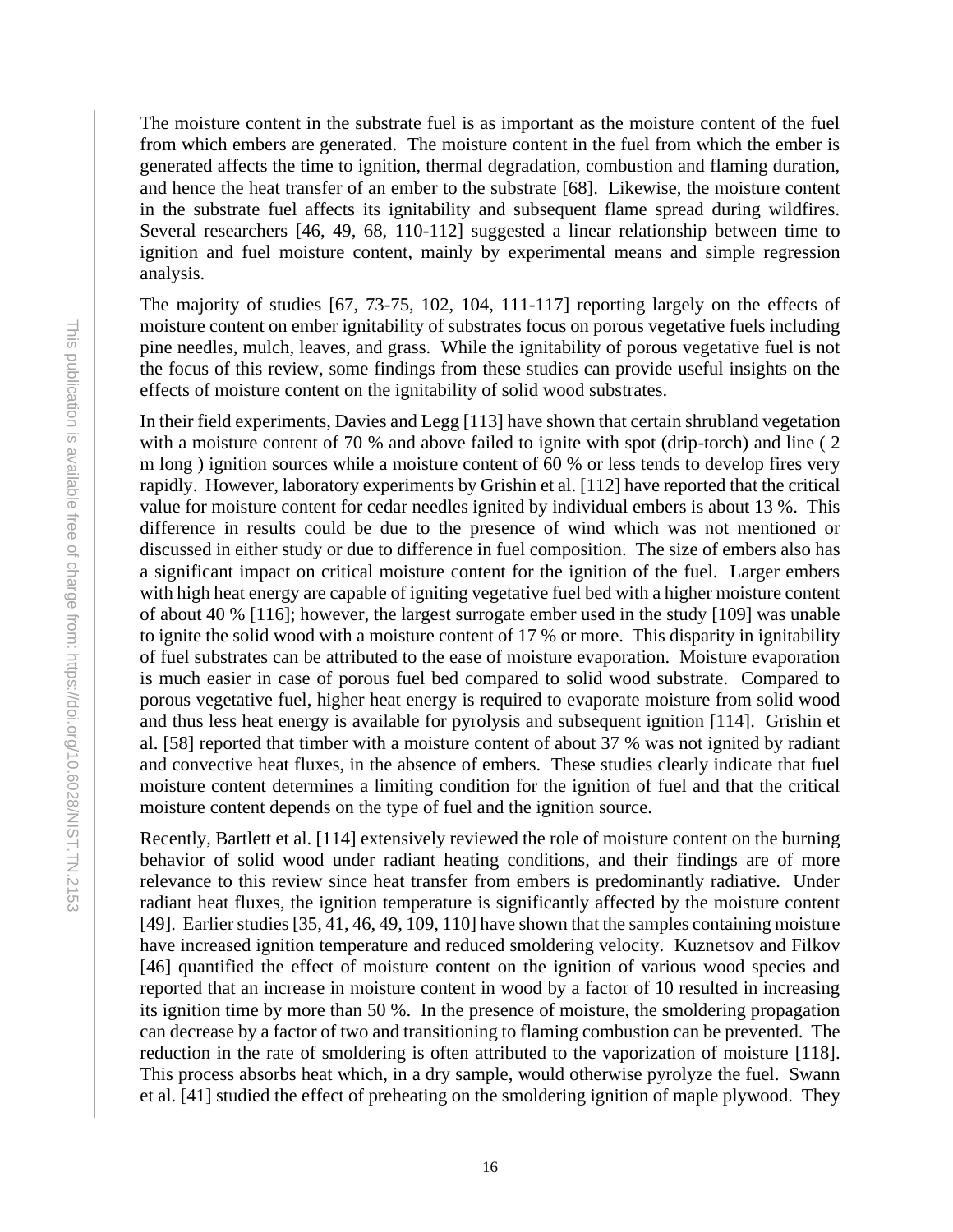The moisture content in the substrate fuel is as important as the moisture content of the fuel from which embers are generated. The moisture content in the fuel from which the ember is generated affects the time to ignition, thermal degradation, combustion and flaming duration, and hence the heat transfer of an ember to the substrate [68]. Likewise, the moisture content in the substrate fuel affects its ignitability and subsequent flame spread during wildfires. Several researchers [46, 49, 68, 110-112] suggested a linear relationship between time to ignition and fuel moisture content, mainly by experimental means and simple regression analysis.

The majority of studies [67, 73-75, 102, 104, 111-117] reporting largely on the effects of moisture content on ember ignitability of substrates focus on porous vegetative fuels including pine needles, mulch, leaves, and grass. While the ignitability of porous vegetative fuel is not the focus of this review, some findings from these studies can provide useful insights on the effects of moisture content on the ignitability of solid wood substrates.

In their field experiments, Davies and Legg [113] have shown that certain shrubland vegetation with a moisture content of 70 % and above failed to ignite with spot (drip-torch) and line ( 2 m long ) ignition sources while a moisture content of 60 % or less tends to develop fires very rapidly. However, laboratory experiments by Grishin et al. [112] have reported that the critical value for moisture content for cedar needles ignited by individual embers is about 13 %. This difference in results could be due to the presence of wind which was not mentioned or discussed in either study or due to difference in fuel composition. The size of embers also has a significant impact on critical moisture content for the ignition of the fuel. Larger embers with high heat energy are capable of igniting vegetative fuel bed with a higher moisture content of about 40 % [116]; however, the largest surrogate ember used in the study [109] was unable to ignite the solid wood with a moisture content of 17 % or more. This disparity in ignitability of fuel substrates can be attributed to the ease of moisture evaporation. Moisture evaporation is much easier in case of porous fuel bed compared to solid wood substrate. Compared to porous vegetative fuel, higher heat energy is required to evaporate moisture from solid wood and thus less heat energy is available for pyrolysis and subsequent ignition [114]. Grishin et al. [58] reported that timber with a moisture content of about 37 % was not ignited by radiant and convective heat fluxes, in the absence of embers. These studies clearly indicate that fuel moisture content determines a limiting condition for the ignition of fuel and that the critical moisture content depends on the type of fuel and the ignition source.

Recently, Bartlett et al. [114] extensively reviewed the role of moisture content on the burning behavior of solid wood under radiant heating conditions, and their findings are of more relevance to this review since heat transfer from embers is predominantly radiative. Under radiant heat fluxes, the ignition temperature is significantly affected by the moisture content [49]. Earlier studies [35, 41, 46, 49, 109, 110] have shown that the samples containing moisture have increased ignition temperature and reduced smoldering velocity. Kuznetsov and Filkov [46] quantified the effect of moisture content on the ignition of various wood species and reported that an increase in moisture content in wood by a factor of 10 resulted in increasing its ignition time by more than 50 %. In the presence of moisture, the smoldering propagation can decrease by a factor of two and transitioning to flaming combustion can be prevented. The reduction in the rate of smoldering is often attributed to the vaporization of moisture [118]. This process absorbs heat which, in a dry sample, would otherwise pyrolyze the fuel. Swann et al. [41] studied the effect of preheating on the smoldering ignition of maple plywood. They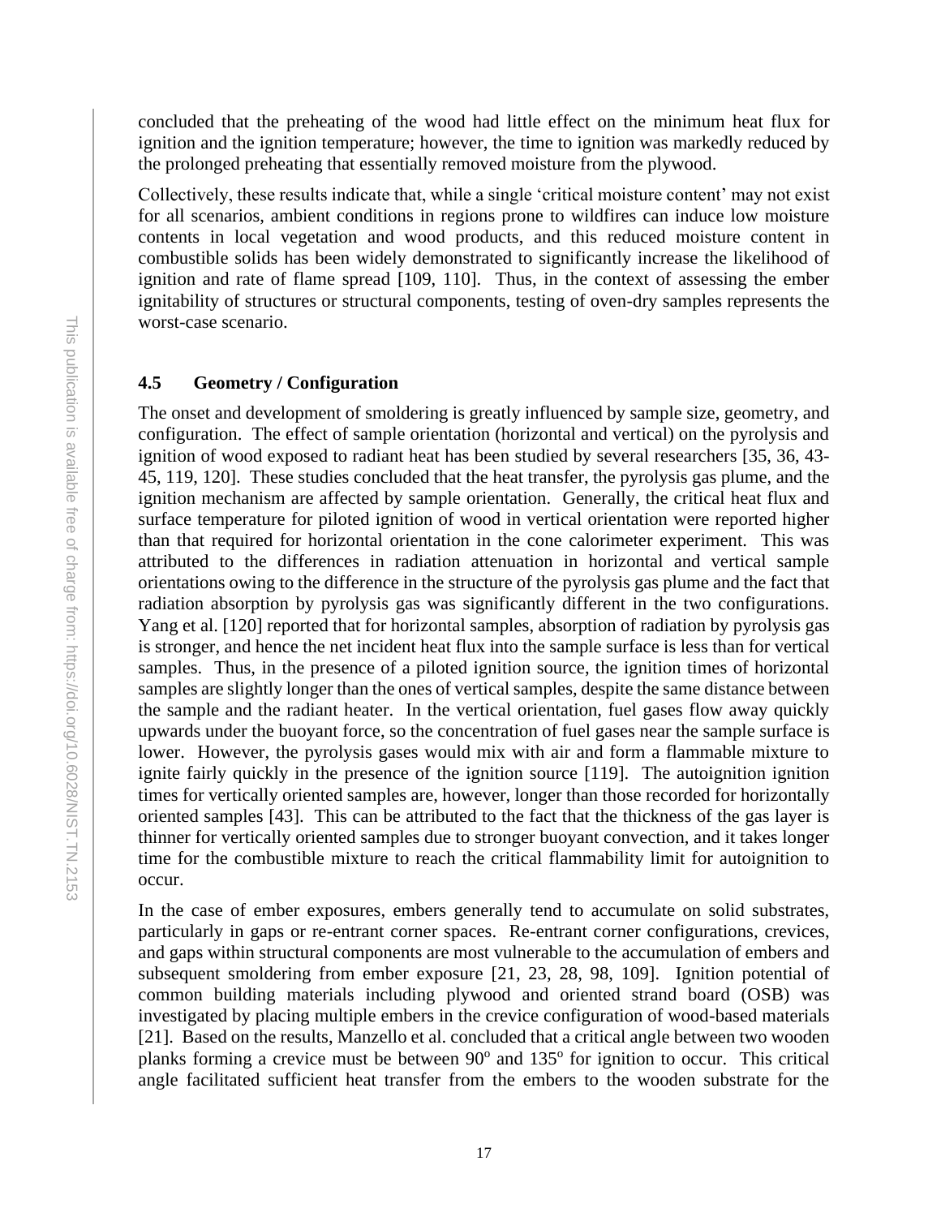concluded that the preheating of the wood had little effect on the minimum heat flux for ignition and the ignition temperature; however, the time to ignition was markedly reduced by the prolonged preheating that essentially removed moisture from the plywood.

Collectively, these results indicate that, while a single 'critical moisture content' may not exist for all scenarios, ambient conditions in regions prone to wildfires can induce low moisture contents in local vegetation and wood products, and this reduced moisture content in combustible solids has been widely demonstrated to significantly increase the likelihood of ignition and rate of flame spread [109, 110]. Thus, in the context of assessing the ember ignitability of structures or structural components, testing of oven-dry samples represents the worst-case scenario.

### 4.5 Geometry / Configuration

The onset and development of smoldering is greatly influenced by sample size, geometry, and configuration. The effect of sample orientation (horizontal and vertical) on the pyrolysis and ignition of wood exposed to radiant heat has been studied by several researchers [35, 36, 43-45, 119, 120]. These studies concluded that the heat transfer, the pyrolysis gas plume, and the ignition mechanism are affected by sample orientation. Generally, the critical heat flux and surface temperature for piloted ignition of wood in vertical orientation were reported higher than that required for horizontal orientation in the cone calorimeter experiment. This was attributed to the differences in radiation attenuation in horizontal and vertical sample orientations owing to the difference in the structure of the pyrolysis gas plume and the fact that radiation absorption by pyrolysis gas was significantly different in the two configurations. Yang et al. [120] reported that for horizontal samples, absorption of radiation by pyrolysis gas is stronger, and hence the net incident heat flux into the sample surface is less than for vertical samples. Thus, in the presence of a piloted ignition source, the ignition times of horizontal samples are slightly longer than the ones of vertical samples, despite the same distance between the sample and the radiant heater. In the vertical orientation, fuel gases flow away quickly upwards under the buoyant force, so the concentration of fuel gases near the sample surface is lower. However, the pyrolysis gases would mix with air and form a flammable mixture to ignite fairly quickly in the presence of the ignition source [119]. The autoignition ignition times for vertically oriented samples are, however, longer than those recorded for horizontally oriented samples [43]. This can be attributed to the fact that the thickness of the gas layer is thinner for vertically oriented samples due to stronger buoyant convection, and it takes longer time for the combustible mixture to reach the critical flammability limit for autoignition to occur.

In the case of ember exposures, embers generally tend to accumulate on solid substrates, particularly in gaps or re-entrant corner spaces. Re-entrant corner configurations, crevices, and gaps within structural components are most vulnerable to the accumulation of embers and subsequent smoldering from ember exposure [21, 23, 28, 98, 109]. Ignition potential of common building materials including plywood and oriented strand board (OSB) was investigated by placing multiple embers in the crevice configuration of wood-based materials [21]. Based on the results, Manzello et al. concluded that a critical angle between two wooden planks forming a crevice must be between $90^{o}$ and $135^{o}$ for ignition to occur. This critical angle facilitated sufficient heat transfer from the embers to the wooden substrate for the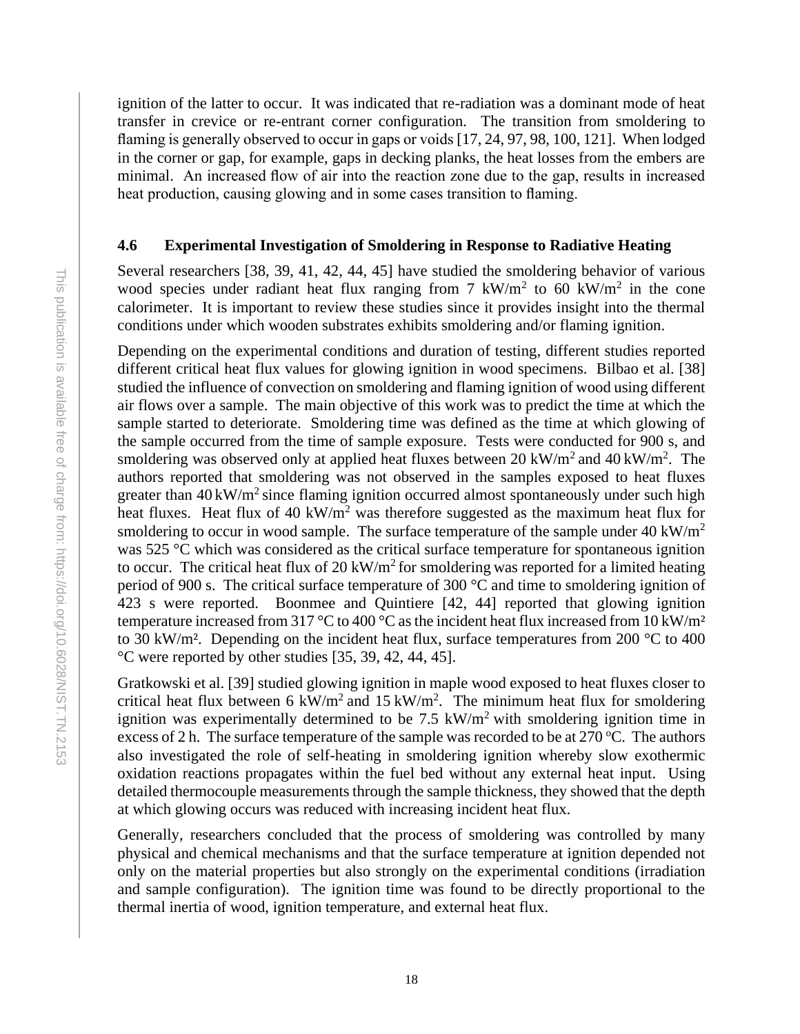ignition of the latter to occur. It was indicated that re-radiation was a dominant mode of heat transfer in crevice or re-entrant corner configuration. The transition from smoldering to flaming is generally observed to occur in gaps or voids [17, 24, 97, 98, 100, 121]. When lodged in the corner or gap, for example, gaps in decking planks, the heat losses from the embers are minimal. An increased flow of air into the reaction zone due to the gap, results in increased heat production, causing glowing and in some cases transition to flaming.

### 4.6 Experimental Investigation of Smoldering in Response to Radiative Heating

Several researchers [38, 39, 41, 42, 44, 45] have studied the smoldering behavior of various wood species under radiant heat flux ranging from 7 kW/m$^2$ to 60 kW/m$^2$ in the cone calorimeter. It is important to review these studies since it provides insight into the thermal conditions under which wooden substrates exhibits smoldering and/or flaming ignition.

Depending on the experimental conditions and duration of testing, different studies reported different critical heat flux values for glowing ignition in wood specimens. Bilbao et al. [38] studied the influence of convection on smoldering and flaming ignition of wood using different air flows over a sample. The main objective of this work was to predict the time at which the sample started to deteriorate. Smoldering time was defined as the time at which glowing of the sample occurred from the time of sample exposure. Tests were conducted for 900 s, and smoldering was observed only at applied heat fluxes between 20 kW/m$^2$ and 40 kW/m$^2$. The authors reported that smoldering was not observed in the samples exposed to heat fluxes greater than 40 kW/m$^2$ since flaming ignition occurred almost spontaneously under such high heat fluxes. Heat flux of 40 kW/m$^2$ was therefore suggested as the maximum heat flux for smoldering to occur in wood sample. The surface temperature of the sample under 40 kW/m$^2$ was 525 °C which was considered as the critical surface temperature for spontaneous ignition to occur. The critical heat flux of 20 kW/m$^2$ for smoldering was reported for a limited heating period of 900 s. The critical surface temperature of 300 °C and time to smoldering ignition of 423 s were reported. Boonmee and Quintiere [42, 44] reported that glowing ignition temperature increased from 317 °C to 400 °C as the incident heat flux increased from 10 kW/m$^2$ to 30 kW/m$^2$. Depending on the incident heat flux, surface temperatures from 200 °C to 400 °C were reported by other studies [35, 39, 42, 44, 45].

Gratkowski et al. [39] studied glowing ignition in maple wood exposed to heat fluxes closer to critical heat flux between 6 kW/m$^2$ and 15 kW/m$^2$. The minimum heat flux for smoldering ignition was experimentally determined to be 7.5 kW/m$^2$ with smoldering ignition time in excess of 2 h. The surface temperature of the sample was recorded to be at 270 $^{o}$C. The authors also investigated the role of self-heating in smoldering ignition whereby slow exothermic oxidation reactions propagates within the fuel bed without any external heat input. Using detailed thermocouple measurements through the sample thickness, they showed that the depth at which glowing occurs was reduced with increasing incident heat flux.

Generally, researchers concluded that the process of smoldering was controlled by many physical and chemical mechanisms and that the surface temperature at ignition depended not only on the material properties but also strongly on the experimental conditions (irradiation and sample configuration). The ignition time was found to be directly proportional to the thermal inertia of wood, ignition temperature, and external heat flux.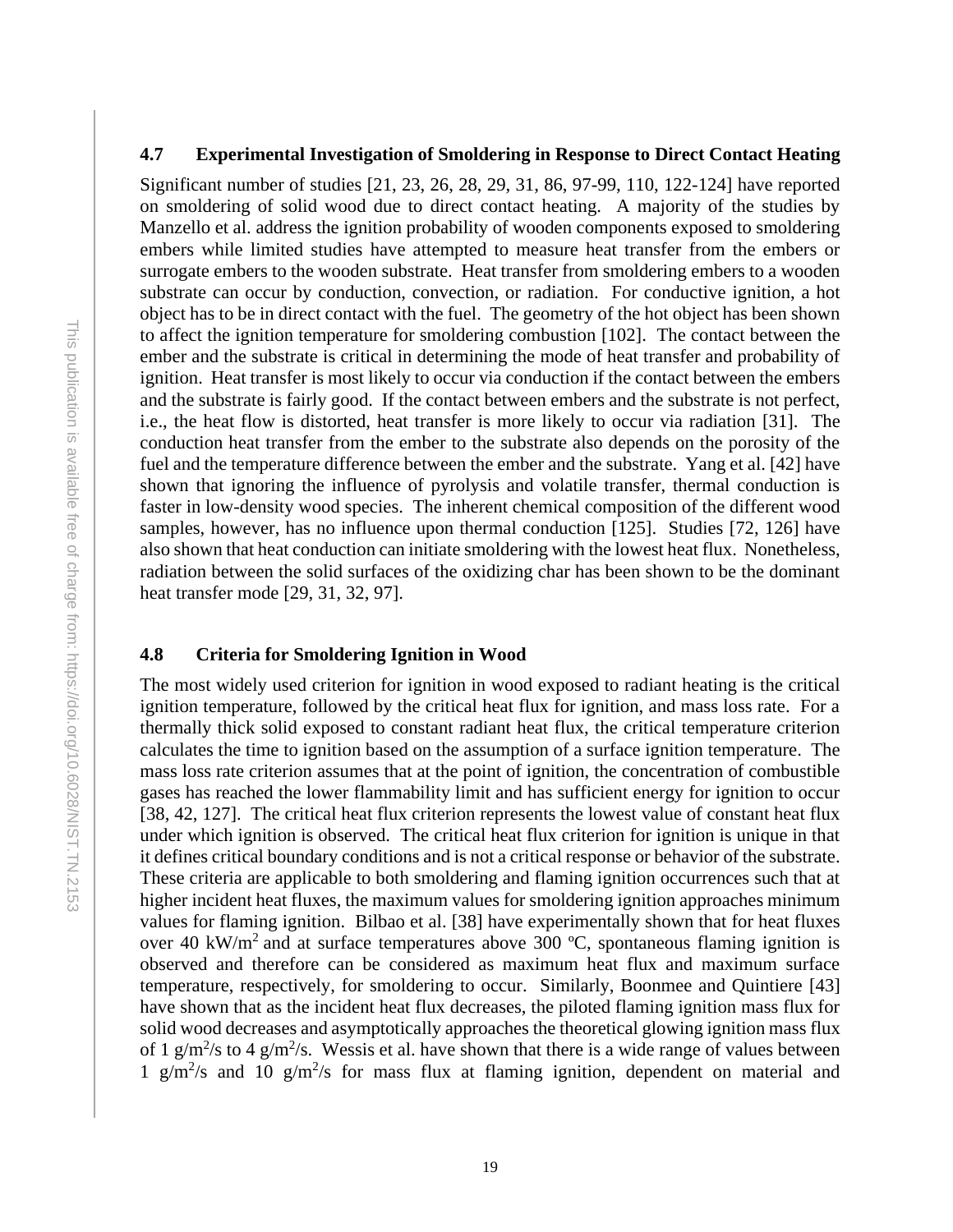### 4.7 Experimental Investigation of Smoldering in Response to Direct Contact Heating

Significant number of studies [21, 23, 26, 28, 29, 31, 86, 97-99, 110, 122-124] have reported on smoldering of solid wood due to direct contact heating. A majority of the studies by Manzello et al. address the ignition probability of wooden components exposed to smoldering embers while limited studies have attempted to measure heat transfer from the embers or surrogate embers to the wooden substrate. Heat transfer from smoldering embers to a wooden substrate can occur by conduction, convection, or radiation. For conductive ignition, a hot object has to be in direct contact with the fuel. The geometry of the hot object has been shown to affect the ignition temperature for smoldering combustion [102]. The contact between the ember and the substrate is critical in determining the mode of heat transfer and probability of ignition. Heat transfer is most likely to occur via conduction if the contact between the embers and the substrate is fairly good. If the contact between embers and the substrate is not perfect, i.e., the heat flow is distorted, heat transfer is more likely to occur via radiation [31]. The conduction heat transfer from the ember to the substrate also depends on the porosity of the fuel and the temperature difference between the ember and the substrate. Yang et al. [42] have shown that ignoring the influence of pyrolysis and volatile transfer, thermal conduction is faster in low-density wood species. The inherent chemical composition of the different wood samples, however, has no influence upon thermal conduction [125]. Studies [72, 126] have also shown that heat conduction can initiate smoldering with the lowest heat flux. Nonetheless, radiation between the solid surfaces of the oxidizing char has been shown to be the dominant heat transfer mode [29, 31, 32, 97].

### 4.8 Criteria for Smoldering Ignition in Wood

The most widely used criterion for ignition in wood exposed to radiant heating is the critical ignition temperature, followed by the critical heat flux for ignition, and mass loss rate. For a thermally thick solid exposed to constant radiant heat flux, the critical temperature criterion calculates the time to ignition based on the assumption of a surface ignition temperature. The mass loss rate criterion assumes that at the point of ignition, the concentration of combustible gases has reached the lower flammability limit and has sufficient energy for ignition to occur [38, 42, 127]. The critical heat flux criterion represents the lowest value of constant heat flux under which ignition is observed. The critical heat flux criterion for ignition is unique in that it defines critical boundary conditions and is not a critical response or behavior of the substrate. These criteria are applicable to both smoldering and flaming ignition occurrences such that at higher incident heat fluxes, the maximum values for smoldering ignition approaches minimum values for flaming ignition. Bilbao et al. [38] have experimentally shown that for heat fluxes over 40 kW/m$^2$ and at surface temperatures above 300 ºC, spontaneous flaming ignition is observed and therefore can be considered as maximum heat flux and maximum surface temperature, respectively, for smoldering to occur. Similarly, Boonmee and Quintiere [43] have shown that as the incident heat flux decreases, the piloted flaming ignition mass flux for solid wood decreases and asymptotically approaches the theoretical glowing ignition mass flux of 1 g/m$^2$/s to 4 g/m$^2$/s. Wessis et al. have shown that there is a wide range of values between 1 g/m$^2$/s and 10 g/m$^2$/s for mass flux at flaming ignition, dependent on material and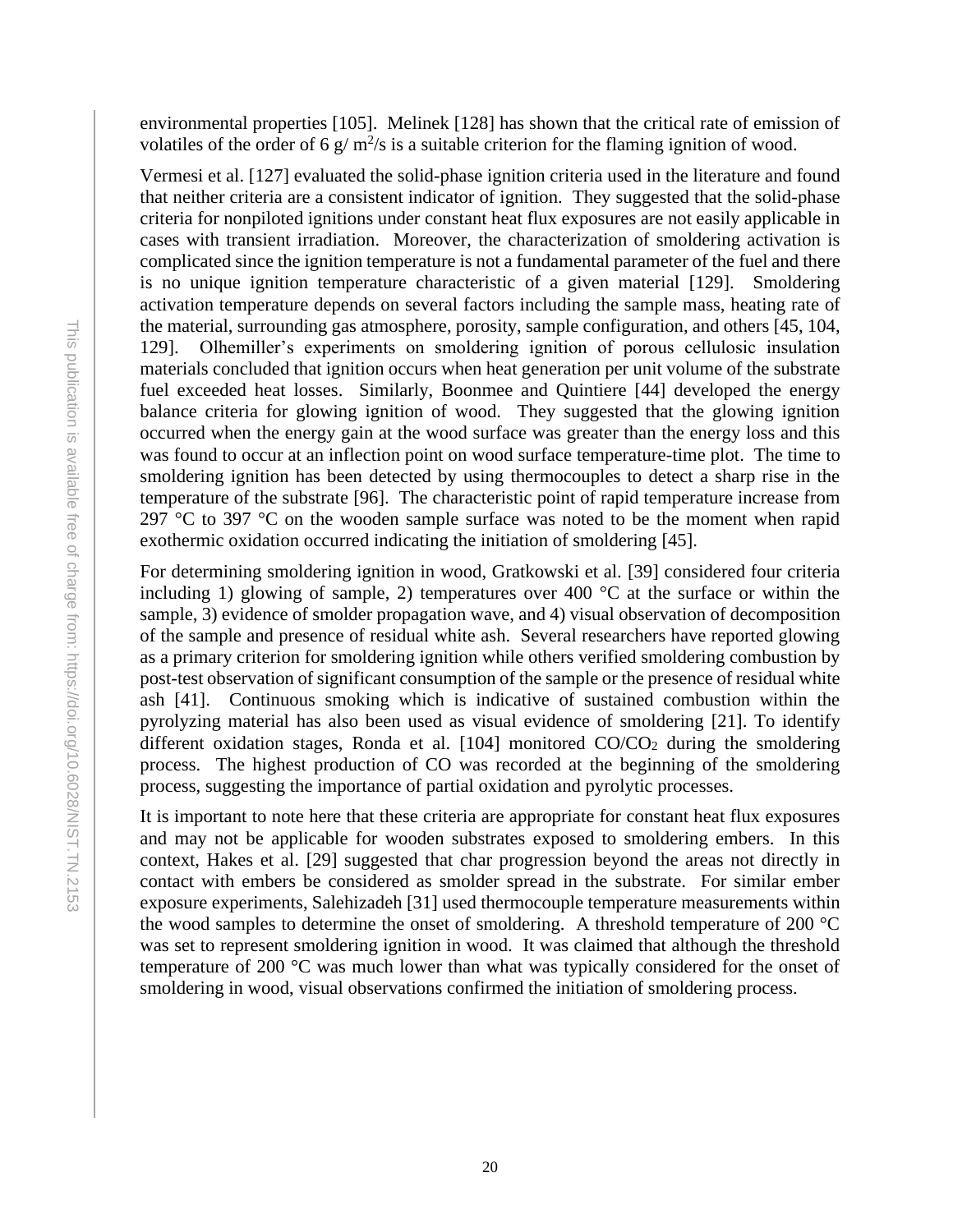environmental properties [105]. Melinek [128] has shown that the critical rate of emission of volatiles of the order of 6 g/ $m^2$/s is a suitable criterion for the flaming ignition of wood.

Vermesi et al. [127] evaluated the solid-phase ignition criteria used in the literature and found that neither criteria are a consistent indicator of ignition. They suggested that the solid-phase criteria for nonpiloted ignitions under constant heat flux exposures are not easily applicable in cases with transient irradiation. Moreover, the characterization of smoldering activation is complicated since the ignition temperature is not a fundamental parameter of the fuel and there is no unique ignition temperature characteristic of a given material [129]. Smoldering activation temperature depends on several factors including the sample mass, heating rate of the material, surrounding gas atmosphere, porosity, sample configuration, and others [45, 104, 129]. Olhemiller's experiments on smoldering ignition of porous cellulosic insulation materials concluded that ignition occurs when heat generation per unit volume of the substrate fuel exceeded heat losses. Similarly, Boonmee and Quintiere [44] developed the energy balance criteria for glowing ignition of wood. They suggested that the glowing ignition occurred when the energy gain at the wood surface was greater than the energy loss and this was found to occur at an inflection point on wood surface temperature-time plot. The time to smoldering ignition has been detected by using thermocouples to detect a sharp rise in the temperature of the substrate [96]. The characteristic point of rapid temperature increase from 297 °C to 397 °C on the wooden sample surface was noted to be the moment when rapid exothermic oxidation occurred indicating the initiation of smoldering [45].

For determining smoldering ignition in wood, Gratkowski et al. [39] considered four criteria including 1) glowing of sample, 2) temperatures over 400 °C at the surface or within the sample, 3) evidence of smolder propagation wave, and 4) visual observation of decomposition of the sample and presence of residual white ash. Several researchers have reported glowing as a primary criterion for smoldering ignition while others verified smoldering combustion by post-test observation of significant consumption of the sample or the presence of residual white ash [41]. Continuous smoking which is indicative of sustained combustion within the pyrolyzing material has also been used as visual evidence of smoldering [21]. To identify different oxidation stages, Ronda et al. [104] monitored $CO/CO_2$ during the smoldering process. The highest production of CO was recorded at the beginning of the smoldering process, suggesting the importance of partial oxidation and pyrolytic processes.

It is important to note here that these criteria are appropriate for constant heat flux exposures and may not be applicable for wooden substrates exposed to smoldering embers. In this context, Hakes et al. [29] suggested that char progression beyond the areas not directly in contact with embers be considered as smolder spread in the substrate. For similar ember exposure experiments, Salehizadeh [31] used thermocouple temperature measurements within the wood samples to determine the onset of smoldering. A threshold temperature of 200 °C was set to represent smoldering ignition in wood. It was claimed that although the threshold temperature of 200 °C was much lower than what was typically considered for the onset of smoldering in wood, visual observations confirmed the initiation of smoldering process.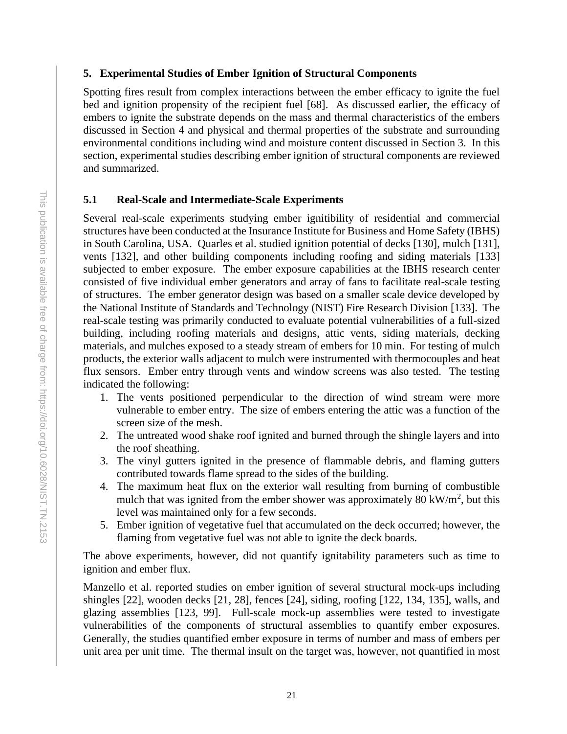## 5. Experimental Studies of Ember Ignition of Structural Components

Spotting fires result from complex interactions between the ember efficacy to ignite the fuel bed and ignition propensity of the recipient fuel [68]. As discussed earlier, the efficacy of embers to ignite the substrate depends on the mass and thermal characteristics of the embers discussed in Section 4 and physical and thermal properties of the substrate and surrounding environmental conditions including wind and moisture content discussed in Section 3. In this section, experimental studies describing ember ignition of structural components are reviewed and summarized.

### 5.1 Real-Scale and Intermediate-Scale Experiments

Several real-scale experiments studying ember ignitibility of residential and commercial structures have been conducted at the Insurance Institute for Business and Home Safety (IBHS) in South Carolina, USA. Quarles et al. studied ignition potential of decks [130], mulch [131], vents [132], and other building components including roofing and siding materials [133] subjected to ember exposure. The ember exposure capabilities at the IBHS research center consisted of five individual ember generators and array of fans to facilitate real-scale testing of structures. The ember generator design was based on a smaller scale device developed by the National Institute of Standards and Technology (NIST) Fire Research Division [133]. The real-scale testing was primarily conducted to evaluate potential vulnerabilities of a full-sized building, including roofing materials and designs, attic vents, siding materials, decking materials, and mulches exposed to a steady stream of embers for 10 min. For testing of mulch products, the exterior walls adjacent to mulch were instrumented with thermocouples and heat flux sensors. Ember entry through vents and window screens was also tested. The testing indicated the following:

1. The vents positioned perpendicular to the direction of wind stream were more vulnerable to ember entry. The size of embers entering the attic was a function of the screen size of the mesh.
2. The untreated wood shake roof ignited and burned through the shingle layers and into the roof sheathing.
3. The vinyl gutters ignited in the presence of flammable debris, and flaming gutters contributed towards flame spread to the sides of the building.
4. The maximum heat flux on the exterior wall resulting from burning of combustible mulch that was ignited from the ember shower was approximately 80 $kW/m^2$, but this level was maintained only for a few seconds.
5. Ember ignition of vegetative fuel that accumulated on the deck occurred; however, the flaming from vegetative fuel was not able to ignite the deck boards.

The above experiments, however, did not quantify ignitability parameters such as time to ignition and ember flux.

Manzello et al. reported studies on ember ignition of several structural mock-ups including shingles [22], wooden decks [21, 28], fences [24], siding, roofing [122, 134, 135], walls, and glazing assemblies [123, 99]. Full-scale mock-up assemblies were tested to investigate vulnerabilities of the components of structural assemblies to quantify ember exposures. Generally, the studies quantified ember exposure in terms of number and mass of embers per unit area per unit time. The thermal insult on the target was, however, not quantified in most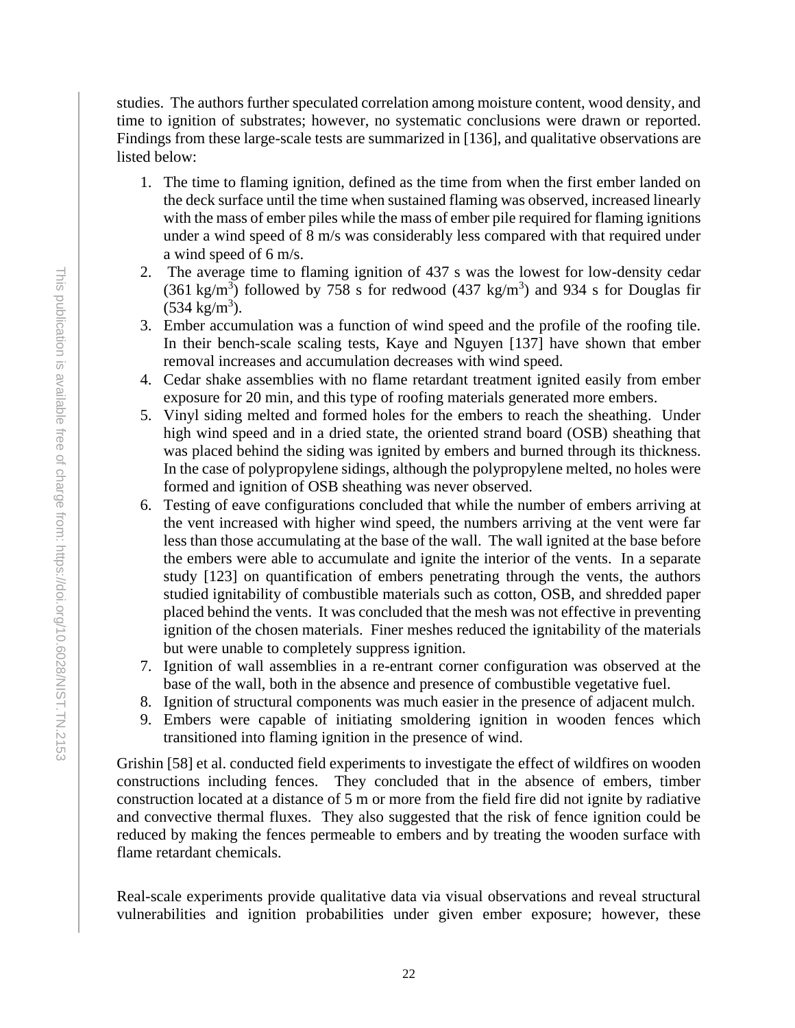studies. The authors further speculated correlation among moisture content, wood density, and time to ignition of substrates; however, no systematic conclusions were drawn or reported. Findings from these large-scale tests are summarized in [136], and qualitative observations are listed below:

1. The time to flaming ignition, defined as the time from when the first ember landed on the deck surface until the time when sustained flaming was observed, increased linearly with the mass of ember piles while the mass of ember pile required for flaming ignitions under a wind speed of 8 m/s was considerably less compared with that required under a wind speed of 6 m/s.
2. The average time to flaming ignition of 437 s was the lowest for low-density cedar (361 kg/m$^3$) followed by 758 s for redwood (437 kg/m$^3$) and 934 s for Douglas fir (534 kg/m$^3$).
3. Ember accumulation was a function of wind speed and the profile of the roofing tile. In their bench-scale scaling tests, Kaye and Nguyen [137] have shown that ember removal increases and accumulation decreases with wind speed.
4. Cedar shake assemblies with no flame retardant treatment ignited easily from ember exposure for 20 min, and this type of roofing materials generated more embers.
5. Vinyl siding melted and formed holes for the embers to reach the sheathing. Under high wind speed and in a dried state, the oriented strand board (OSB) sheathing that was placed behind the siding was ignited by embers and burned through its thickness. In the case of polypropylene sidings, although the polypropylene melted, no holes were formed and ignition of OSB sheathing was never observed.
6. Testing of eave configurations concluded that while the number of embers arriving at the vent increased with higher wind speed, the numbers arriving at the vent were far less than those accumulating at the base of the wall. The wall ignited at the base before the embers were able to accumulate and ignite the interior of the vents. In a separate study [123] on quantification of embers penetrating through the vents, the authors studied ignitability of combustible materials such as cotton, OSB, and shredded paper placed behind the vents. It was concluded that the mesh was not effective in preventing ignition of the chosen materials. Finer meshes reduced the ignitability of the materials but were unable to completely suppress ignition.
7. Ignition of wall assemblies in a re-entrant corner configuration was observed at the base of the wall, both in the absence and presence of combustible vegetative fuel.
8. Ignition of structural components was much easier in the presence of adjacent mulch.
9. Embers were capable of initiating smoldering ignition in wooden fences which transitioned into flaming ignition in the presence of wind.

Grishin [58] et al. conducted field experiments to investigate the effect of wildfires on wooden constructions including fences. They concluded that in the absence of embers, timber construction located at a distance of 5 m or more from the field fire did not ignite by radiative and convective thermal fluxes. They also suggested that the risk of fence ignition could be reduced by making the fences permeable to embers and by treating the wooden surface with flame retardant chemicals.

Real-scale experiments provide qualitative data via visual observations and reveal structural vulnerabilities and ignition probabilities under given ember exposure; however, these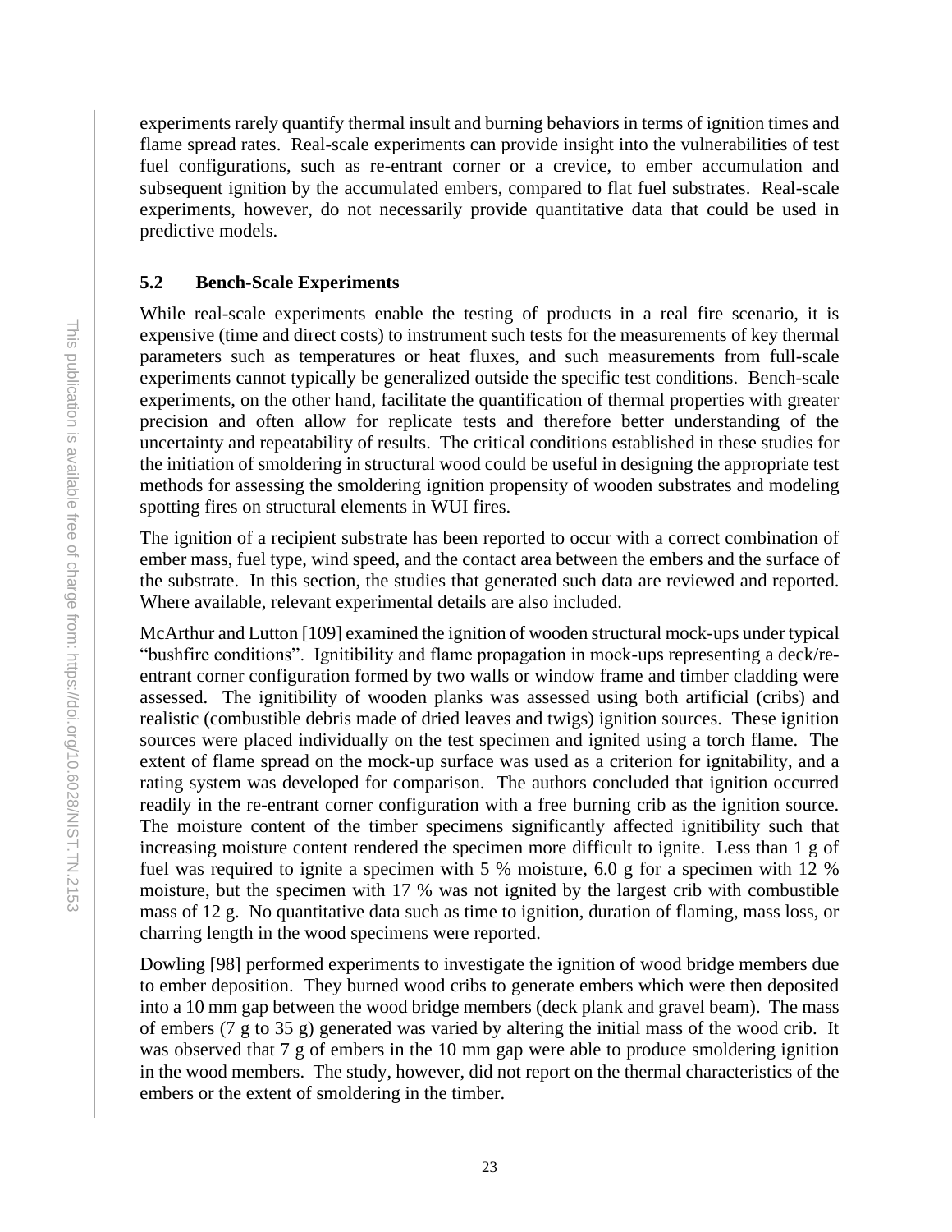experiments rarely quantify thermal insult and burning behaviors in terms of ignition times and flame spread rates. Real-scale experiments can provide insight into the vulnerabilities of test fuel configurations, such as re-entrant corner or a crevice, to ember accumulation and subsequent ignition by the accumulated embers, compared to flat fuel substrates. Real-scale experiments, however, do not necessarily provide quantitative data that could be used in predictive models.

## 5.2 Bench-Scale Experiments

While real-scale experiments enable the testing of products in a real fire scenario, it is expensive (time and direct costs) to instrument such tests for the measurements of key thermal parameters such as temperatures or heat fluxes, and such measurements from full-scale experiments cannot typically be generalized outside the specific test conditions. Bench-scale experiments, on the other hand, facilitate the quantification of thermal properties with greater precision and often allow for replicate tests and therefore better understanding of the uncertainty and repeatability of results. The critical conditions established in these studies for the initiation of smoldering in structural wood could be useful in designing the appropriate test methods for assessing the smoldering ignition propensity of wooden substrates and modeling spotting fires on structural elements in WUI fires.

The ignition of a recipient substrate has been reported to occur with a correct combination of ember mass, fuel type, wind speed, and the contact area between the embers and the surface of the substrate. In this section, the studies that generated such data are reviewed and reported. Where available, relevant experimental details are also included.

McArthur and Lutton [109] examined the ignition of wooden structural mock-ups under typical "bushfire conditions". Ignitibility and flame propagation in mock-ups representing a deck/re-entrant corner configuration formed by two walls or window frame and timber cladding were assessed. The ignitibility of wooden planks was assessed using both artificial (cribs) and realistic (combustible debris made of dried leaves and twigs) ignition sources. These ignition sources were placed individually on the test specimen and ignited using a torch flame. The extent of flame spread on the mock-up surface was used as a criterion for ignitability, and a rating system was developed for comparison. The authors concluded that ignition occurred readily in the re-entrant corner configuration with a free burning crib as the ignition source. The moisture content of the timber specimens significantly affected ignitibility such that increasing moisture content rendered the specimen more difficult to ignite. Less than 1 g of fuel was required to ignite a specimen with 5 % moisture, 6.0 g for a specimen with 12 % moisture, but the specimen with 17 % was not ignited by the largest crib with combustible mass of 12 g. No quantitative data such as time to ignition, duration of flaming, mass loss, or charring length in the wood specimens were reported.

Dowling [98] performed experiments to investigate the ignition of wood bridge members due to ember deposition. They burned wood cribs to generate embers which were then deposited into a 10 mm gap between the wood bridge members (deck plank and gravel beam). The mass of embers (7 g to 35 g) generated was varied by altering the initial mass of the wood crib. It was observed that 7 g of embers in the 10 mm gap were able to produce smoldering ignition in the wood members. The study, however, did not report on the thermal characteristics of the embers or the extent of smoldering in the timber.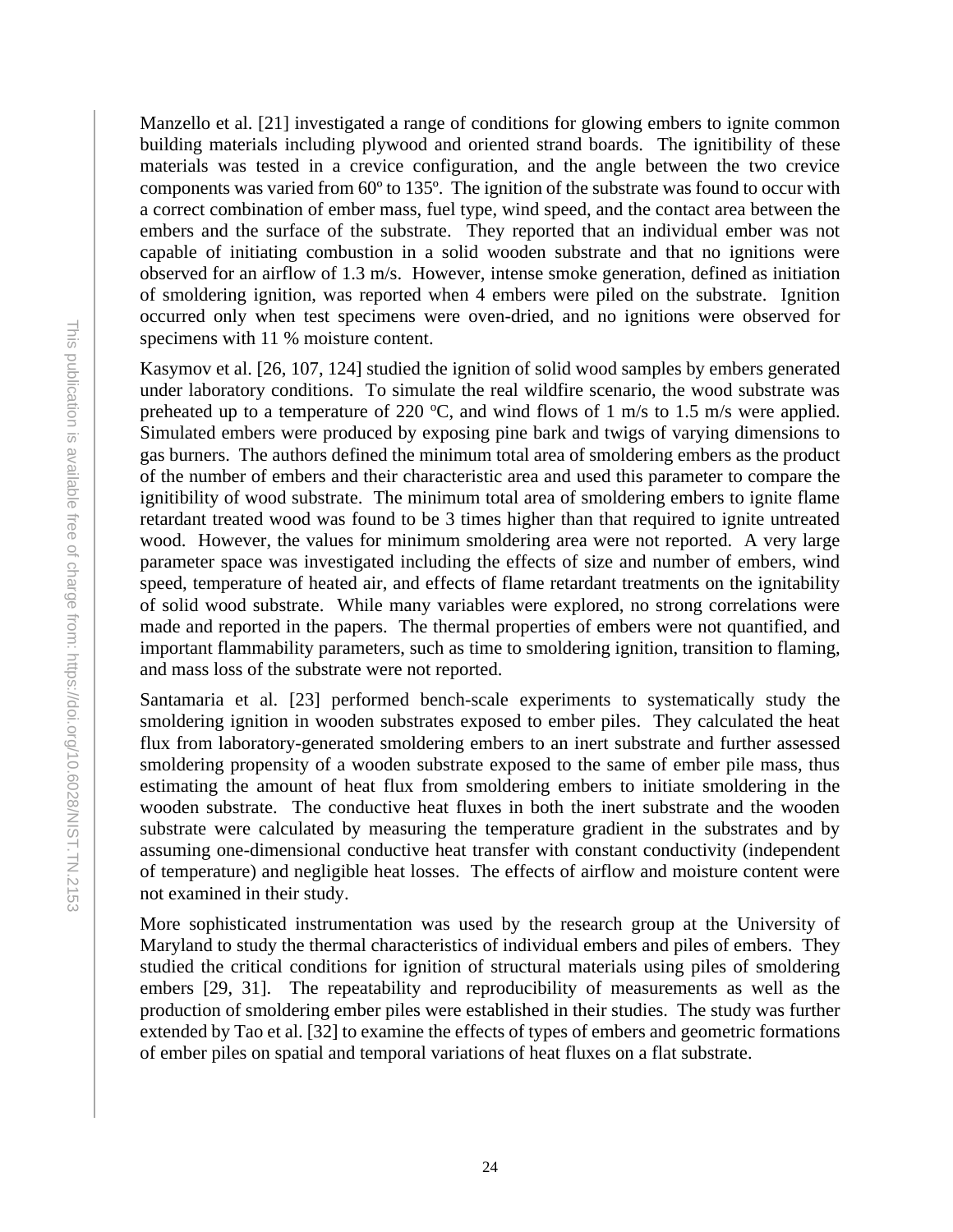Manzello et al. [21] investigated a range of conditions for glowing embers to ignite common building materials including plywood and oriented strand boards. The ignitibility of these materials was tested in a crevice configuration, and the angle between the two crevice components was varied from 60º to 135º. The ignition of the substrate was found to occur with a correct combination of ember mass, fuel type, wind speed, and the contact area between the embers and the surface of the substrate. They reported that an individual ember was not capable of initiating combustion in a solid wooden substrate and that no ignitions were observed for an airflow of 1.3 m/s. However, intense smoke generation, defined as initiation of smoldering ignition, was reported when 4 embers were piled on the substrate. Ignition occurred only when test specimens were oven-dried, and no ignitions were observed for specimens with 11 % moisture content.

Kasymov et al. [26, 107, 124] studied the ignition of solid wood samples by embers generated under laboratory conditions. To simulate the real wildfire scenario, the wood substrate was preheated up to a temperature of 220 ºC, and wind flows of 1 m/s to 1.5 m/s were applied. Simulated embers were produced by exposing pine bark and twigs of varying dimensions to gas burners. The authors defined the minimum total area of smoldering embers as the product of the number of embers and their characteristic area and used this parameter to compare the ignitibility of wood substrate. The minimum total area of smoldering embers to ignite flame retardant treated wood was found to be 3 times higher than that required to ignite untreated wood. However, the values for minimum smoldering area were not reported. A very large parameter space was investigated including the effects of size and number of embers, wind speed, temperature of heated air, and effects of flame retardant treatments on the ignitability of solid wood substrate. While many variables were explored, no strong correlations were made and reported in the papers. The thermal properties of embers were not quantified, and important flammability parameters, such as time to smoldering ignition, transition to flaming, and mass loss of the substrate were not reported.

Santamaria et al. [23] performed bench-scale experiments to systematically study the smoldering ignition in wooden substrates exposed to ember piles. They calculated the heat flux from laboratory-generated smoldering embers to an inert substrate and further assessed smoldering propensity of a wooden substrate exposed to the same of ember pile mass, thus estimating the amount of heat flux from smoldering embers to initiate smoldering in the wooden substrate. The conductive heat fluxes in both the inert substrate and the wooden substrate were calculated by measuring the temperature gradient in the substrates and by assuming one-dimensional conductive heat transfer with constant conductivity (independent of temperature) and negligible heat losses. The effects of airflow and moisture content were not examined in their study.

More sophisticated instrumentation was used by the research group at the University of Maryland to study the thermal characteristics of individual embers and piles of embers. They studied the critical conditions for ignition of structural materials using piles of smoldering embers [29, 31]. The repeatability and reproducibility of measurements as well as the production of smoldering ember piles were established in their studies. The study was further extended by Tao et al. [32] to examine the effects of types of embers and geometric formations of ember piles on spatial and temporal variations of heat fluxes on a flat substrate.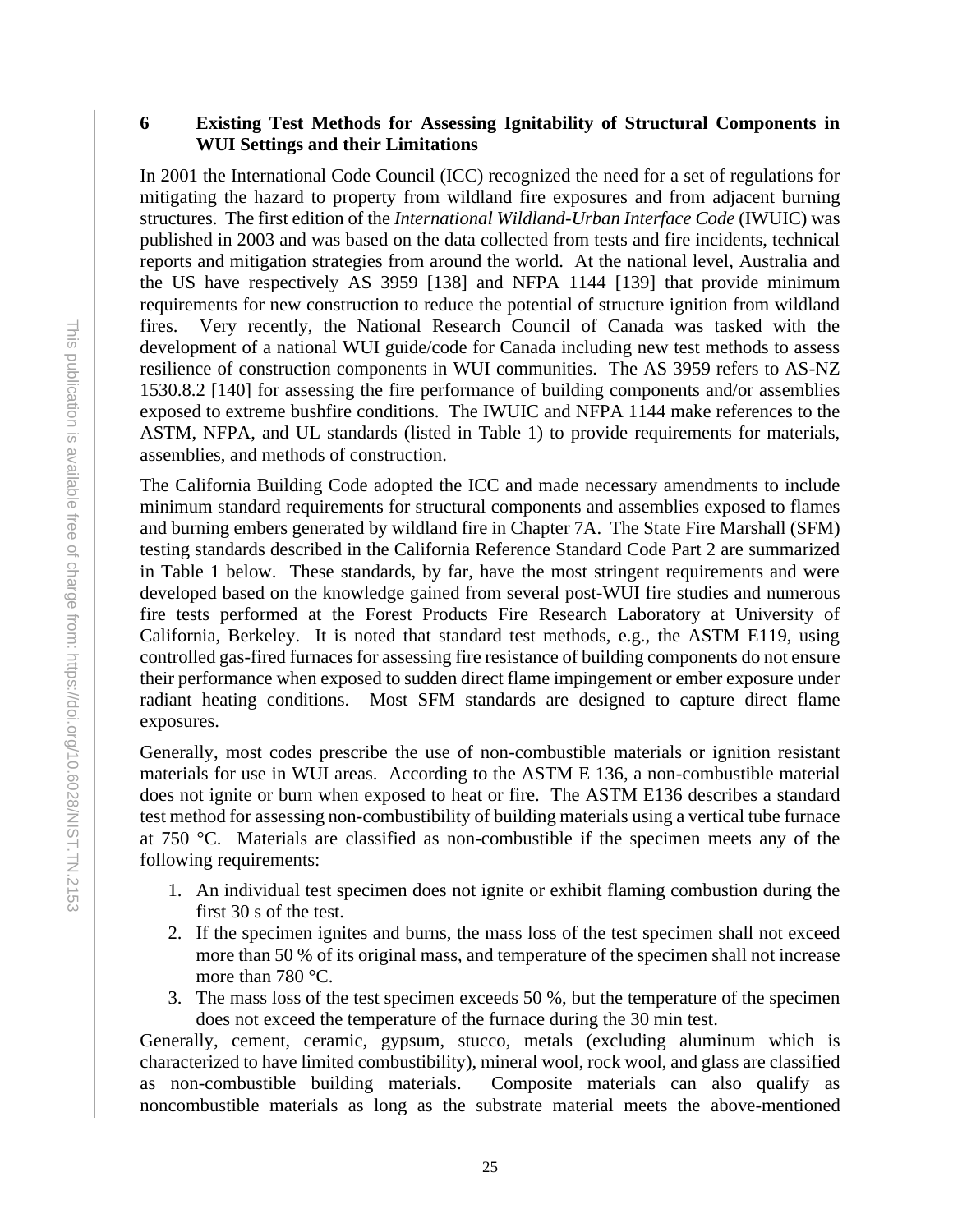# 6 Existing Test Methods for Assessing Ignitability of Structural Components in WUI Settings and their Limitations

In 2001 the International Code Council (ICC) recognized the need for a set of regulations for mitigating the hazard to property from wildland fire exposures and from adjacent burning structures. The first edition of the *International Wildland-Urban Interface Code* (IWUIC) was published in 2003 and was based on the data collected from tests and fire incidents, technical reports and mitigation strategies from around the world. At the national level, Australia and the US have respectively AS 3959 [138] and NFPA 1144 [139] that provide minimum requirements for new construction to reduce the potential of structure ignition from wildland fires. Very recently, the National Research Council of Canada was tasked with the development of a national WUI guide/code for Canada including new test methods to assess resilience of construction components in WUI communities. The AS 3959 refers to AS-NZ 1530.8.2 [140] for assessing the fire performance of building components and/or assemblies exposed to extreme bushfire conditions. The IWUIC and NFPA 1144 make references to the ASTM, NFPA, and UL standards (listed in Table 1) to provide requirements for materials, assemblies, and methods of construction.

The California Building Code adopted the ICC and made necessary amendments to include minimum standard requirements for structural components and assemblies exposed to flames and burning embers generated by wildland fire in Chapter 7A. The State Fire Marshall (SFM) testing standards described in the California Reference Standard Code Part 2 are summarized in Table 1 below. These standards, by far, have the most stringent requirements and were developed based on the knowledge gained from several post-WUI fire studies and numerous fire tests performed at the Forest Products Fire Research Laboratory at University of California, Berkeley. It is noted that standard test methods, e.g., the ASTM E119, using controlled gas-fired furnaces for assessing fire resistance of building components do not ensure their performance when exposed to sudden direct flame impingement or ember exposure under radiant heating conditions. Most SFM standards are designed to capture direct flame exposures.

Generally, most codes prescribe the use of non-combustible materials or ignition resistant materials for use in WUI areas. According to the ASTM E 136, a non-combustible material does not ignite or burn when exposed to heat or fire. The ASTM E136 describes a standard test method for assessing non-combustibility of building materials using a vertical tube furnace at 750 °C. Materials are classified as non-combustible if the specimen meets any of the following requirements:

1. An individual test specimen does not ignite or exhibit flaming combustion during the first 30 s of the test.
2. If the specimen ignites and burns, the mass loss of the test specimen shall not exceed more than 50 % of its original mass, and temperature of the specimen shall not increase more than 780 °C.
3. The mass loss of the test specimen exceeds 50 %, but the temperature of the specimen does not exceed the temperature of the furnace during the 30 min test.

Generally, cement, ceramic, gypsum, stucco, metals (excluding aluminum which is characterized to have limited combustibility), mineral wool, rock wool, and glass are classified as non-combustible building materials. Composite materials can also qualify as noncombustible materials as long as the substrate material meets the above-mentioned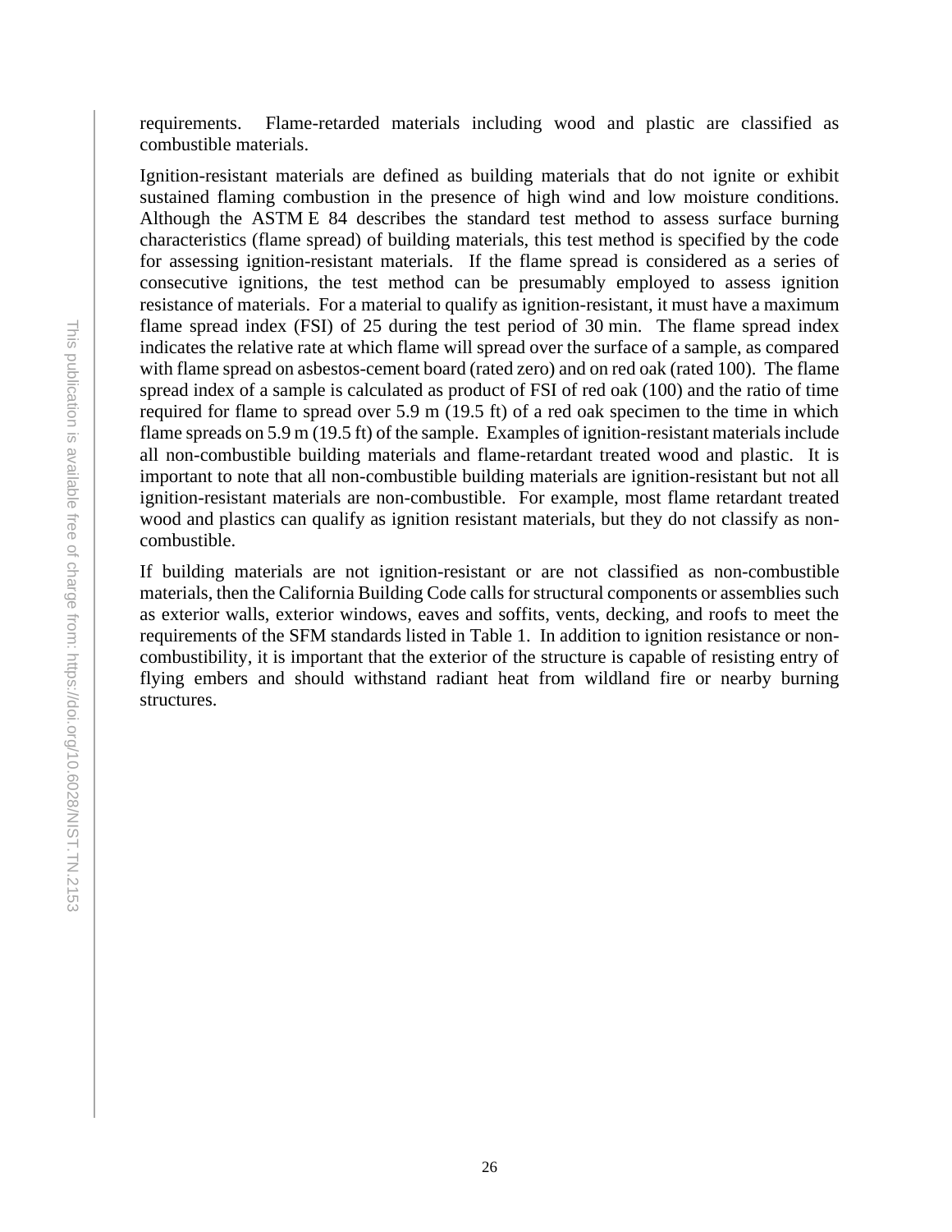requirements. Flame-retarded materials including wood and plastic are classified as combustible materials.

Ignition-resistant materials are defined as building materials that do not ignite or exhibit sustained flaming combustion in the presence of high wind and low moisture conditions. Although the ASTM E 84 describes the standard test method to assess surface burning characteristics (flame spread) of building materials, this test method is specified by the code for assessing ignition-resistant materials. If the flame spread is considered as a series of consecutive ignitions, the test method can be presumably employed to assess ignition resistance of materials. For a material to qualify as ignition-resistant, it must have a maximum flame spread index (FSI) of 25 during the test period of 30 min. The flame spread index indicates the relative rate at which flame will spread over the surface of a sample, as compared with flame spread on asbestos-cement board (rated zero) and on red oak (rated 100). The flame spread index of a sample is calculated as product of FSI of red oak (100) and the ratio of time required for flame to spread over 5.9 m (19.5 ft) of a red oak specimen to the time in which flame spreads on 5.9 m (19.5 ft) of the sample. Examples of ignition-resistant materials include all non-combustible building materials and flame-retardant treated wood and plastic. It is important to note that all non-combustible building materials are ignition-resistant but not all ignition-resistant materials are non-combustible. For example, most flame retardant treated wood and plastics can qualify as ignition resistant materials, but they do not classify as non-combustible.

If building materials are not ignition-resistant or are not classified as non-combustible materials, then the California Building Code calls for structural components or assemblies such as exterior walls, exterior windows, eaves and soffits, vents, decking, and roofs to meet the requirements of the SFM standards listed in Table 1. In addition to ignition resistance or non-combustibility, it is important that the exterior of the structure is capable of resisting entry of flying embers and should withstand radiant heat from wildland fire or nearby burning structures.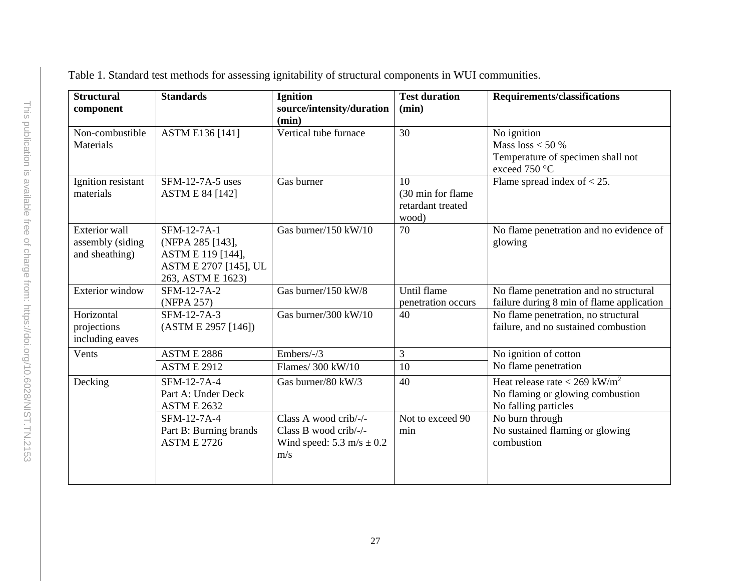Table 1. Standard test methods for assessing ignitability of structural components in WUI communities.

| Structural component | Standards | Ignition source/intensity/duration (min) | Test duration (min) | Requirements/classifications |
|---|---|---|---|---|
| Non-combustible Materials | ASTM E136 [141] | Vertical tube furnace | 30 | No ignition<br>Mass loss < 50 %<br>Temperature of specimen shall not exceed 750 °C |
| Ignition resistant materials | SFM-12-7A-5 uses ASTM E 84 [142] | Gas burner | 10<br>(30 min for flame retardant treated wood) | Flame spread index of < 25. |
| Exterior wall assembly (siding and sheathing) | SFM-12-7A-1 (NFPA 285 [143], ASTM E 119 [144], ASTM E 2707 [145], UL 263, ASTM E 1623) | Gas burner/150 kW/10 | 70 | No flame penetration and no evidence of glowing |
| Exterior window | SFM-12-7A-2 (NFPA 257) | Gas burner/150 kW/8 | Until flame penetration occurs | No flame penetration and no structural failure during 8 min of flame application |
| Horizontal projections including eaves | SFM-12-7A-3 (ASTM E 2957 [146]) | Gas burner/300 kW/10 | 40 | No flame penetration, no structural failure, and no sustained combustion |
| Vents | ASTM E 2886 | Embers/-/3 | 3 | No ignition of cotton<br>No flame penetration |
| | ASTM E 2912 | Flames/ 300 kW/10 | 10 | |
| Decking | SFM-12-7A-4<br>Part A: Under Deck<br>ASTM E 2632 | Gas burner/80 kW/3 | 40 | Heat release rate < 269 $kW/m^2$<br>No flaming or glowing combustion<br>No falling particles |
| | SFM-12-7A-4<br>Part B: Burning brands<br>ASTM E 2726 | Class A wood crib/-/-<br>Class B wood crib/-/-<br>Wind speed: 5.3 m/s ± 0.2 m/s | Not to exceed 90 min | No burn through<br>No sustained flaming or glowing combustion |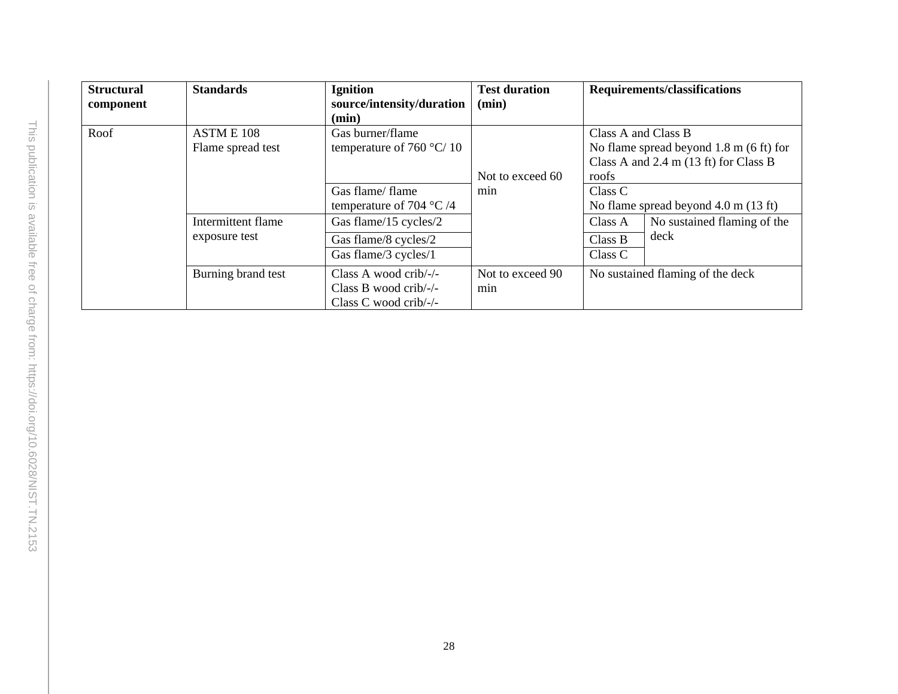| Structural component | Standards | Ignition source/intensity/duration (min) | Test duration (min) | Requirements/classifications | |
|---|---|---|---|---|---|
| Roof | ASTM E 108 Flame spread test | Gas burner/flame temperature of 760 °C/ 10 | Not to exceed 60 min | Class A and Class B No flame spread beyond 1.8 m (6 ft) for Class A and 2.4 m (13 ft) for Class B roofs | |
| | | Gas flame/ flame temperature of 704 °C /4 | | Class C No flame spread beyond 4.0 m (13 ft) | |
| | Intermittent flame exposure test | Gas flame/15 cycles/2 | | Class A | No sustained flaming of the deck |
| | | Gas flame/8 cycles/2 | | Class B | |
| | | Gas flame/3 cycles/1 | | Class C | |
| | Burning brand test | Class A wood crib/-/- Class B wood crib/-/- Class C wood crib/-/- | Not to exceed 90 min | No sustained flaming of the deck | |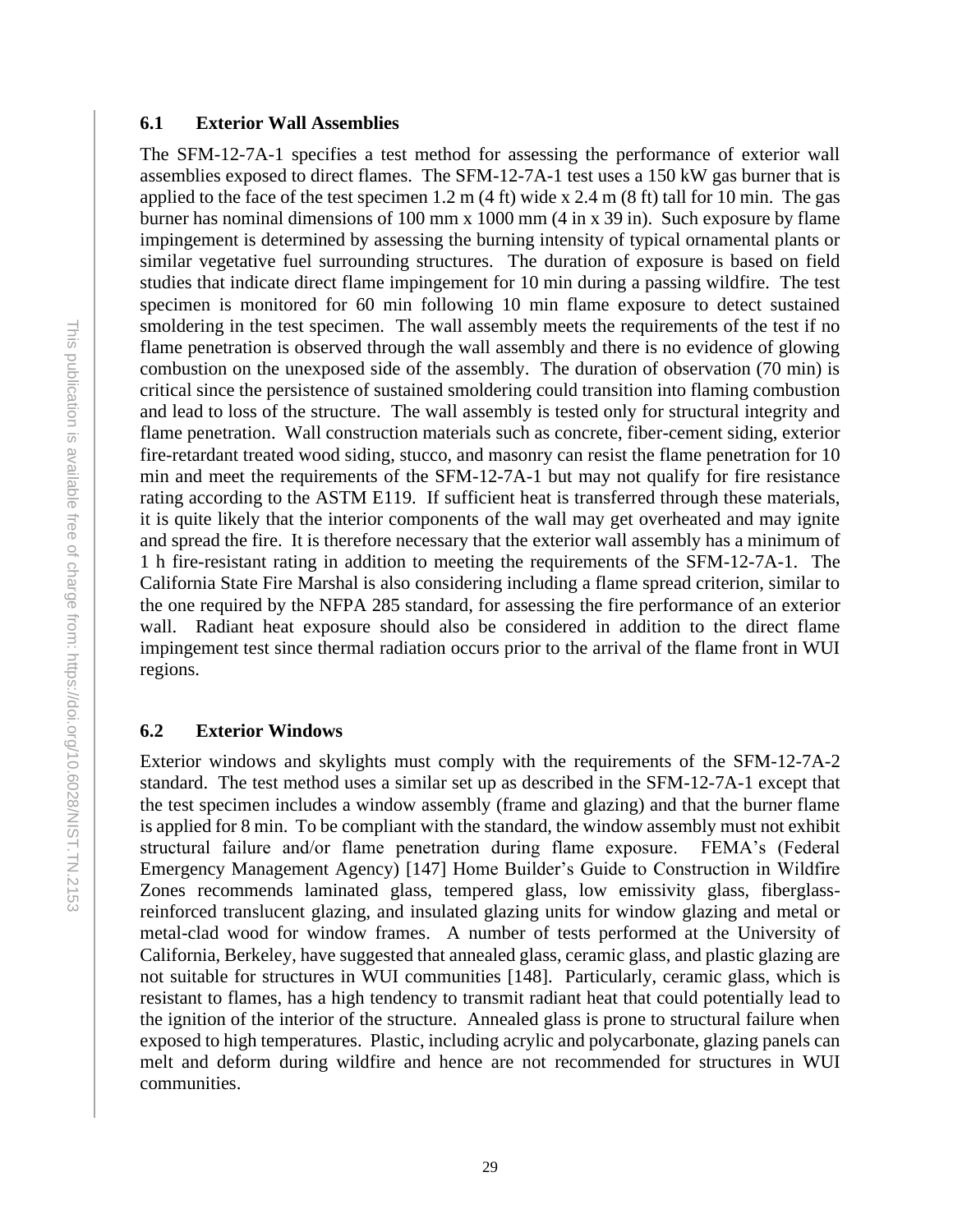### 6.1 Exterior Wall Assemblies

The SFM-12-7A-1 specifies a test method for assessing the performance of exterior wall assemblies exposed to direct flames. The SFM-12-7A-1 test uses a 150 kW gas burner that is applied to the face of the test specimen 1.2 m (4 ft) wide x 2.4 m (8 ft) tall for 10 min. The gas burner has nominal dimensions of 100 mm x 1000 mm (4 in x 39 in). Such exposure by flame impingement is determined by assessing the burning intensity of typical ornamental plants or similar vegetative fuel surrounding structures. The duration of exposure is based on field studies that indicate direct flame impingement for 10 min during a passing wildfire. The test specimen is monitored for 60 min following 10 min flame exposure to detect sustained smoldering in the test specimen. The wall assembly meets the requirements of the test if no flame penetration is observed through the wall assembly and there is no evidence of glowing combustion on the unexposed side of the assembly. The duration of observation (70 min) is critical since the persistence of sustained smoldering could transition into flaming combustion and lead to loss of the structure. The wall assembly is tested only for structural integrity and flame penetration. Wall construction materials such as concrete, fiber-cement siding, exterior fire-retardant treated wood siding, stucco, and masonry can resist the flame penetration for 10 min and meet the requirements of the SFM-12-7A-1 but may not qualify for fire resistance rating according to the ASTM E119. If sufficient heat is transferred through these materials, it is quite likely that the interior components of the wall may get overheated and may ignite and spread the fire. It is therefore necessary that the exterior wall assembly has a minimum of 1 h fire-resistant rating in addition to meeting the requirements of the SFM-12-7A-1. The California State Fire Marshal is also considering including a flame spread criterion, similar to the one required by the NFPA 285 standard, for assessing the fire performance of an exterior wall. Radiant heat exposure should also be considered in addition to the direct flame impingement test since thermal radiation occurs prior to the arrival of the flame front in WUI regions.

### 6.2 Exterior Windows

Exterior windows and skylights must comply with the requirements of the SFM-12-7A-2 standard. The test method uses a similar set up as described in the SFM-12-7A-1 except that the test specimen includes a window assembly (frame and glazing) and that the burner flame is applied for 8 min. To be compliant with the standard, the window assembly must not exhibit structural failure and/or flame penetration during flame exposure. FEMA's (Federal Emergency Management Agency) [147] Home Builder's Guide to Construction in Wildfire Zones recommends laminated glass, tempered glass, low emissivity glass, fiberglass-reinforced translucent glazing, and insulated glazing units for window glazing and metal or metal-clad wood for window frames. A number of tests performed at the University of California, Berkeley, have suggested that annealed glass, ceramic glass, and plastic glazing are not suitable for structures in WUI communities [148]. Particularly, ceramic glass, which is resistant to flames, has a high tendency to transmit radiant heat that could potentially lead to the ignition of the interior of the structure. Annealed glass is prone to structural failure when exposed to high temperatures. Plastic, including acrylic and polycarbonate, glazing panels can melt and deform during wildfire and hence are not recommended for structures in WUI communities.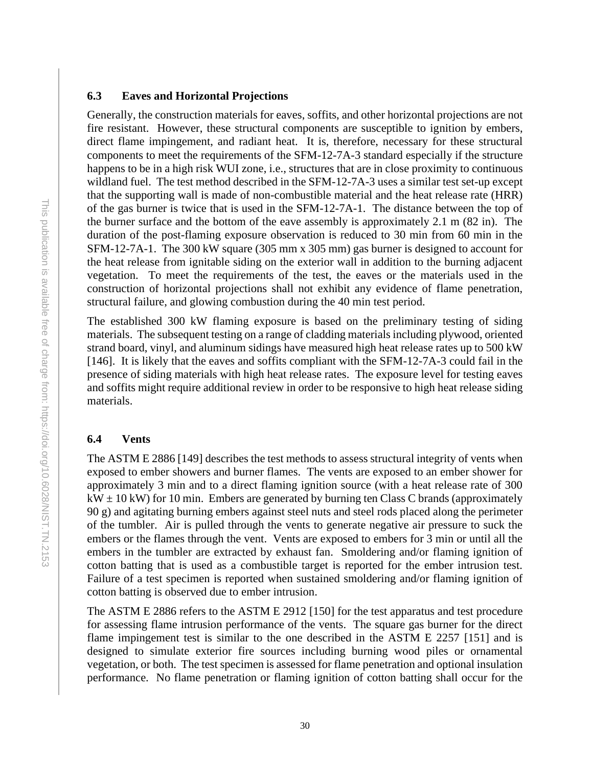### 6.3 Eaves and Horizontal Projections

Generally, the construction materials for eaves, soffits, and other horizontal projections are not fire resistant. However, these structural components are susceptible to ignition by embers, direct flame impingement, and radiant heat. It is, therefore, necessary for these structural components to meet the requirements of the SFM-12-7A-3 standard especially if the structure happens to be in a high risk WUI zone, i.e., structures that are in close proximity to continuous wildland fuel. The test method described in the SFM-12-7A-3 uses a similar test set-up except that the supporting wall is made of non-combustible material and the heat release rate (HRR) of the gas burner is twice that is used in the SFM-12-7A-1. The distance between the top of the burner surface and the bottom of the eave assembly is approximately 2.1 m (82 in). The duration of the post-flaming exposure observation is reduced to 30 min from 60 min in the SFM-12-7A-1. The 300 kW square (305 mm x 305 mm) gas burner is designed to account for the heat release from ignitable siding on the exterior wall in addition to the burning adjacent vegetation. To meet the requirements of the test, the eaves or the materials used in the construction of horizontal projections shall not exhibit any evidence of flame penetration, structural failure, and glowing combustion during the 40 min test period.

The established 300 kW flaming exposure is based on the preliminary testing of siding materials. The subsequent testing on a range of cladding materials including plywood, oriented strand board, vinyl, and aluminum sidings have measured high heat release rates up to 500 kW [146]. It is likely that the eaves and soffits compliant with the SFM-12-7A-3 could fail in the presence of siding materials with high heat release rates. The exposure level for testing eaves and soffits might require additional review in order to be responsive to high heat release siding materials.

### 6.4 Vents

The ASTM E 2886 [149] describes the test methods to assess structural integrity of vents when exposed to ember showers and burner flames. The vents are exposed to an ember shower for approximately 3 min and to a direct flaming ignition source (with a heat release rate of 300 kW ± 10 kW) for 10 min. Embers are generated by burning ten Class C brands (approximately 90 g) and agitating burning embers against steel nuts and steel rods placed along the perimeter of the tumbler. Air is pulled through the vents to generate negative air pressure to suck the embers or the flames through the vent. Vents are exposed to embers for 3 min or until all the embers in the tumbler are extracted by exhaust fan. Smoldering and/or flaming ignition of cotton batting that is used as a combustible target is reported for the ember intrusion test. Failure of a test specimen is reported when sustained smoldering and/or flaming ignition of cotton batting is observed due to ember intrusion.

The ASTM E 2886 refers to the ASTM E 2912 [150] for the test apparatus and test procedure for assessing flame intrusion performance of the vents. The square gas burner for the direct flame impingement test is similar to the one described in the ASTM E 2257 [151] and is designed to simulate exterior fire sources including burning wood piles or ornamental vegetation, or both. The test specimen is assessed for flame penetration and optional insulation performance. No flame penetration or flaming ignition of cotton batting shall occur for the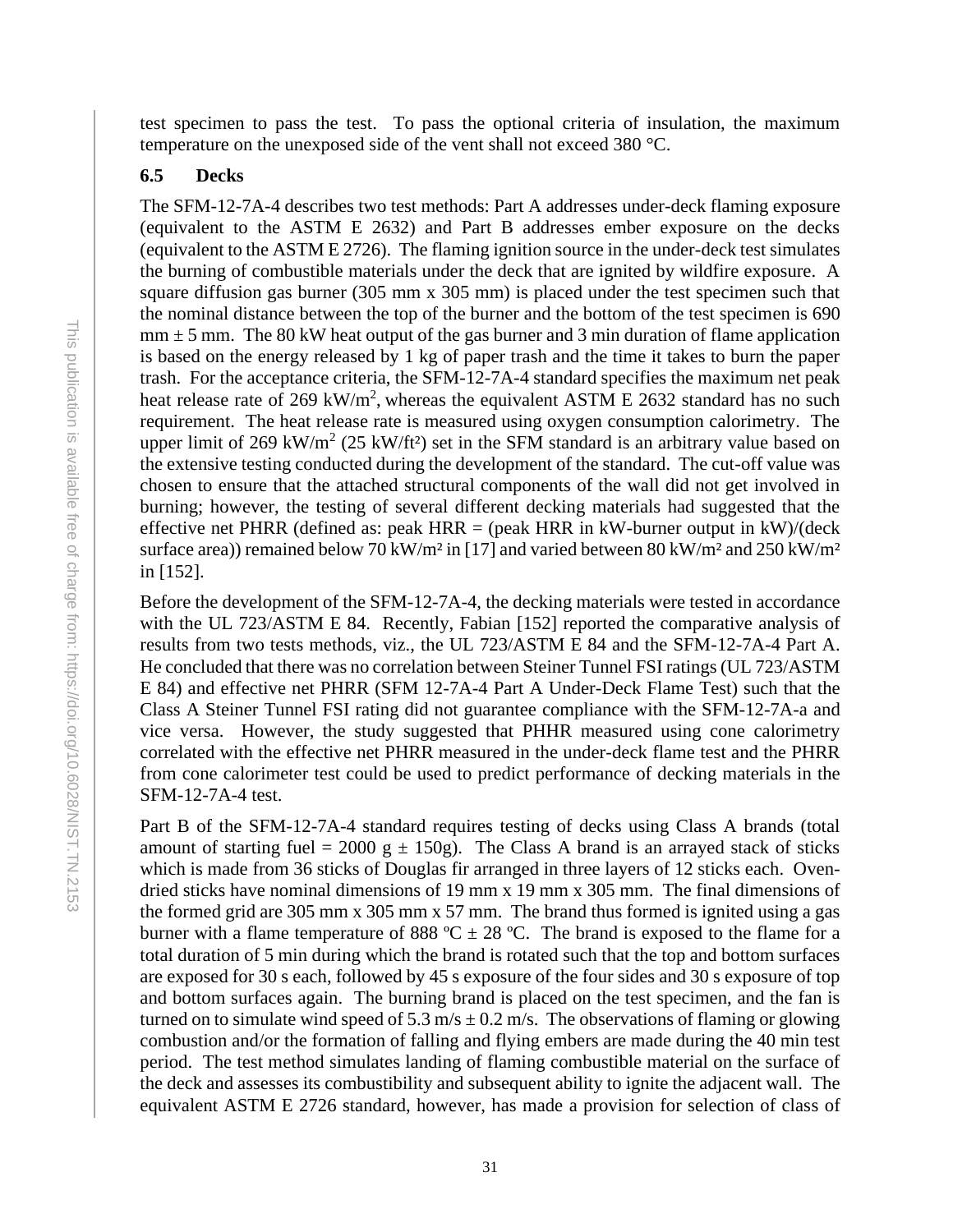test specimen to pass the test. To pass the optional criteria of insulation, the maximum temperature on the unexposed side of the vent shall not exceed 380 °C.

### 6.5 Decks

The SFM-12-7A-4 describes two test methods: Part A addresses under-deck flaming exposure (equivalent to the ASTM E 2632) and Part B addresses ember exposure on the decks (equivalent to the ASTM E 2726). The flaming ignition source in the under-deck test simulates the burning of combustible materials under the deck that are ignited by wildfire exposure. A square diffusion gas burner (305 mm x 305 mm) is placed under the test specimen such that the nominal distance between the top of the burner and the bottom of the test specimen is 690 mm ± 5 mm. The 80 kW heat output of the gas burner and 3 min duration of flame application is based on the energy released by 1 kg of paper trash and the time it takes to burn the paper trash. For the acceptance criteria, the SFM-12-7A-4 standard specifies the maximum net peak heat release rate of 269 kW/m$^2$, whereas the equivalent ASTM E 2632 standard has no such requirement. The heat release rate is measured using oxygen consumption calorimetry. The upper limit of 269 kW/m$^2$ (25 kW/ft$^2$) set in the SFM standard is an arbitrary value based on the extensive testing conducted during the development of the standard. The cut-off value was chosen to ensure that the attached structural components of the wall did not get involved in burning; however, the testing of several different decking materials had suggested that the effective net PHRR (defined as: peak HRR = (peak HRR in kW-burner output in kW)/(deck surface area)) remained below 70 kW/m$^2$ in [17] and varied between 80 kW/m$^2$ and 250 kW/m$^2$ in [152].

Before the development of the SFM-12-7A-4, the decking materials were tested in accordance with the UL 723/ASTM E 84. Recently, Fabian [152] reported the comparative analysis of results from two tests methods, viz., the UL 723/ASTM E 84 and the SFM-12-7A-4 Part A. He concluded that there was no correlation between Steiner Tunnel FSI ratings (UL 723/ASTM E 84) and effective net PHRR (SFM 12-7A-4 Part A Under-Deck Flame Test) such that the Class A Steiner Tunnel FSI rating did not guarantee compliance with the SFM-12-7A-a and vice versa. However, the study suggested that PHHR measured using cone calorimetry correlated with the effective net PHRR measured in the under-deck flame test and the PHRR from cone calorimeter test could be used to predict performance of decking materials in the SFM-12-7A-4 test.

Part B of the SFM-12-7A-4 standard requires testing of decks using Class A brands (total amount of starting fuel = 2000 g ± 150g). The Class A brand is an arrayed stack of sticks which is made from 36 sticks of Douglas fir arranged in three layers of 12 sticks each. Oven-dried sticks have nominal dimensions of 19 mm x 19 mm x 305 mm. The final dimensions of the formed grid are 305 mm x 305 mm x 57 mm. The brand thus formed is ignited using a gas burner with a flame temperature of 888 ºC ± 28 ºC. The brand is exposed to the flame for a total duration of 5 min during which the brand is rotated such that the top and bottom surfaces are exposed for 30 s each, followed by 45 s exposure of the four sides and 30 s exposure of top and bottom surfaces again. The burning brand is placed on the test specimen, and the fan is turned on to simulate wind speed of 5.3 m/s ± 0.2 m/s. The observations of flaming or glowing combustion and/or the formation of falling and flying embers are made during the 40 min test period. The test method simulates landing of flaming combustible material on the surface of the deck and assesses its combustibility and subsequent ability to ignite the adjacent wall. The equivalent ASTM E 2726 standard, however, has made a provision for selection of class of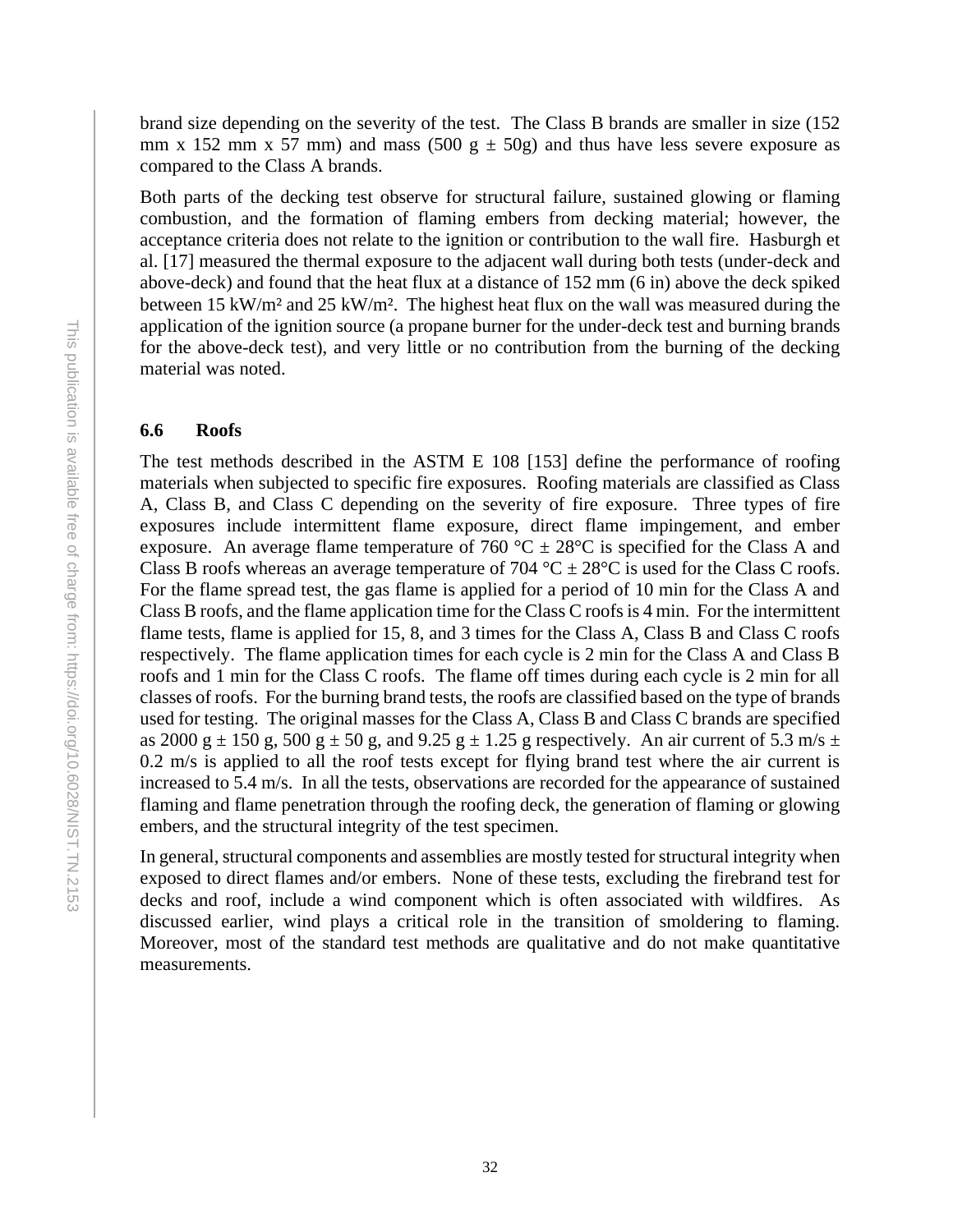brand size depending on the severity of the test. The Class B brands are smaller in size (152 mm x 152 mm x 57 mm) and mass (500 g ± 50g) and thus have less severe exposure as compared to the Class A brands.

Both parts of the decking test observe for structural failure, sustained glowing or flaming combustion, and the formation of flaming embers from decking material; however, the acceptance criteria does not relate to the ignition or contribution to the wall fire. Hasburgh et al. [17] measured the thermal exposure to the adjacent wall during both tests (under-deck and above-deck) and found that the heat flux at a distance of 152 mm (6 in) above the deck spiked between 15 kW/m² and 25 kW/m². The highest heat flux on the wall was measured during the application of the ignition source (a propane burner for the under-deck test and burning brands for the above-deck test), and very little or no contribution from the burning of the decking material was noted.

### 6.6 Roofs

The test methods described in the ASTM E 108 [153] define the performance of roofing materials when subjected to specific fire exposures. Roofing materials are classified as Class A, Class B, and Class C depending on the severity of fire exposure. Three types of fire exposures include intermittent flame exposure, direct flame impingement, and ember exposure. An average flame temperature of 760 °C ± 28°C is specified for the Class A and Class B roofs whereas an average temperature of 704 °C ± 28°C is used for the Class C roofs. For the flame spread test, the gas flame is applied for a period of 10 min for the Class A and Class B roofs, and the flame application time for the Class C roofs is 4 min. For the intermittent flame tests, flame is applied for 15, 8, and 3 times for the Class A, Class B and Class C roofs respectively. The flame application times for each cycle is 2 min for the Class A and Class B roofs and 1 min for the Class C roofs. The flame off times during each cycle is 2 min for all classes of roofs. For the burning brand tests, the roofs are classified based on the type of brands used for testing. The original masses for the Class A, Class B and Class C brands are specified as 2000 g ± 150 g, 500 g ± 50 g, and 9.25 g ± 1.25 g respectively. An air current of 5.3 m/s ± 0.2 m/s is applied to all the roof tests except for flying brand test where the air current is increased to 5.4 m/s. In all the tests, observations are recorded for the appearance of sustained flaming and flame penetration through the roofing deck, the generation of flaming or glowing embers, and the structural integrity of the test specimen.

In general, structural components and assemblies are mostly tested for structural integrity when exposed to direct flames and/or embers. None of these tests, excluding the firebrand test for decks and roof, include a wind component which is often associated with wildfires. As discussed earlier, wind plays a critical role in the transition of smoldering to flaming. Moreover, most of the standard test methods are qualitative and do not make quantitative measurements.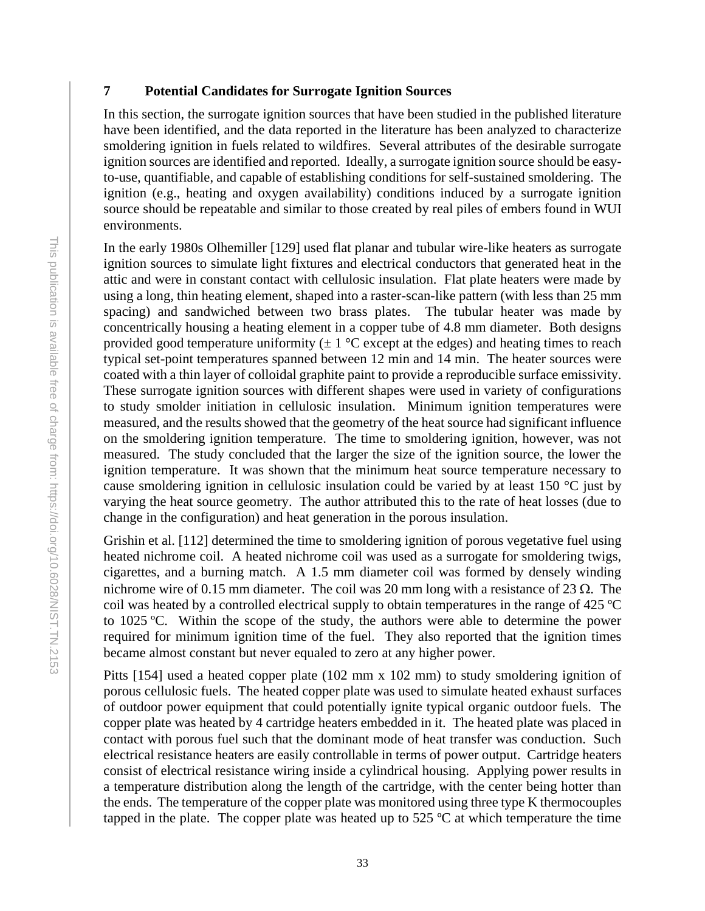## 7 Potential Candidates for Surrogate Ignition Sources

In this section, the surrogate ignition sources that have been studied in the published literature have been identified, and the data reported in the literature has been analyzed to characterize smoldering ignition in fuels related to wildfires. Several attributes of the desirable surrogate ignition sources are identified and reported. Ideally, a surrogate ignition source should be easy-to-use, quantifiable, and capable of establishing conditions for self-sustained smoldering. The ignition (e.g., heating and oxygen availability) conditions induced by a surrogate ignition source should be repeatable and similar to those created by real piles of embers found in WUI environments.

In the early 1980s Olhemiller [129] used flat planar and tubular wire-like heaters as surrogate ignition sources to simulate light fixtures and electrical conductors that generated heat in the attic and were in constant contact with cellulosic insulation. Flat plate heaters were made by using a long, thin heating element, shaped into a raster-scan-like pattern (with less than 25 mm spacing) and sandwiched between two brass plates. The tubular heater was made by concentrically housing a heating element in a copper tube of 4.8 mm diameter. Both designs provided good temperature uniformity (± 1 °C except at the edges) and heating times to reach typical set-point temperatures spanned between 12 min and 14 min. The heater sources were coated with a thin layer of colloidal graphite paint to provide a reproducible surface emissivity. These surrogate ignition sources with different shapes were used in variety of configurations to study smolder initiation in cellulosic insulation. Minimum ignition temperatures were measured, and the results showed that the geometry of the heat source had significant influence on the smoldering ignition temperature. The time to smoldering ignition, however, was not measured. The study concluded that the larger the size of the ignition source, the lower the ignition temperature. It was shown that the minimum heat source temperature necessary to cause smoldering ignition in cellulosic insulation could be varied by at least 150 °C just by varying the heat source geometry. The author attributed this to the rate of heat losses (due to change in the configuration) and heat generation in the porous insulation.

Grishin et al. [112] determined the time to smoldering ignition of porous vegetative fuel using heated nichrome coil. A heated nichrome coil was used as a surrogate for smoldering twigs, cigarettes, and a burning match. A 1.5 mm diameter coil was formed by densely winding nichrome wire of 0.15 mm diameter. The coil was 20 mm long with a resistance of 23 Ω. The coil was heated by a controlled electrical supply to obtain temperatures in the range of 425 ºC to 1025 ºC. Within the scope of the study, the authors were able to determine the power required for minimum ignition time of the fuel. They also reported that the ignition times became almost constant but never equaled to zero at any higher power.

Pitts [154] used a heated copper plate (102 mm x 102 mm) to study smoldering ignition of porous cellulosic fuels. The heated copper plate was used to simulate heated exhaust surfaces of outdoor power equipment that could potentially ignite typical organic outdoor fuels. The copper plate was heated by 4 cartridge heaters embedded in it. The heated plate was placed in contact with porous fuel such that the dominant mode of heat transfer was conduction. Such electrical resistance heaters are easily controllable in terms of power output. Cartridge heaters consist of electrical resistance wiring inside a cylindrical housing. Applying power results in a temperature distribution along the length of the cartridge, with the center being hotter than the ends. The temperature of the copper plate was monitored using three type K thermocouples tapped in the plate. The copper plate was heated up to 525 ºC at which temperature the time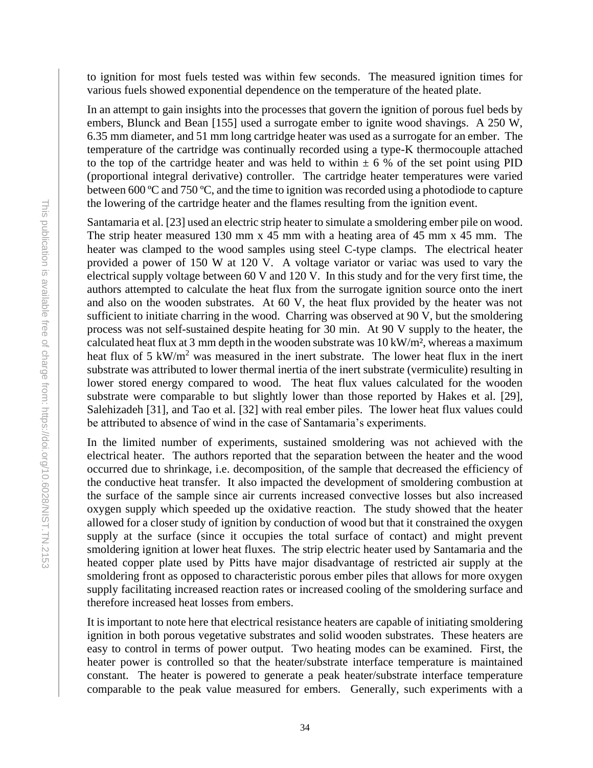to ignition for most fuels tested was within few seconds. The measured ignition times for various fuels showed exponential dependence on the temperature of the heated plate.

In an attempt to gain insights into the processes that govern the ignition of porous fuel beds by embers, Blunck and Bean [155] used a surrogate ember to ignite wood shavings. A 250 W, 6.35 mm diameter, and 51 mm long cartridge heater was used as a surrogate for an ember. The temperature of the cartridge was continually recorded using a type-K thermocouple attached to the top of the cartridge heater and was held to within ± 6 % of the set point using PID (proportional integral derivative) controller. The cartridge heater temperatures were varied between 600 ºC and 750 ºC, and the time to ignition was recorded using a photodiode to capture the lowering of the cartridge heater and the flames resulting from the ignition event.

Santamaria et al. [23] used an electric strip heater to simulate a smoldering ember pile on wood. The strip heater measured 130 mm x 45 mm with a heating area of 45 mm x 45 mm. The heater was clamped to the wood samples using steel C-type clamps. The electrical heater provided a power of 150 W at 120 V. A voltage variator or variac was used to vary the electrical supply voltage between 60 V and 120 V. In this study and for the very first time, the authors attempted to calculate the heat flux from the surrogate ignition source onto the inert and also on the wooden substrates. At 60 V, the heat flux provided by the heater was not sufficient to initiate charring in the wood. Charring was observed at 90 V, but the smoldering process was not self-sustained despite heating for 30 min. At 90 V supply to the heater, the calculated heat flux at 3 mm depth in the wooden substrate was 10 kW/m², whereas a maximum heat flux of 5 kW/m² was measured in the inert substrate. The lower heat flux in the inert substrate was attributed to lower thermal inertia of the inert substrate (vermiculite) resulting in lower stored energy compared to wood. The heat flux values calculated for the wooden substrate were comparable to but slightly lower than those reported by Hakes et al. [29], Salehizadeh [31], and Tao et al. [32] with real ember piles. The lower heat flux values could be attributed to absence of wind in the case of Santamaria's experiments.

In the limited number of experiments, sustained smoldering was not achieved with the electrical heater. The authors reported that the separation between the heater and the wood occurred due to shrinkage, i.e. decomposition, of the sample that decreased the efficiency of the conductive heat transfer. It also impacted the development of smoldering combustion at the surface of the sample since air currents increased convective losses but also increased oxygen supply which speeded up the oxidative reaction. The study showed that the heater allowed for a closer study of ignition by conduction of wood but that it constrained the oxygen supply at the surface (since it occupies the total surface of contact) and might prevent smoldering ignition at lower heat fluxes. The strip electric heater used by Santamaria and the heated copper plate used by Pitts have major disadvantage of restricted air supply at the smoldering front as opposed to characteristic porous ember piles that allows for more oxygen supply facilitating increased reaction rates or increased cooling of the smoldering surface and therefore increased heat losses from embers.

It is important to note here that electrical resistance heaters are capable of initiating smoldering ignition in both porous vegetative substrates and solid wooden substrates. These heaters are easy to control in terms of power output. Two heating modes can be examined. First, the heater power is controlled so that the heater/substrate interface temperature is maintained constant. The heater is powered to generate a peak heater/substrate interface temperature comparable to the peak value measured for embers. Generally, such experiments with a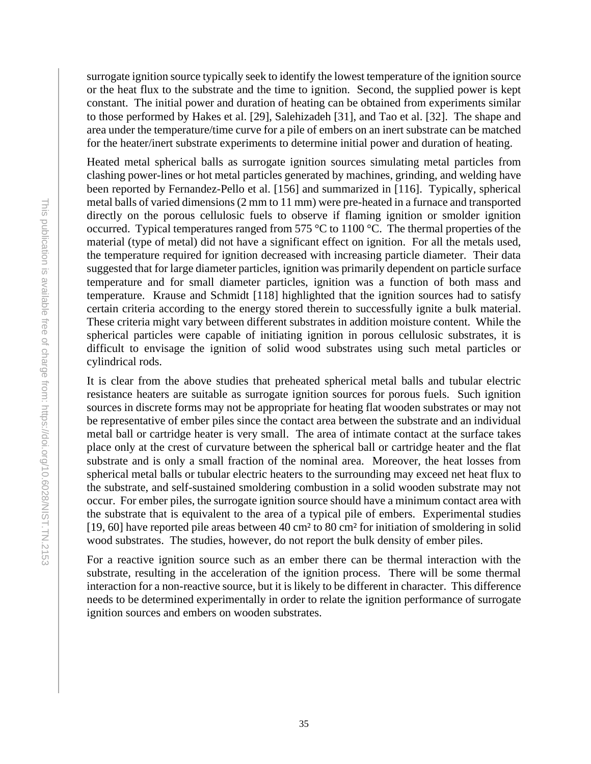surrogate ignition source typically seek to identify the lowest temperature of the ignition source or the heat flux to the substrate and the time to ignition. Second, the supplied power is kept constant. The initial power and duration of heating can be obtained from experiments similar to those performed by Hakes et al. [29], Salehizadeh [31], and Tao et al. [32]. The shape and area under the temperature/time curve for a pile of embers on an inert substrate can be matched for the heater/inert substrate experiments to determine initial power and duration of heating.

Heated metal spherical balls as surrogate ignition sources simulating metal particles from clashing power-lines or hot metal particles generated by machines, grinding, and welding have been reported by Fernandez-Pello et al. [156] and summarized in [116]. Typically, spherical metal balls of varied dimensions (2 mm to 11 mm) were pre-heated in a furnace and transported directly on the porous cellulosic fuels to observe if flaming ignition or smolder ignition occurred. Typical temperatures ranged from 575 °C to 1100 °C. The thermal properties of the material (type of metal) did not have a significant effect on ignition. For all the metals used, the temperature required for ignition decreased with increasing particle diameter. Their data suggested that for large diameter particles, ignition was primarily dependent on particle surface temperature and for small diameter particles, ignition was a function of both mass and temperature. Krause and Schmidt [118] highlighted that the ignition sources had to satisfy certain criteria according to the energy stored therein to successfully ignite a bulk material. These criteria might vary between different substrates in addition moisture content. While the spherical particles were capable of initiating ignition in porous cellulosic substrates, it is difficult to envisage the ignition of solid wood substrates using such metal particles or cylindrical rods.

It is clear from the above studies that preheated spherical metal balls and tubular electric resistance heaters are suitable as surrogate ignition sources for porous fuels. Such ignition sources in discrete forms may not be appropriate for heating flat wooden substrates or may not be representative of ember piles since the contact area between the substrate and an individual metal ball or cartridge heater is very small. The area of intimate contact at the surface takes place only at the crest of curvature between the spherical ball or cartridge heater and the flat substrate and is only a small fraction of the nominal area. Moreover, the heat losses from spherical metal balls or tubular electric heaters to the surrounding may exceed net heat flux to the substrate, and self-sustained smoldering combustion in a solid wooden substrate may not occur. For ember piles, the surrogate ignition source should have a minimum contact area with the substrate that is equivalent to the area of a typical pile of embers. Experimental studies [19, 60] have reported pile areas between 40 $cm^2$ to 80 $cm^2$ for initiation of smoldering in solid wood substrates. The studies, however, do not report the bulk density of ember piles.

For a reactive ignition source such as an ember there can be thermal interaction with the substrate, resulting in the acceleration of the ignition process. There will be some thermal interaction for a non-reactive source, but it is likely to be different in character. This difference needs to be determined experimentally in order to relate the ignition performance of surrogate ignition sources and embers on wooden substrates.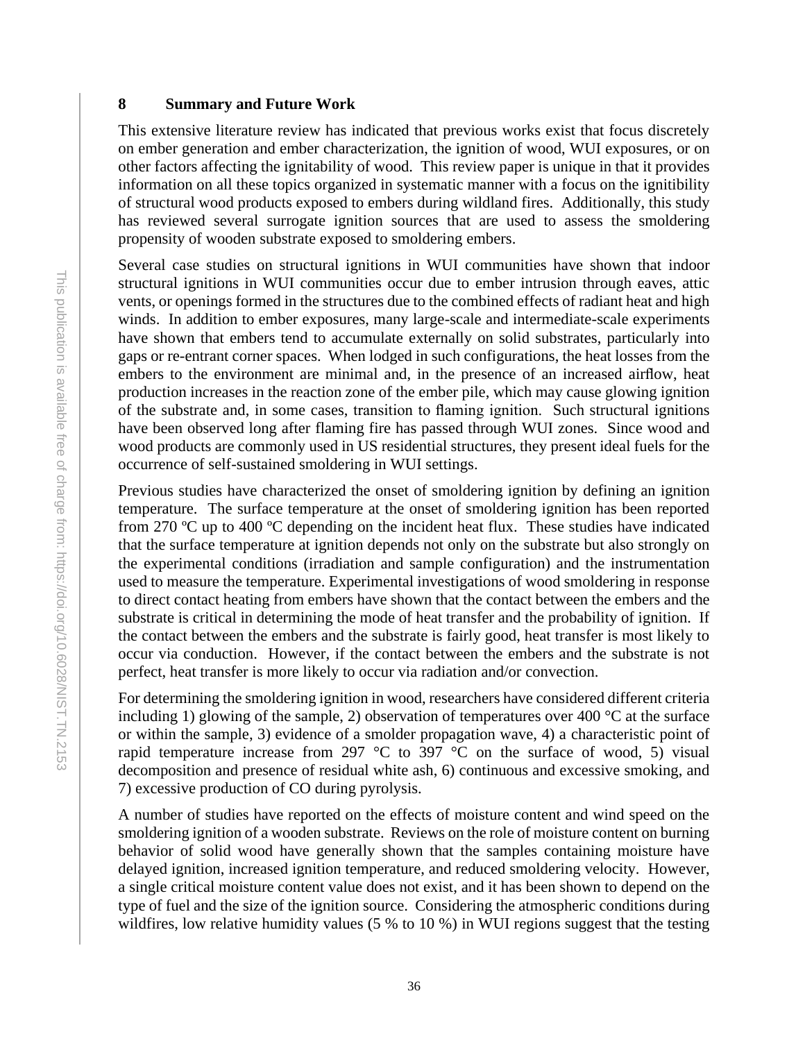## 8 Summary and Future Work

This extensive literature review has indicated that previous works exist that focus discretely on ember generation and ember characterization, the ignition of wood, WUI exposures, or on other factors affecting the ignitability of wood. This review paper is unique in that it provides information on all these topics organized in systematic manner with a focus on the ignitibility of structural wood products exposed to embers during wildland fires. Additionally, this study has reviewed several surrogate ignition sources that are used to assess the smoldering propensity of wooden substrate exposed to smoldering embers.

Several case studies on structural ignitions in WUI communities have shown that indoor structural ignitions in WUI communities occur due to ember intrusion through eaves, attic vents, or openings formed in the structures due to the combined effects of radiant heat and high winds. In addition to ember exposures, many large-scale and intermediate-scale experiments have shown that embers tend to accumulate externally on solid substrates, particularly into gaps or re-entrant corner spaces. When lodged in such configurations, the heat losses from the embers to the environment are minimal and, in the presence of an increased airflow, heat production increases in the reaction zone of the ember pile, which may cause glowing ignition of the substrate and, in some cases, transition to flaming ignition. Such structural ignitions have been observed long after flaming fire has passed through WUI zones. Since wood and wood products are commonly used in US residential structures, they present ideal fuels for the occurrence of self-sustained smoldering in WUI settings.

Previous studies have characterized the onset of smoldering ignition by defining an ignition temperature. The surface temperature at the onset of smoldering ignition has been reported from 270 ºC up to 400 ºC depending on the incident heat flux. These studies have indicated that the surface temperature at ignition depends not only on the substrate but also strongly on the experimental conditions (irradiation and sample configuration) and the instrumentation used to measure the temperature. Experimental investigations of wood smoldering in response to direct contact heating from embers have shown that the contact between the embers and the substrate is critical in determining the mode of heat transfer and the probability of ignition. If the contact between the embers and the substrate is fairly good, heat transfer is most likely to occur via conduction. However, if the contact between the embers and the substrate is not perfect, heat transfer is more likely to occur via radiation and/or convection.

For determining the smoldering ignition in wood, researchers have considered different criteria including 1) glowing of the sample, 2) observation of temperatures over 400 °C at the surface or within the sample, 3) evidence of a smolder propagation wave, 4) a characteristic point of rapid temperature increase from 297 °C to 397 °C on the surface of wood, 5) visual decomposition and presence of residual white ash, 6) continuous and excessive smoking, and 7) excessive production of CO during pyrolysis.

A number of studies have reported on the effects of moisture content and wind speed on the smoldering ignition of a wooden substrate. Reviews on the role of moisture content on burning behavior of solid wood have generally shown that the samples containing moisture have delayed ignition, increased ignition temperature, and reduced smoldering velocity. However, a single critical moisture content value does not exist, and it has been shown to depend on the type of fuel and the size of the ignition source. Considering the atmospheric conditions during wildfires, low relative humidity values (5 % to 10 %) in WUI regions suggest that the testing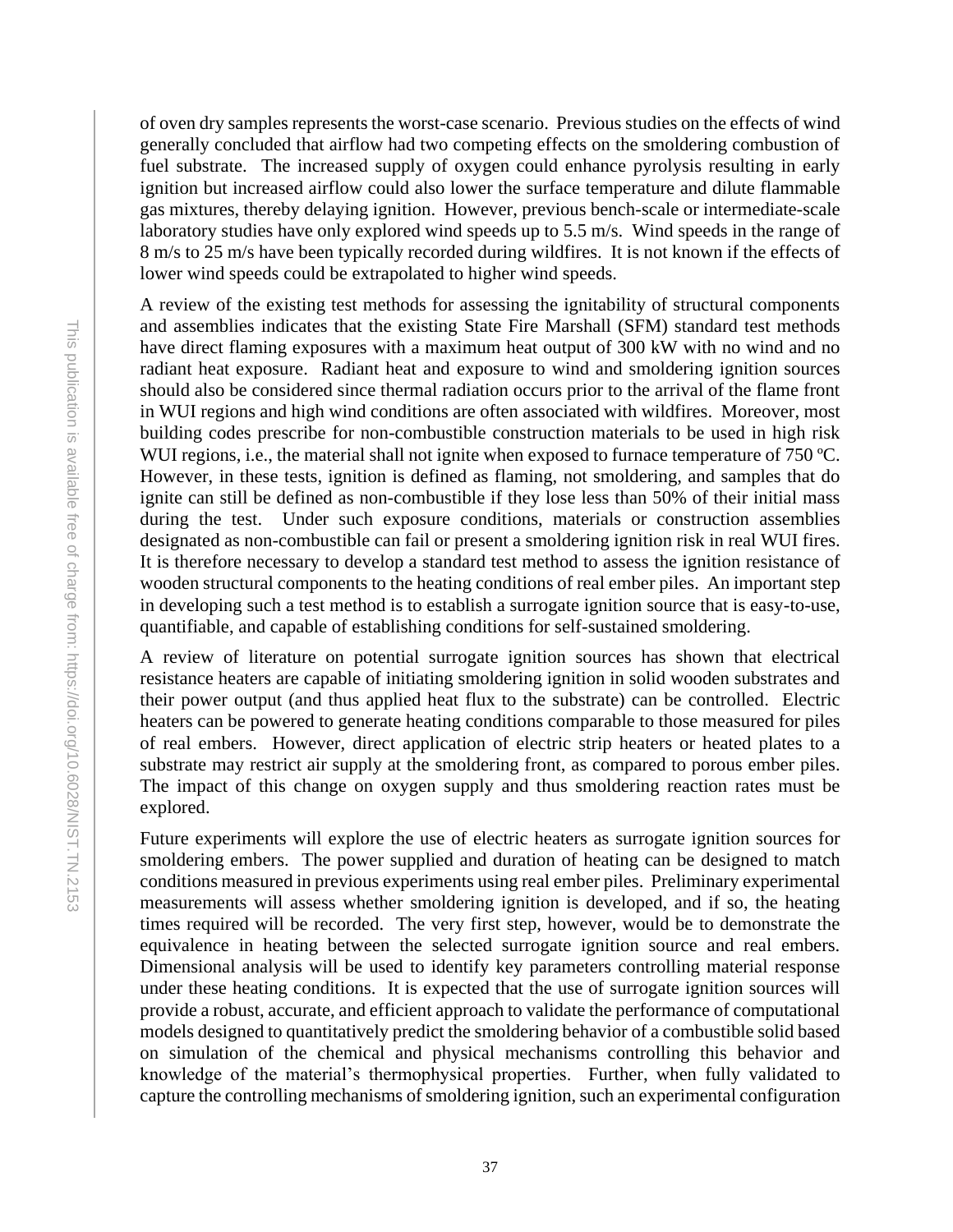of oven dry samples represents the worst-case scenario. Previous studies on the effects of wind generally concluded that airflow had two competing effects on the smoldering combustion of fuel substrate. The increased supply of oxygen could enhance pyrolysis resulting in early ignition but increased airflow could also lower the surface temperature and dilute flammable gas mixtures, thereby delaying ignition. However, previous bench-scale or intermediate-scale laboratory studies have only explored wind speeds up to 5.5 m/s. Wind speeds in the range of 8 m/s to 25 m/s have been typically recorded during wildfires. It is not known if the effects of lower wind speeds could be extrapolated to higher wind speeds.

A review of the existing test methods for assessing the ignitability of structural components and assemblies indicates that the existing State Fire Marshall (SFM) standard test methods have direct flaming exposures with a maximum heat output of 300 kW with no wind and no radiant heat exposure. Radiant heat and exposure to wind and smoldering ignition sources should also be considered since thermal radiation occurs prior to the arrival of the flame front in WUI regions and high wind conditions are often associated with wildfires. Moreover, most building codes prescribe for non-combustible construction materials to be used in high risk WUI regions, i.e., the material shall not ignite when exposed to furnace temperature of 750 ºC. However, in these tests, ignition is defined as flaming, not smoldering, and samples that do ignite can still be defined as non-combustible if they lose less than 50% of their initial mass during the test. Under such exposure conditions, materials or construction assemblies designated as non-combustible can fail or present a smoldering ignition risk in real WUI fires. It is therefore necessary to develop a standard test method to assess the ignition resistance of wooden structural components to the heating conditions of real ember piles. An important step in developing such a test method is to establish a surrogate ignition source that is easy-to-use, quantifiable, and capable of establishing conditions for self-sustained smoldering.

A review of literature on potential surrogate ignition sources has shown that electrical resistance heaters are capable of initiating smoldering ignition in solid wooden substrates and their power output (and thus applied heat flux to the substrate) can be controlled. Electric heaters can be powered to generate heating conditions comparable to those measured for piles of real embers. However, direct application of electric strip heaters or heated plates to a substrate may restrict air supply at the smoldering front, as compared to porous ember piles. The impact of this change on oxygen supply and thus smoldering reaction rates must be explored.

Future experiments will explore the use of electric heaters as surrogate ignition sources for smoldering embers. The power supplied and duration of heating can be designed to match conditions measured in previous experiments using real ember piles. Preliminary experimental measurements will assess whether smoldering ignition is developed, and if so, the heating times required will be recorded. The very first step, however, would be to demonstrate the equivalence in heating between the selected surrogate ignition source and real embers. Dimensional analysis will be used to identify key parameters controlling material response under these heating conditions. It is expected that the use of surrogate ignition sources will provide a robust, accurate, and efficient approach to validate the performance of computational models designed to quantitatively predict the smoldering behavior of a combustible solid based on simulation of the chemical and physical mechanisms controlling this behavior and knowledge of the material's thermophysical properties. Further, when fully validated to capture the controlling mechanisms of smoldering ignition, such an experimental configuration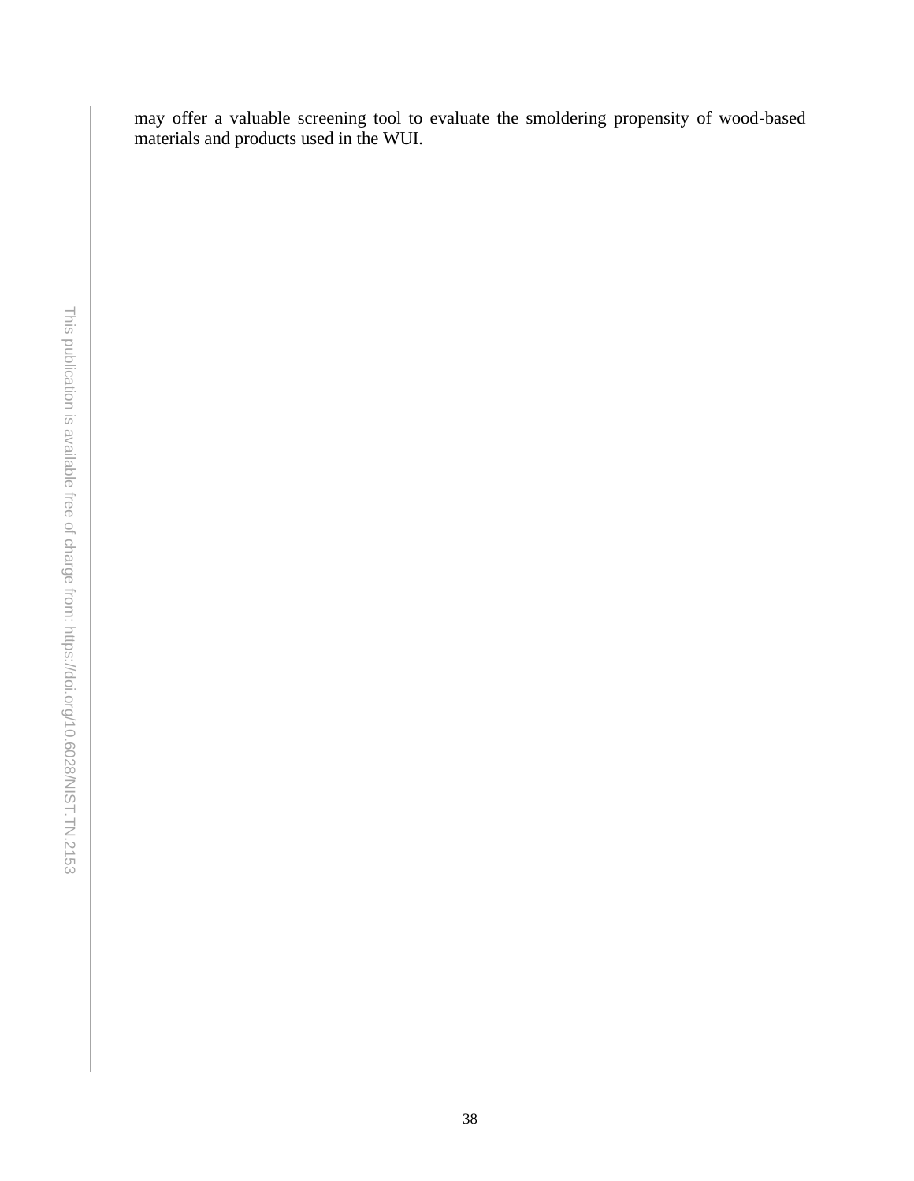may offer a valuable screening tool to evaluate the smoldering propensity of wood-based materials and products used in the WUI.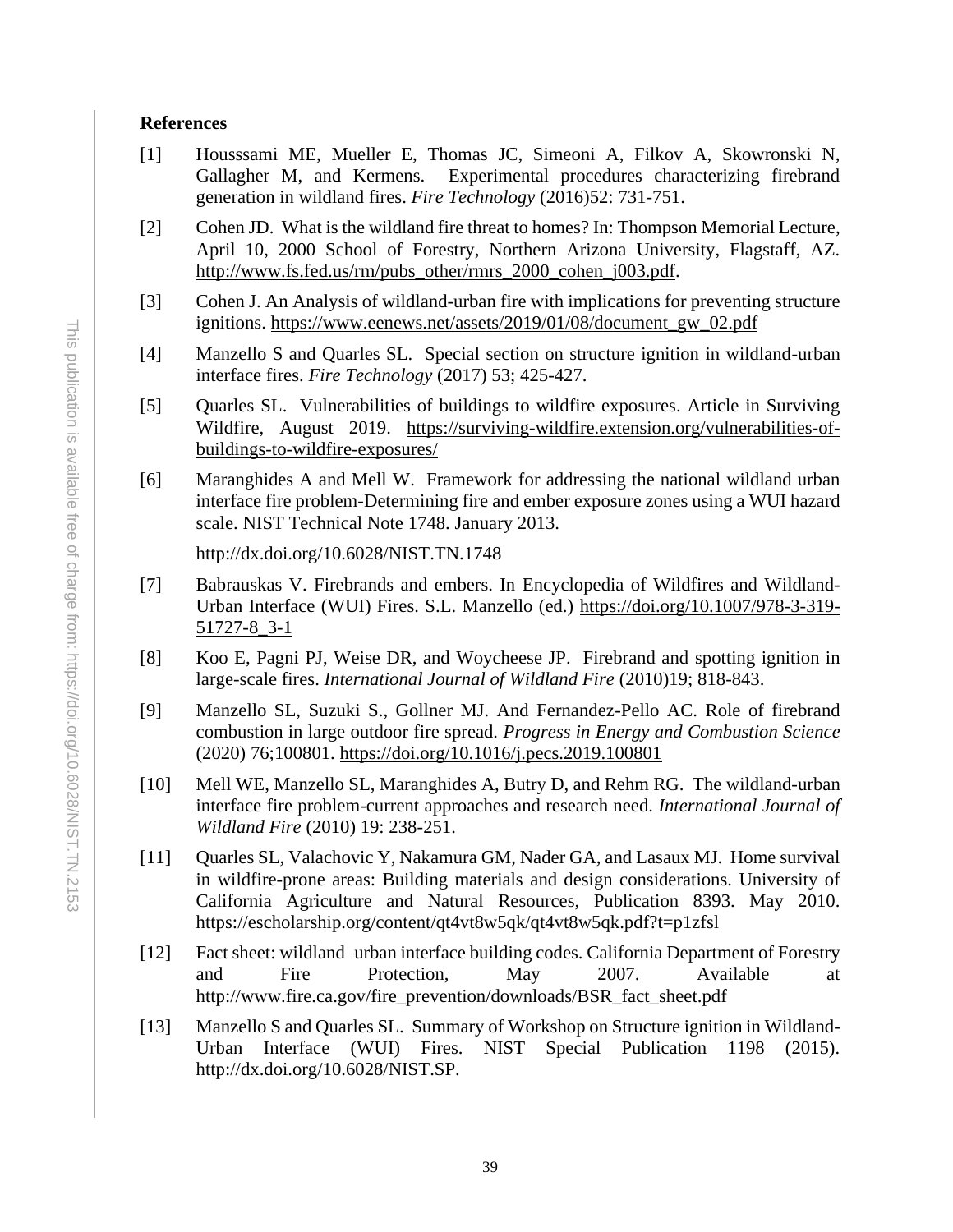**References**

[1] Housssami ME, Mueller E, Thomas JC, Simeoni A, Filkov A, Skowronski N, Gallagher M, and Kermens. Experimental procedures characterizing firebrand generation in wildland fires. *Fire Technology* (2016)52: 731-751.

[2] Cohen JD. What is the wildland fire threat to homes? In: Thompson Memorial Lecture, April 10, 2000 School of Forestry, Northern Arizona University, Flagstaff, AZ. http://www.fs.fed.us/rm/pubs_other/rmrs_2000_cohen_j003.pdf.

[3] Cohen J. An Analysis of wildland-urban fire with implications for preventing structure ignitions. https://www.eenews.net/assets/2019/01/08/document_gw_02.pdf

[4] Manzello S and Quarles SL. Special section on structure ignition in wildland-urban interface fires. *Fire Technology* (2017) 53; 425-427.

[5] Quarles SL. Vulnerabilities of buildings to wildfire exposures. Article in Surviving Wildfire, August 2019. https://surviving-wildfire.extension.org/vulnerabilities-of-buildings-to-wildfire-exposures/

[6] Maranghides A and Mell W. Framework for addressing the national wildland urban interface fire problem-Determining fire and ember exposure zones using a WUI hazard scale. NIST Technical Note 1748. January 2013.

http://dx.doi.org/10.6028/NIST.TN.1748

[7] Babrauskas V. Firebrands and embers. In Encyclopedia of Wildfires and Wildland-Urban Interface (WUI) Fires. S.L. Manzello (ed.) https://doi.org/10.1007/978-3-319-51727-8_3-1

[8] Koo E, Pagni PJ, Weise DR, and Woycheese JP. Firebrand and spotting ignition in large-scale fires. *International Journal of Wildland Fire* (2010)19; 818-843.

[9] Manzello SL, Suzuki S., Gollner MJ. And Fernandez-Pello AC. Role of firebrand combustion in large outdoor fire spread. *Progress in Energy and Combustion Science* (2020) 76;100801. https://doi.org/10.1016/j.pecs.2019.100801

[10] Mell WE, Manzello SL, Maranghides A, Butry D, and Rehm RG. The wildland-urban interface fire problem-current approaches and research need. *International Journal of Wildland Fire* (2010) 19: 238-251.

[11] Quarles SL, Valachovic Y, Nakamura GM, Nader GA, and Lasaux MJ. Home survival in wildfire-prone areas: Building materials and design considerations. University of California Agriculture and Natural Resources, Publication 8393. May 2010. https://escholarship.org/content/qt4vt8w5qk/qt4vt8w5qk.pdf?t=p1zfsl

[12] Fact sheet: wildland–urban interface building codes. California Department of Forestry and Fire Protection, May 2007. Available at http://www.fire.ca.gov/fire_prevention/downloads/BSR_fact_sheet.pdf

[13] Manzello S and Quarles SL. Summary of Workshop on Structure ignition in Wildland-Urban Interface (WUI) Fires. NIST Special Publication 1198 (2015). http://dx.doi.org/10.6028/NIST.SP.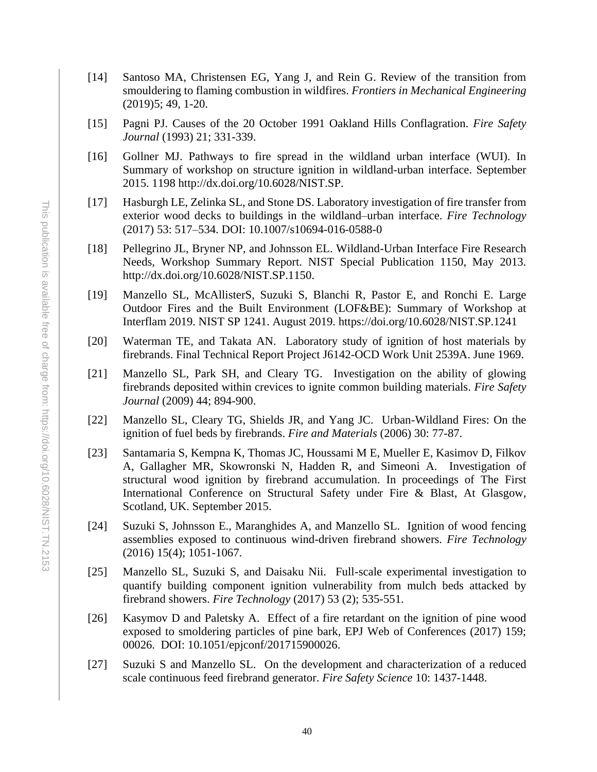[14] Santoso MA, Christensen EG, Yang J, and Rein G. Review of the transition from smouldering to flaming combustion in wildfires. *Frontiers in Mechanical Engineering* (2019)5; 49, 1-20.

[15] Pagni PJ. Causes of the 20 October 1991 Oakland Hills Conflagration. *Fire Safety Journal* (1993) 21; 331-339.

[16] Gollner MJ. Pathways to fire spread in the wildland urban interface (WUI). In Summary of workshop on structure ignition in wildland-urban interface. September 2015. 1198 http://dx.doi.org/10.6028/NIST.SP.

[17] Hasburgh LE, Zelinka SL, and Stone DS. Laboratory investigation of fire transfer from exterior wood decks to buildings in the wildland–urban interface. *Fire Technology* (2017) 53: 517–534. DOI: 10.1007/s10694-016-0588-0

[18] Pellegrino JL, Bryner NP, and Johnsson EL. Wildland-Urban Interface Fire Research Needs, Workshop Summary Report. NIST Special Publication 1150, May 2013. http://dx.doi.org/10.6028/NIST.SP.1150.

[19] Manzello SL, McAllisterS, Suzuki S, Blanchi R, Pastor E, and Ronchi E. Large Outdoor Fires and the Built Environment (LOF&BE): Summary of Workshop at Interflam 2019. NIST SP 1241. August 2019. https://doi.org/10.6028/NIST.SP.1241

[20] Waterman TE, and Takata AN. Laboratory study of ignition of host materials by firebrands. Final Technical Report Project J6142-OCD Work Unit 2539A. June 1969.

[21] Manzello SL, Park SH, and Cleary TG. Investigation on the ability of glowing firebrands deposited within crevices to ignite common building materials. *Fire Safety Journal* (2009) 44; 894-900.

[22] Manzello SL, Cleary TG, Shields JR, and Yang JC. Urban-Wildland Fires: On the ignition of fuel beds by firebrands. *Fire and Materials* (2006) 30: 77-87.

[23] Santamaria S, Kempna K, Thomas JC, Houssami M E, Mueller E, Kasimov D, Filkov A, Gallagher MR, Skowronski N, Hadden R, and Simeoni A. Investigation of structural wood ignition by firebrand accumulation. In proceedings of The First International Conference on Structural Safety under Fire & Blast, At Glasgow, Scotland, UK. September 2015.

[24] Suzuki S, Johnsson E., Maranghides A, and Manzello SL. Ignition of wood fencing assemblies exposed to continuous wind-driven firebrand showers. *Fire Technology* (2016) 15(4); 1051-1067.

[25] Manzello SL, Suzuki S, and Daisaku Nii. Full-scale experimental investigation to quantify building component ignition vulnerability from mulch beds attacked by firebrand showers. *Fire Technology* (2017) 53 (2); 535-551.

[26] Kasymov D and Paletsky A. Effect of a fire retardant on the ignition of pine wood exposed to smoldering particles of pine bark, EPJ Web of Conferences (2017) 159; 00026. DOI: 10.1051/epjconf/201715900026.

[27] Suzuki S and Manzello SL. On the development and characterization of a reduced scale continuous feed firebrand generator. *Fire Safety Science* 10: 1437-1448.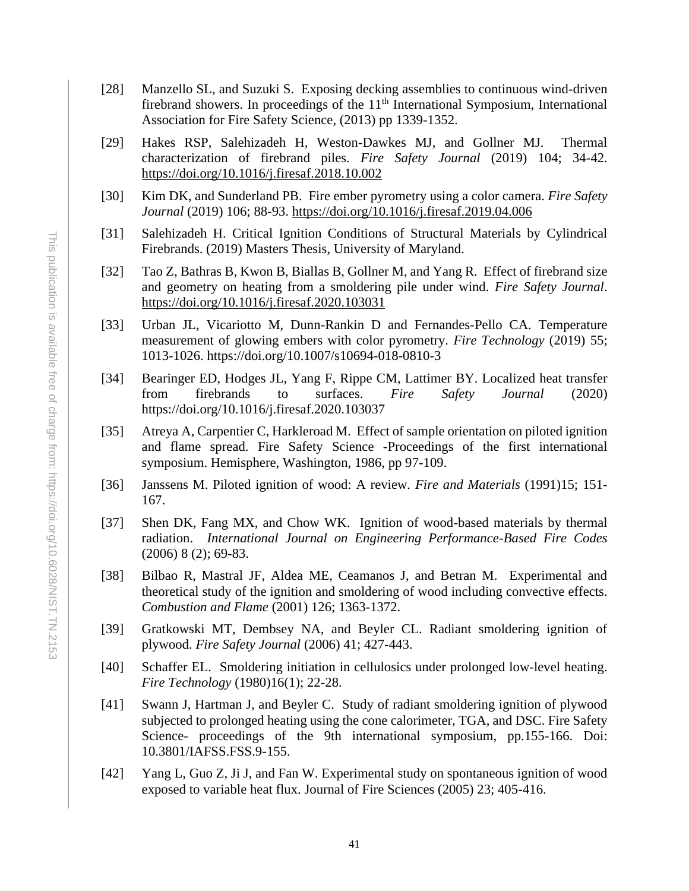[28] Manzello SL, and Suzuki S. Exposing decking assemblies to continuous wind-driven firebrand showers. In proceedings of the 11th International Symposium, International Association for Fire Safety Science, (2013) pp 1339-1352.

[29] Hakes RSP, Salehizadeh H, Weston-Dawkes MJ, and Gollner MJ. Thermal characterization of firebrand piles. *Fire Safety Journal* (2019) 104; 34-42. https://doi.org/10.1016/j.firesaf.2018.10.002

[30] Kim DK, and Sunderland PB. Fire ember pyrometry using a color camera. *Fire Safety Journal* (2019) 106; 88-93. https://doi.org/10.1016/j.firesaf.2019.04.006

[31] Salehizadeh H. Critical Ignition Conditions of Structural Materials by Cylindrical Firebrands. (2019) Masters Thesis, University of Maryland.

[32] Tao Z, Bathras B, Kwon B, Biallas B, Gollner M, and Yang R. Effect of firebrand size and geometry on heating from a smoldering pile under wind. *Fire Safety Journal*. https://doi.org/10.1016/j.firesaf.2020.103031

[33] Urban JL, Vicariotto M, Dunn-Rankin D and Fernandes-Pello CA. Temperature measurement of glowing embers with color pyrometry. *Fire Technology* (2019) 55; 1013-1026. https://doi.org/10.1007/s10694-018-0810-3

[34] Bearinger ED, Hodges JL, Yang F, Rippe CM, Lattimer BY. Localized heat transfer from firebrands to surfaces. *Fire Safety Journal* (2020) https://doi.org/10.1016/j.firesaf.2020.103037

[35] Atreya A, Carpentier C, Harkleroad M. Effect of sample orientation on piloted ignition and flame spread. Fire Safety Science -Proceedings of the first international symposium. Hemisphere, Washington, 1986, pp 97-109.

[36] Janssens M. Piloted ignition of wood: A review. *Fire and Materials* (1991)15; 151-167.

[37] Shen DK, Fang MX, and Chow WK. Ignition of wood-based materials by thermal radiation. *International Journal on Engineering Performance-Based Fire Codes* (2006) 8 (2); 69-83.

[38] Bilbao R, Mastral JF, Aldea ME, Ceamanos J, and Betran M. Experimental and theoretical study of the ignition and smoldering of wood including convective effects. *Combustion and Flame* (2001) 126; 1363-1372.

[39] Gratkowski MT, Dembsey NA, and Beyler CL. Radiant smoldering ignition of plywood. *Fire Safety Journal* (2006) 41; 427-443.

[40] Schaffer EL. Smoldering initiation in cellulosics under prolonged low-level heating. *Fire Technology* (1980)16(1); 22-28.

[41] Swann J, Hartman J, and Beyler C. Study of radiant smoldering ignition of plywood subjected to prolonged heating using the cone calorimeter, TGA, and DSC. Fire Safety Science- proceedings of the 9th international symposium, pp.155-166. Doi: 10.3801/IAFSS.FSS.9-155.

[42] Yang L, Guo Z, Ji J, and Fan W. Experimental study on spontaneous ignition of wood exposed to variable heat flux. Journal of Fire Sciences (2005) 23; 405-416.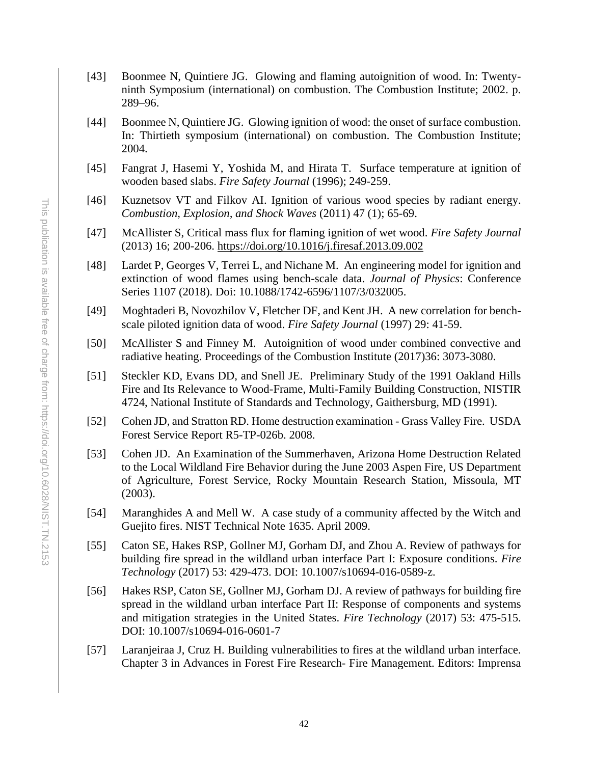[43] Boonmee N, Quintiere JG. Glowing and flaming autoignition of wood. In: Twenty-ninth Symposium (international) on combustion. The Combustion Institute; 2002. p. 289–96.

[44] Boonmee N, Quintiere JG. Glowing ignition of wood: the onset of surface combustion. In: Thirtieth symposium (international) on combustion. The Combustion Institute; 2004.

[45] Fangrat J, Hasemi Y, Yoshida M, and Hirata T. Surface temperature at ignition of wooden based slabs. *Fire Safety Journal* (1996); 249-259.

[46] Kuznetsov VT and Filkov AI. Ignition of various wood species by radiant energy. *Combustion, Explosion, and Shock Waves* (2011) 47 (1); 65-69.

[47] McAllister S, Critical mass flux for flaming ignition of wet wood. *Fire Safety Journal* (2013) 16; 200-206. https://doi.org/10.1016/j.firesaf.2013.09.002

[48] Lardet P, Georges V, Terrei L, and Nichane M. An engineering model for ignition and extinction of wood flames using bench-scale data. *Journal of Physics*: Conference Series 1107 (2018). Doi: 10.1088/1742-6596/1107/3/032005.

[49] Moghtaderi B, Novozhilov V, Fletcher DF, and Kent JH. A new correlation for bench-scale piloted ignition data of wood. *Fire Safety Journal* (1997) 29: 41-59.

[50] McAllister S and Finney M. Autoignition of wood under combined convective and radiative heating. Proceedings of the Combustion Institute (2017)36: 3073-3080.

[51] Steckler KD, Evans DD, and Snell JE. Preliminary Study of the 1991 Oakland Hills Fire and Its Relevance to Wood-Frame, Multi-Family Building Construction, NISTIR 4724, National Institute of Standards and Technology, Gaithersburg, MD (1991).

[52] Cohen JD, and Stratton RD. Home destruction examination - Grass Valley Fire. USDA Forest Service Report R5-TP-026b. 2008.

[53] Cohen JD. An Examination of the Summerhaven, Arizona Home Destruction Related to the Local Wildland Fire Behavior during the June 2003 Aspen Fire, US Department of Agriculture, Forest Service, Rocky Mountain Research Station, Missoula, MT (2003).

[54] Maranghides A and Mell W. A case study of a community affected by the Witch and Guejito fires. NIST Technical Note 1635. April 2009.

[55] Caton SE, Hakes RSP, Gollner MJ, Gorham DJ, and Zhou A. Review of pathways for building fire spread in the wildland urban interface Part I: Exposure conditions. *Fire Technology* (2017) 53: 429-473. DOI: 10.1007/s10694-016-0589-z.

[56] Hakes RSP, Caton SE, Gollner MJ, Gorham DJ. A review of pathways for building fire spread in the wildland urban interface Part II: Response of components and systems and mitigation strategies in the United States. *Fire Technology* (2017) 53: 475-515. DOI: 10.1007/s10694-016-0601-7

[57] Laranjeiraa J, Cruz H. Building vulnerabilities to fires at the wildland urban interface. Chapter 3 in Advances in Forest Fire Research- Fire Management. Editors: Imprensa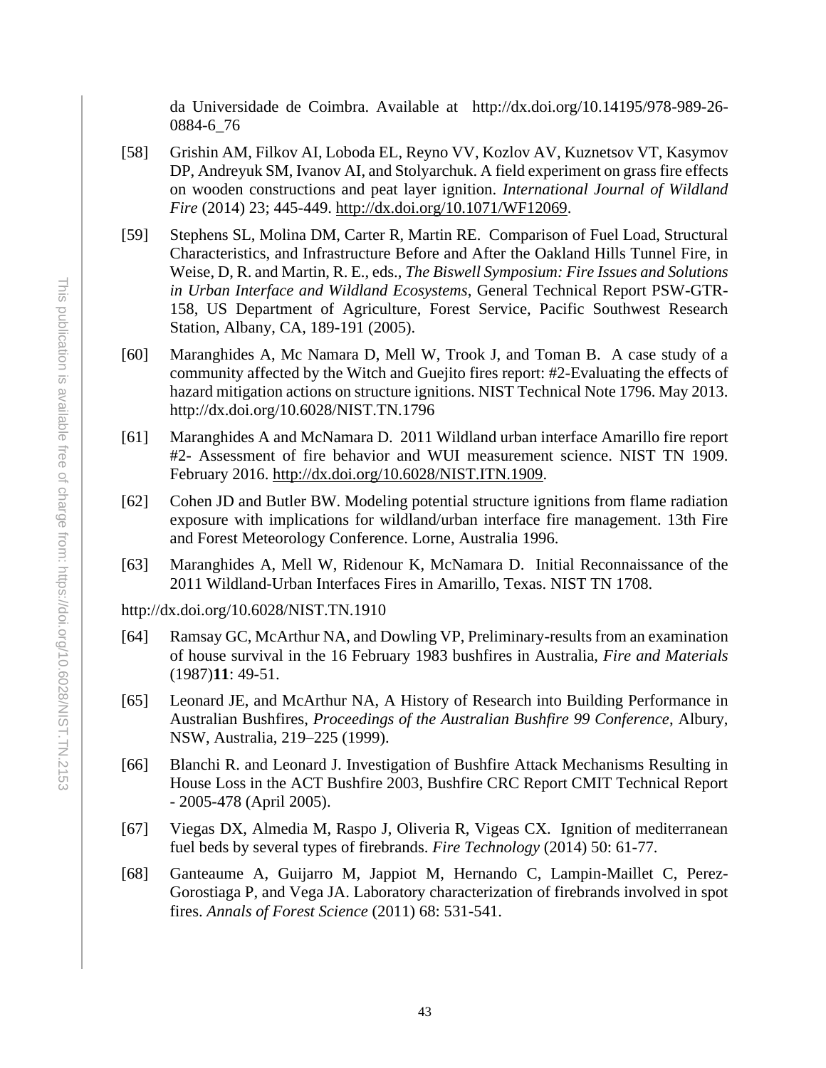da Universidade de Coimbra. Available at http://dx.doi.org/10.14195/978-989-26-0884-6_76

[58] Grishin AM, Filkov AI, Loboda EL, Reyno VV, Kozlov AV, Kuznetsov VT, Kasymov DP, Andreyuk SM, Ivanov AI, and Stolyarchuk. A field experiment on grass fire effects on wooden constructions and peat layer ignition. *International Journal of Wildland Fire* (2014) 23; 445-449. http://dx.doi.org/10.1071/WF12069.

[59] Stephens SL, Molina DM, Carter R, Martin RE. Comparison of Fuel Load, Structural Characteristics, and Infrastructure Before and After the Oakland Hills Tunnel Fire, in Weise, D, R. and Martin, R. E., eds., *The Biswell Symposium: Fire Issues and Solutions in Urban Interface and Wildland Ecosystems*, General Technical Report PSW-GTR-158, US Department of Agriculture, Forest Service, Pacific Southwest Research Station, Albany, CA, 189-191 (2005).

[60] Maranghides A, Mc Namara D, Mell W, Trook J, and Toman B. A case study of a community affected by the Witch and Guejito fires report: #2-Evaluating the effects of hazard mitigation actions on structure ignitions. NIST Technical Note 1796. May 2013. http://dx.doi.org/10.6028/NIST.TN.1796

[61] Maranghides A and McNamara D. 2011 Wildland urban interface Amarillo fire report #2- Assessment of fire behavior and WUI measurement science. NIST TN 1909. February 2016. http://dx.doi.org/10.6028/NIST.ITN.1909.

[62] Cohen JD and Butler BW. Modeling potential structure ignitions from flame radiation exposure with implications for wildland/urban interface fire management. 13th Fire and Forest Meteorology Conference. Lorne, Australia 1996.

[63] Maranghides A, Mell W, Ridenour K, McNamara D. Initial Reconnaissance of the 2011 Wildland-Urban Interfaces Fires in Amarillo, Texas. NIST TN 1708.

http://dx.doi.org/10.6028/NIST.TN.1910

[64] Ramsay GC, McArthur NA, and Dowling VP, Preliminary-results from an examination of house survival in the 16 February 1983 bushfires in Australia, *Fire and Materials* (1987)**11**: 49-51.

[65] Leonard JE, and McArthur NA, A History of Research into Building Performance in Australian Bushfires, *Proceedings of the Australian Bushfire 99 Conference*, Albury, NSW, Australia, 219–225 (1999).

[66] Blanchi R. and Leonard J. Investigation of Bushfire Attack Mechanisms Resulting in House Loss in the ACT Bushfire 2003, Bushfire CRC Report CMIT Technical Report - 2005-478 (April 2005).

[67] Viegas DX, Almedia M, Raspo J, Oliveria R, Vigeas CX. Ignition of mediterranean fuel beds by several types of firebrands. *Fire Technology* (2014) 50: 61-77.

[68] Ganteaume A, Guijarro M, Jappiot M, Hernando C, Lampin-Maillet C, Perez-Gorostiaga P, and Vega JA. Laboratory characterization of firebrands involved in spot fires. *Annals of Forest Science* (2011) 68: 531-541.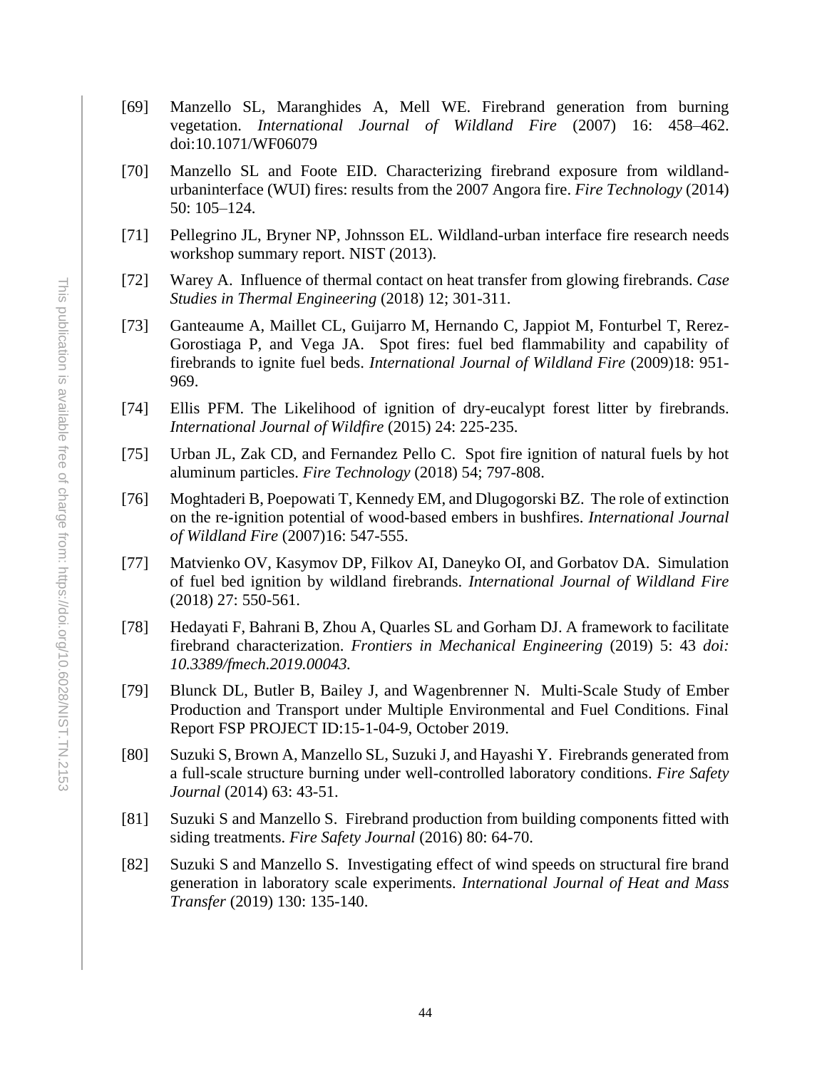[69] Manzello SL, Maranghides A, Mell WE. Firebrand generation from burning vegetation. *International Journal of Wildland Fire* (2007) 16: 458–462. doi:10.1071/WF06079

[70] Manzello SL and Foote EID. Characterizing firebrand exposure from wildland-urbaninterface (WUI) fires: results from the 2007 Angora fire. *Fire Technology* (2014) 50: 105–124.

[71] Pellegrino JL, Bryner NP, Johnsson EL. Wildland-urban interface fire research needs workshop summary report. NIST (2013).

[72] Warey A. Influence of thermal contact on heat transfer from glowing firebrands. *Case Studies in Thermal Engineering* (2018) 12; 301-311.

[73] Ganteaume A, Maillet CL, Guijarro M, Hernando C, Jappiot M, Fonturbel T, Rerez-Gorostiaga P, and Vega JA. Spot fires: fuel bed flammability and capability of firebrands to ignite fuel beds. *International Journal of Wildland Fire* (2009)18: 951-969.

[74] Ellis PFM. The Likelihood of ignition of dry-eucalypt forest litter by firebrands. *International Journal of Wildfire* (2015) 24: 225-235.

[75] Urban JL, Zak CD, and Fernandez Pello C. Spot fire ignition of natural fuels by hot aluminum particles. *Fire Technology* (2018) 54; 797-808.

[76] Moghtaderi B, Poepowati T, Kennedy EM, and Dlugogorski BZ. The role of extinction on the re-ignition potential of wood-based embers in bushfires. *International Journal of Wildland Fire* (2007)16: 547-555.

[77] Matvienko OV, Kasymov DP, Filkov AI, Daneyko OI, and Gorbatov DA. Simulation of fuel bed ignition by wildland firebrands. *International Journal of Wildland Fire* (2018) 27: 550-561.

[78] Hedayati F, Bahrani B, Zhou A, Quarles SL and Gorham DJ. A framework to facilitate firebrand characterization. *Frontiers in Mechanical Engineering* (2019) 5: 43 *doi: 10.3389/fmech.2019.00043.*

[79] Blunck DL, Butler B, Bailey J, and Wagenbrenner N. Multi-Scale Study of Ember Production and Transport under Multiple Environmental and Fuel Conditions. Final Report FSP PROJECT ID:15-1-04-9, October 2019.

[80] Suzuki S, Brown A, Manzello SL, Suzuki J, and Hayashi Y. Firebrands generated from a full-scale structure burning under well-controlled laboratory conditions. *Fire Safety Journal* (2014) 63: 43-51.

[81] Suzuki S and Manzello S. Firebrand production from building components fitted with siding treatments. *Fire Safety Journal* (2016) 80: 64-70.

[82] Suzuki S and Manzello S. Investigating effect of wind speeds on structural fire brand generation in laboratory scale experiments. *International Journal of Heat and Mass Transfer* (2019) 130: 135-140.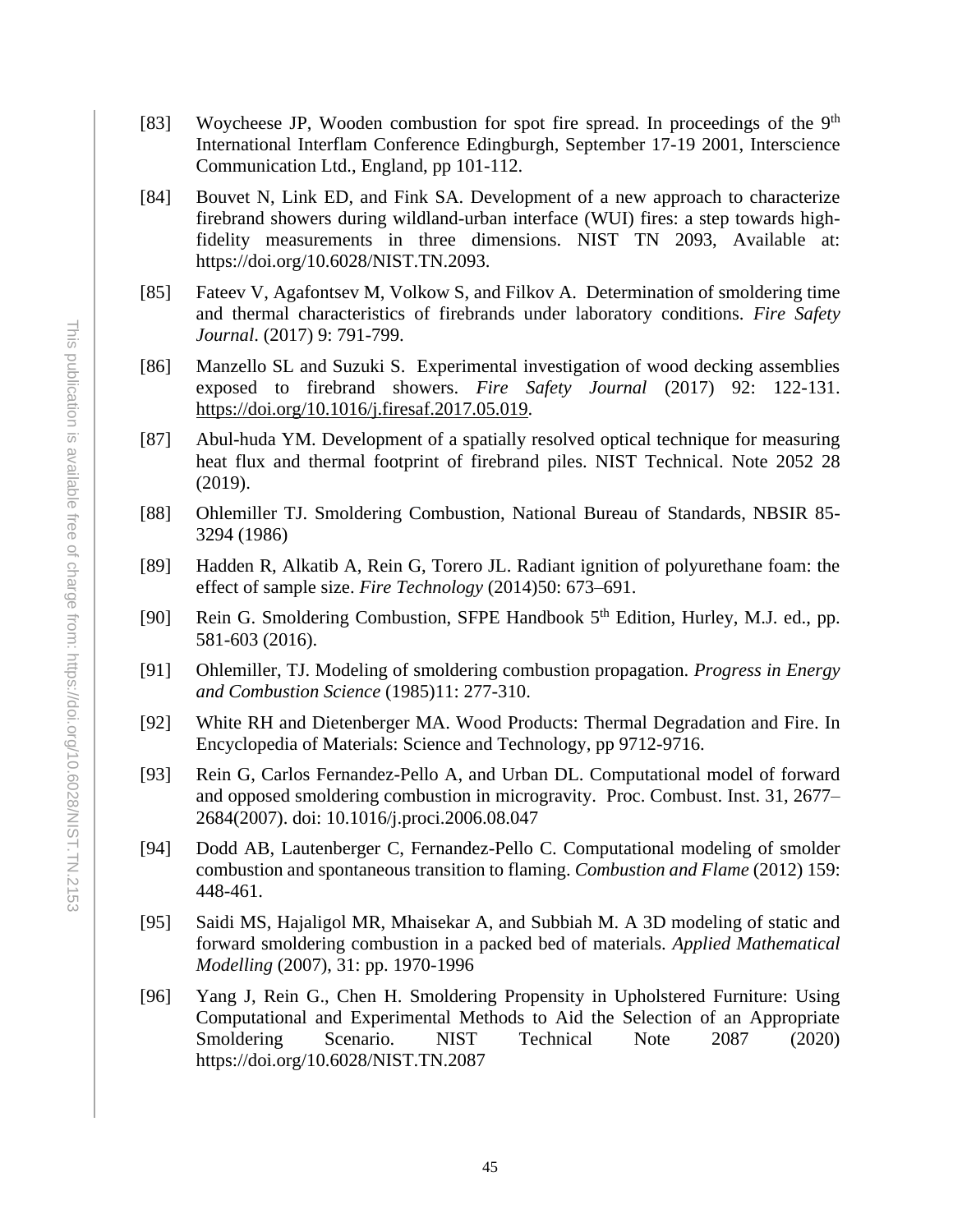[83] Woycheese JP, Wooden combustion for spot fire spread. In proceedings of the 9th International Interflam Conference Edingburgh, September 17-19 2001, Interscience Communication Ltd., England, pp 101-112.

[84] Bouvet N, Link ED, and Fink SA. Development of a new approach to characterize firebrand showers during wildland-urban interface (WUI) fires: a step towards high-fidelity measurements in three dimensions. NIST TN 2093, Available at: https://doi.org/10.6028/NIST.TN.2093.

[85] Fateev V, Agafontsev M, Volkow S, and Filkov A. Determination of smoldering time and thermal characteristics of firebrands under laboratory conditions. *Fire Safety Journal*. (2017) 9: 791-799.

[86] Manzello SL and Suzuki S. Experimental investigation of wood decking assemblies exposed to firebrand showers. *Fire Safety Journal* (2017) 92: 122-131. https://doi.org/10.1016/j.firesaf.2017.05.019.

[87] Abul-huda YM. Development of a spatially resolved optical technique for measuring heat flux and thermal footprint of firebrand piles. NIST Technical. Note 2052 28 (2019).

[88] Ohlemiller TJ. Smoldering Combustion, National Bureau of Standards, NBSIR 85-3294 (1986)

[89] Hadden R, Alkatib A, Rein G, Torero JL. Radiant ignition of polyurethane foam: the effect of sample size. *Fire Technology* (2014)50: 673–691.

[90] Rein G. Smoldering Combustion, SFPE Handbook 5th Edition, Hurley, M.J. ed., pp. 581-603 (2016).

[91] Ohlemiller, TJ. Modeling of smoldering combustion propagation. *Progress in Energy and Combustion Science* (1985)11: 277-310.

[92] White RH and Dietenberger MA. Wood Products: Thermal Degradation and Fire. In Encyclopedia of Materials: Science and Technology, pp 9712-9716.

[93] Rein G, Carlos Fernandez-Pello A, and Urban DL. Computational model of forward and opposed smoldering combustion in microgravity. Proc. Combust. Inst. 31, 2677–2684(2007). doi: 10.1016/j.proci.2006.08.047

[94] Dodd AB, Lautenberger C, Fernandez-Pello C. Computational modeling of smolder combustion and spontaneous transition to flaming. *Combustion and Flame* (2012) 159: 448-461.

[95] Saidi MS, Hajaligol MR, Mhaisekar A, and Subbiah M. A 3D modeling of static and forward smoldering combustion in a packed bed of materials. *Applied Mathematical Modelling* (2007), 31: pp. 1970-1996

[96] Yang J, Rein G., Chen H. Smoldering Propensity in Upholstered Furniture: Using Computational and Experimental Methods to Aid the Selection of an Appropriate Smoldering Scenario. NIST Technical Note 2087 (2020) https://doi.org/10.6028/NIST.TN.2087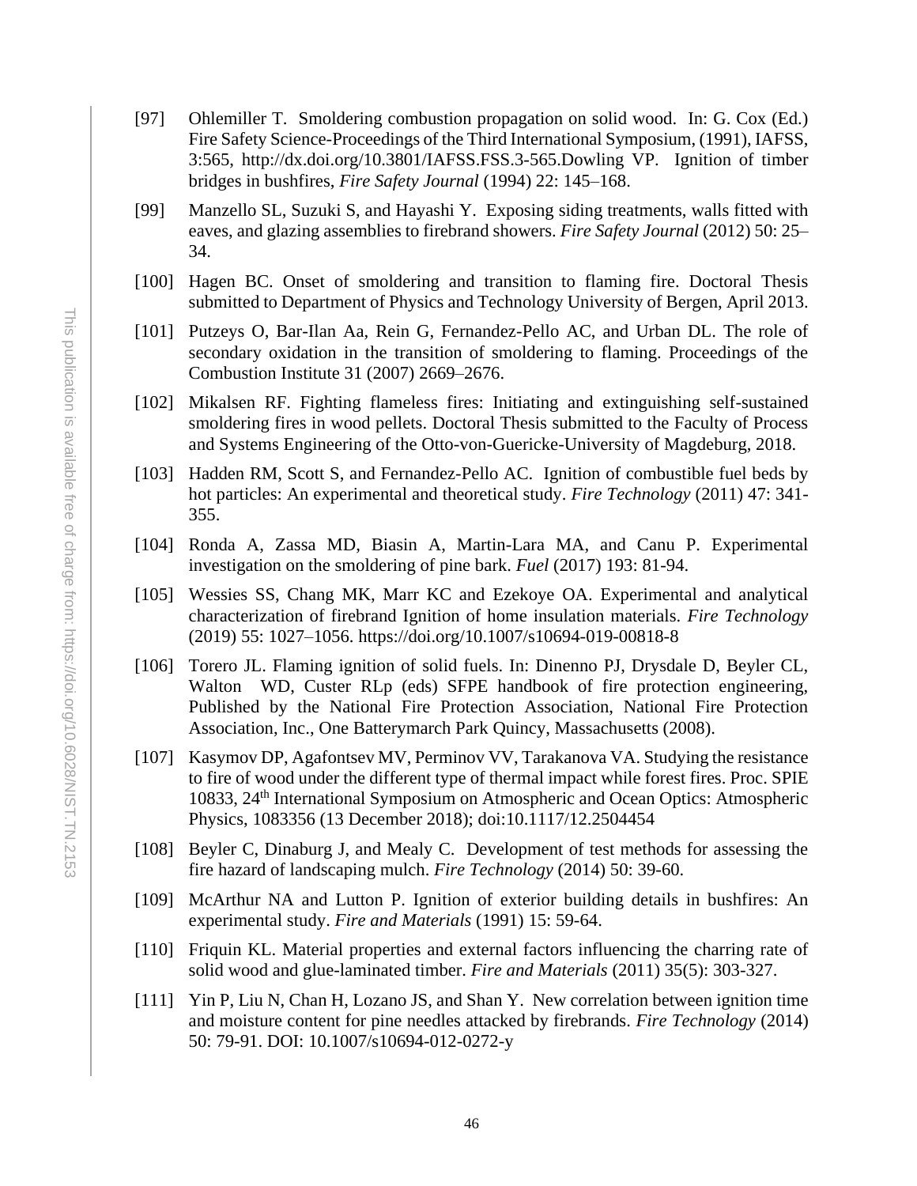[97] Ohlemiller T. Smoldering combustion propagation on solid wood. In: G. Cox (Ed.) Fire Safety Science-Proceedings of the Third International Symposium, (1991), IAFSS, 3:565, http://dx.doi.org/10.3801/IAFSS.FSS.3-565.Dowling VP. Ignition of timber bridges in bushfires, *Fire Safety Journal* (1994) 22: 145–168.

[99] Manzello SL, Suzuki S, and Hayashi Y. Exposing siding treatments, walls fitted with eaves, and glazing assemblies to firebrand showers. *Fire Safety Journal* (2012) 50: 25–34.

[100] Hagen BC. Onset of smoldering and transition to flaming fire. Doctoral Thesis submitted to Department of Physics and Technology University of Bergen, April 2013.

[101] Putzeys O, Bar-Ilan Aa, Rein G, Fernandez-Pello AC, and Urban DL. The role of secondary oxidation in the transition of smoldering to flaming. Proceedings of the Combustion Institute 31 (2007) 2669–2676.

[102] Mikalsen RF. Fighting flameless fires: Initiating and extinguishing self-sustained smoldering fires in wood pellets. Doctoral Thesis submitted to the Faculty of Process and Systems Engineering of the Otto-von-Guericke-University of Magdeburg, 2018.

[103] Hadden RM, Scott S, and Fernandez-Pello AC. Ignition of combustible fuel beds by hot particles: An experimental and theoretical study. *Fire Technology* (2011) 47: 341-355.

[104] Ronda A, Zassa MD, Biasin A, Martin-Lara MA, and Canu P. Experimental investigation on the smoldering of pine bark. *Fuel* (2017) 193: 81-94.

[105] Wessies SS, Chang MK, Marr KC and Ezekoye OA. Experimental and analytical characterization of firebrand Ignition of home insulation materials. *Fire Technology* (2019) 55: 1027–1056. https://doi.org/10.1007/s10694-019-00818-8

[106] Torero JL. Flaming ignition of solid fuels. In: Dinenno PJ, Drysdale D, Beyler CL, Walton WD, Custer RLp (eds) SFPE handbook of fire protection engineering, Published by the National Fire Protection Association, National Fire Protection Association, Inc., One Batterymarch Park Quincy, Massachusetts (2008).

[107] Kasymov DP, Agafontsev MV, Perminov VV, Tarakanova VA. Studying the resistance to fire of wood under the different type of thermal impact while forest fires. Proc. SPIE 10833, 24th International Symposium on Atmospheric and Ocean Optics: Atmospheric Physics, 1083356 (13 December 2018); doi:10.1117/12.2504454

[108] Beyler C, Dinaburg J, and Mealy C. Development of test methods for assessing the fire hazard of landscaping mulch. *Fire Technology* (2014) 50: 39-60.

[109] McArthur NA and Lutton P. Ignition of exterior building details in bushfires: An experimental study. *Fire and Materials* (1991) 15: 59-64.

[110] Friquin KL. Material properties and external factors influencing the charring rate of solid wood and glue-laminated timber. *Fire and Materials* (2011) 35(5): 303-327.

[111] Yin P, Liu N, Chan H, Lozano JS, and Shan Y. New correlation between ignition time and moisture content for pine needles attacked by firebrands. *Fire Technology* (2014) 50: 79-91. DOI: 10.1007/s10694-012-0272-y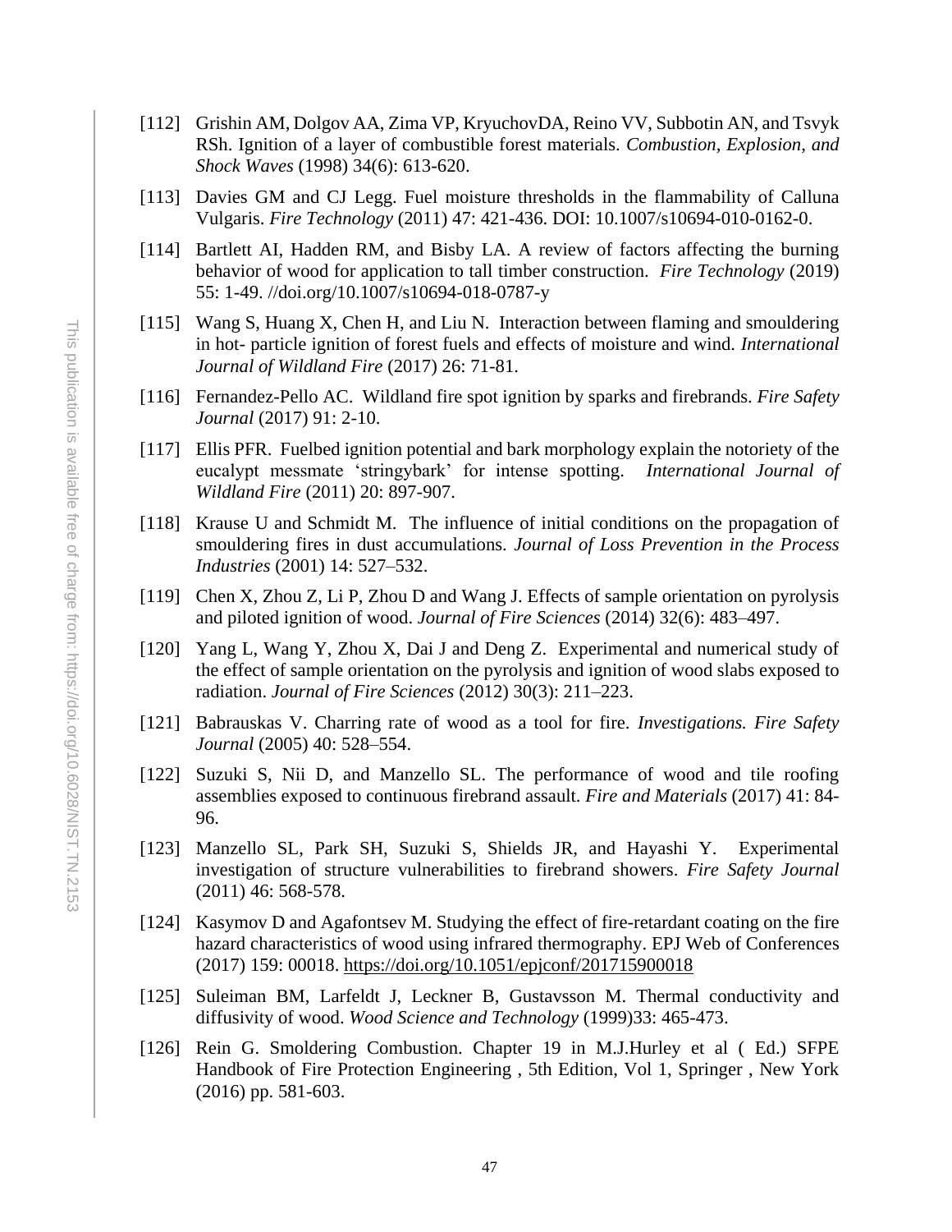[112] Grishin AM, Dolgov AA, Zima VP, KryuchovDA, Reino VV, Subbotin AN, and Tsvyk RSh. Ignition of a layer of combustible forest materials. *Combustion, Explosion, and Shock Waves* (1998) 34(6): 613-620.

[113] Davies GM and CJ Legg. Fuel moisture thresholds in the flammability of Calluna Vulgaris. *Fire Technology* (2011) 47: 421-436. DOI: 10.1007/s10694-010-0162-0.

[114] Bartlett AI, Hadden RM, and Bisby LA. A review of factors affecting the burning behavior of wood for application to tall timber construction. *Fire Technology* (2019) 55: 1-49. //doi.org/10.1007/s10694-018-0787-y

[115] Wang S, Huang X, Chen H, and Liu N. Interaction between flaming and smouldering in hot- particle ignition of forest fuels and effects of moisture and wind. *International Journal of Wildland Fire* (2017) 26: 71-81.

[116] Fernandez-Pello AC. Wildland fire spot ignition by sparks and firebrands. *Fire Safety Journal* (2017) 91: 2-10.

[117] Ellis PFR. Fuelbed ignition potential and bark morphology explain the notoriety of the eucalypt messmate 'stringybark' for intense spotting. *International Journal of Wildland Fire* (2011) 20: 897-907.

[118] Krause U and Schmidt M. The influence of initial conditions on the propagation of smouldering fires in dust accumulations. *Journal of Loss Prevention in the Process Industries* (2001) 14: 527–532.

[119] Chen X, Zhou Z, Li P, Zhou D and Wang J. Effects of sample orientation on pyrolysis and piloted ignition of wood. *Journal of Fire Sciences* (2014) 32(6): 483–497.

[120] Yang L, Wang Y, Zhou X, Dai J and Deng Z. Experimental and numerical study of the effect of sample orientation on the pyrolysis and ignition of wood slabs exposed to radiation. *Journal of Fire Sciences* (2012) 30(3): 211–223.

[121] Babrauskas V. Charring rate of wood as a tool for fire. *Investigations. Fire Safety Journal* (2005) 40: 528–554.

[122] Suzuki S, Nii D, and Manzello SL. The performance of wood and tile roofing assemblies exposed to continuous firebrand assault. *Fire and Materials* (2017) 41: 84-96.

[123] Manzello SL, Park SH, Suzuki S, Shields JR, and Hayashi Y. Experimental investigation of structure vulnerabilities to firebrand showers. *Fire Safety Journal* (2011) 46: 568-578.

[124] Kasymov D and Agafontsev M. Studying the effect of fire-retardant coating on the fire hazard characteristics of wood using infrared thermography. EPJ Web of Conferences (2017) 159: 00018. https://doi.org/10.1051/epjconf/201715900018

[125] Suleiman BM, Larfeldt J, Leckner B, Gustavsson M. Thermal conductivity and diffusivity of wood. *Wood Science and Technology* (1999)33: 465-473.

[126] Rein G. Smoldering Combustion. Chapter 19 in M.J.Hurley et al ( Ed.) SFPE Handbook of Fire Protection Engineering , 5th Edition, Vol 1, Springer , New York (2016) pp. 581-603.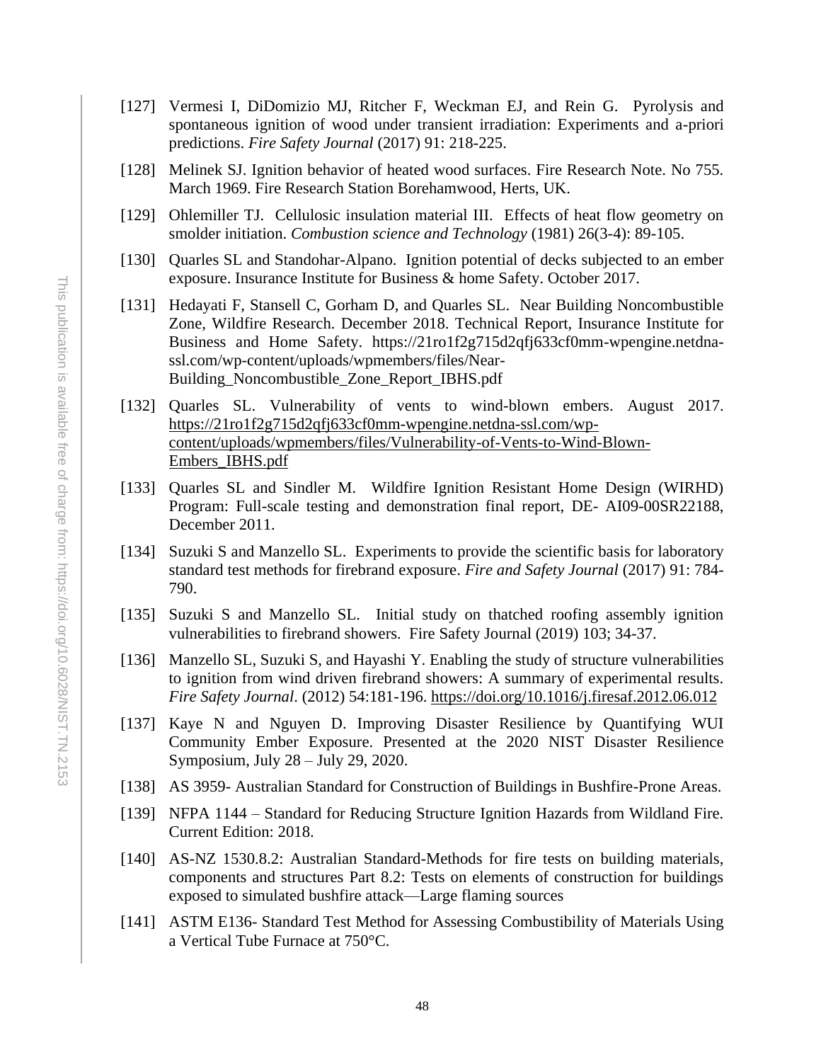[127] Vermesi I, DiDomizio MJ, Ritcher F, Weckman EJ, and Rein G. Pyrolysis and spontaneous ignition of wood under transient irradiation: Experiments and a-priori predictions. *Fire Safety Journal* (2017) 91: 218-225.

[128] Melinek SJ. Ignition behavior of heated wood surfaces. Fire Research Note. No 755. March 1969. Fire Research Station Borehamwood, Herts, UK.

[129] Ohlemiller TJ. Cellulosic insulation material III. Effects of heat flow geometry on smolder initiation. *Combustion science and Technology* (1981) 26(3-4): 89-105.

[130] Quarles SL and Standohar-Alpano. Ignition potential of decks subjected to an ember exposure. Insurance Institute for Business & home Safety. October 2017.

[131] Hedayati F, Stansell C, Gorham D, and Quarles SL. Near Building Noncombustible Zone, Wildfire Research. December 2018. Technical Report, Insurance Institute for Business and Home Safety. https://21ro1f2g715d2qfj633cf0mm-wpengine.netdna-ssl.com/wp-content/uploads/wpmembers/files/Near-Building_Noncombustible_Zone_Report_IBHS.pdf

[132] Quarles SL. Vulnerability of vents to wind-blown embers. August 2017. https://21ro1f2g715d2qfj633cf0mm-wpengine.netdna-ssl.com/wp-content/uploads/wpmembers/files/Vulnerability-of-Vents-to-Wind-Blown-Embers_IBHS.pdf

[133] Quarles SL and Sindler M. Wildfire Ignition Resistant Home Design (WIRHD) Program: Full-scale testing and demonstration final report, DE- AI09-00SR22188, December 2011.

[134] Suzuki S and Manzello SL. Experiments to provide the scientific basis for laboratory standard test methods for firebrand exposure. *Fire and Safety Journal* (2017) 91: 784-790.

[135] Suzuki S and Manzello SL. Initial study on thatched roofing assembly ignition vulnerabilities to firebrand showers. Fire Safety Journal (2019) 103; 34-37.

[136] Manzello SL, Suzuki S, and Hayashi Y. Enabling the study of structure vulnerabilities to ignition from wind driven firebrand showers: A summary of experimental results. *Fire Safety Journal*. (2012) 54:181-196. https://doi.org/10.1016/j.firesaf.2012.06.012

[137] Kaye N and Nguyen D. Improving Disaster Resilience by Quantifying WUI Community Ember Exposure. Presented at the 2020 NIST Disaster Resilience Symposium, July 28 – July 29, 2020.

[138] AS 3959- Australian Standard for Construction of Buildings in Bushfire-Prone Areas.

[139] NFPA 1144 – Standard for Reducing Structure Ignition Hazards from Wildland Fire. Current Edition: 2018.

[140] AS-NZ 1530.8.2: Australian Standard-Methods for fire tests on building materials, components and structures Part 8.2: Tests on elements of construction for buildings exposed to simulated bushfire attack—Large flaming sources

[141] ASTM E136- Standard Test Method for Assessing Combustibility of Materials Using a Vertical Tube Furnace at 750°C.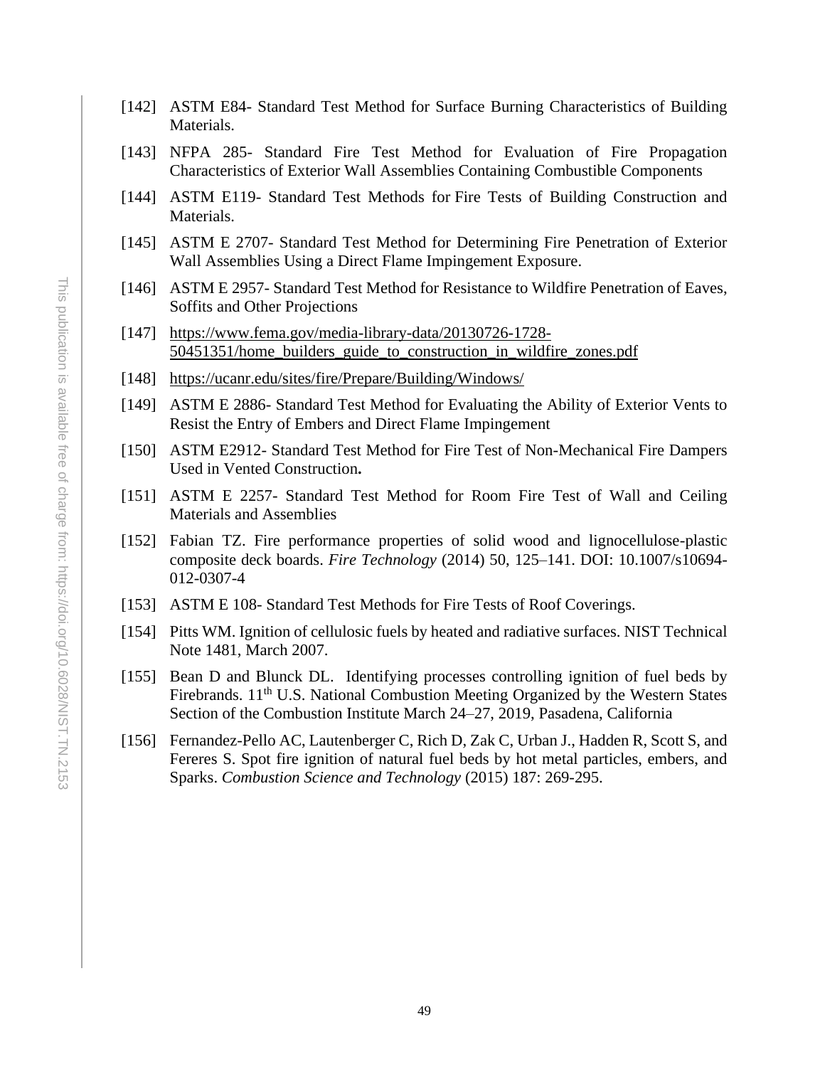[142] ASTM E84- Standard Test Method for Surface Burning Characteristics of Building Materials.

[143] NFPA 285- Standard Fire Test Method for Evaluation of Fire Propagation Characteristics of Exterior Wall Assemblies Containing Combustible Components

[144] ASTM E119- Standard Test Methods for Fire Tests of Building Construction and Materials.

[145] ASTM E 2707- Standard Test Method for Determining Fire Penetration of Exterior Wall Assemblies Using a Direct Flame Impingement Exposure.

[146] ASTM E 2957- Standard Test Method for Resistance to Wildfire Penetration of Eaves, Soffits and Other Projections

[147] https://www.fema.gov/media-library-data/20130726-1728-50451351/home_builders_guide_to_construction_in_wildfire_zones.pdf

[148] https://ucanr.edu/sites/fire/Prepare/Building/Windows/

[149] ASTM E 2886- Standard Test Method for Evaluating the Ability of Exterior Vents to Resist the Entry of Embers and Direct Flame Impingement

[150] ASTM E2912- Standard Test Method for Fire Test of Non-Mechanical Fire Dampers Used in Vented Construction**.**

[151] ASTM E 2257- Standard Test Method for Room Fire Test of Wall and Ceiling Materials and Assemblies

[152] Fabian TZ. Fire performance properties of solid wood and lignocellulose-plastic composite deck boards. *Fire Technology* (2014) 50, 125–141. DOI: 10.1007/s10694-012-0307-4

[153] ASTM E 108- Standard Test Methods for Fire Tests of Roof Coverings.

[154] Pitts WM. Ignition of cellulosic fuels by heated and radiative surfaces. NIST Technical Note 1481, March 2007.

[155] Bean D and Blunck DL. Identifying processes controlling ignition of fuel beds by Firebrands. 11th U.S. National Combustion Meeting Organized by the Western States Section of the Combustion Institute March 24–27, 2019, Pasadena, California

[156] Fernandez-Pello AC, Lautenberger C, Rich D, Zak C, Urban J., Hadden R, Scott S, and Fereres S. Spot fire ignition of natural fuel beds by hot metal particles, embers, and Sparks. *Combustion Science and Technology* (2015) 187: 269-295.